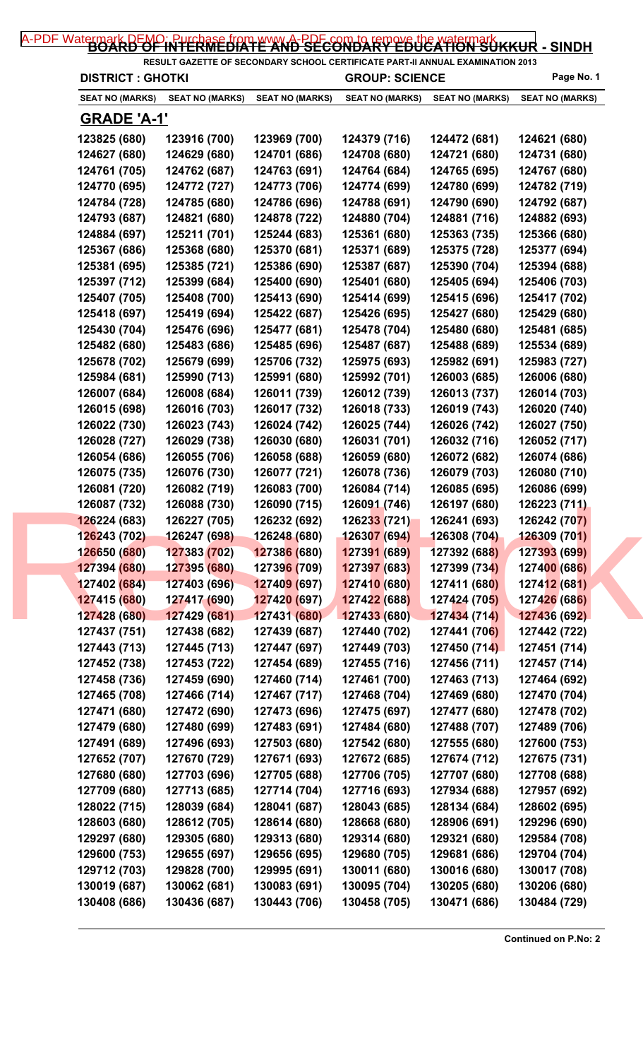# BOARD OF INTERMEDIATE AND SECONDARY EDUCATION SUKKUR - SINDH

RESULT GAZETTE OF SECONDARY SCHOOL CERTIFICATE PART-II ANNUAL EXAMINATION 2013

**DISTRICT : GHOTKI** | **GROUP: SCIENCE**

| SEAT NO (MARKS) | SEAT NO (MARKS) | SEAT NO (MARKS) | SEAT NO (MARKS) | SEAT NO (MARKS) | SEAT NO (MARKS) |
|---|---|---|---|---|---|

## GRADE 'A-1'

| | | | | | |
|---|---|---|---|---|---|
| 123825 (680) | 123916 (700) | 123969 (700) | 124379 (716) | 124472 (681) | 124621 (680) |
| 124627 (680) | 124629 (680) | 124701 (686) | 124708 (680) | 124721 (680) | 124731 (680) |
| 124761 (705) | 124762 (687) | 124763 (691) | 124764 (684) | 124765 (695) | 124767 (680) |
| 124770 (695) | 124772 (727) | 124773 (706) | 124774 (699) | 124780 (699) | 124782 (719) |
| 124784 (728) | 124785 (680) | 124786 (696) | 124788 (691) | 124790 (690) | 124792 (687) |
| 124793 (687) | 124821 (680) | 124878 (722) | 124880 (704) | 124881 (716) | 124882 (693) |
| 124884 (697) | 125211 (701) | 125244 (683) | 125361 (680) | 125363 (735) | 125366 (680) |
| 125367 (686) | 125368 (680) | 125370 (681) | 125371 (689) | 125375 (728) | 125377 (694) |
| 125381 (695) | 125385 (721) | 125386 (690) | 125387 (687) | 125390 (704) | 125394 (688) |
| 125397 (712) | 125399 (684) | 125400 (690) | 125401 (680) | 125405 (694) | 125406 (703) |
| 125407 (705) | 125408 (700) | 125413 (690) | 125414 (699) | 125415 (696) | 125417 (702) |
| 125418 (697) | 125419 (694) | 125422 (687) | 125426 (695) | 125427 (680) | 125429 (680) |
| 125430 (704) | 125476 (696) | 125477 (681) | 125478 (704) | 125480 (680) | 125481 (685) |
| 125482 (680) | 125483 (686) | 125485 (696) | 125487 (687) | 125488 (689) | 125534 (689) |
| 125678 (702) | 125679 (699) | 125706 (732) | 125975 (693) | 125982 (691) | 125983 (727) |
| 125984 (681) | 125990 (713) | 125991 (680) | 125992 (701) | 126003 (685) | 126006 (680) |
| 126007 (684) | 126008 (684) | 126011 (739) | 126012 (739) | 126013 (737) | 126014 (703) |
| 126015 (698) | 126016 (703) | 126017 (732) | 126018 (733) | 126019 (743) | 126020 (740) |
| 126022 (730) | 126023 (743) | 126024 (742) | 126025 (744) | 126026 (742) | 126027 (750) |
| 126028 (727) | 126029 (738) | 126030 (680) | 126031 (701) | 126032 (716) | 126052 (717) |
| 126054 (686) | 126055 (706) | 126058 (688) | 126059 (680) | 126072 (682) | 126074 (686) |
| 126075 (735) | 126076 (730) | 126077 (721) | 126078 (736) | 126079 (703) | 126080 (710) |
| 126081 (720) | 126082 (719) | 126083 (700) | 126084 (714) | 126085 (695) | 126086 (699) |
| 126087 (732) | 126088 (730) | 126090 (715) | 126091 (746) | 126197 (680) | 126223 (711) |
| 126224 (683) | 126227 (705) | 126232 (692) | 126233 (721) | 126241 (693) | 126242 (707) |
| 126243 (702) | 126247 (698) | 126248 (680) | 126307 (694) | 126308 (704) | 126309 (701) |
| 126650 (680) | 127383 (702) | 127386 (680) | 127391 (689) | 127392 (688) | 127393 (699) |
| 127394 (680) | 127395 (680) | 127396 (709) | 127397 (683) | 127399 (734) | 127400 (686) |
| 127402 (684) | 127403 (696) | 127409 (697) | 127410 (680) | 127411 (680) | 127412 (681) |
| 127415 (680) | 127417 (690) | 127420 (697) | 127422 (688) | 127424 (705) | 127426 (686) |
| 127428 (680) | 127429 (681) | 127431 (680) | 127433 (680) | 127434 (714) | 127436 (692) |
| 127437 (751) | 127438 (682) | 127439 (687) | 127440 (702) | 127441 (706) | 127442 (722) |
| 127443 (713) | 127445 (713) | 127447 (697) | 127449 (703) | 127450 (714) | 127451 (714) |
| 127452 (738) | 127453 (722) | 127454 (689) | 127455 (716) | 127456 (711) | 127457 (714) |
| 127458 (736) | 127459 (690) | 127460 (714) | 127461 (700) | 127463 (713) | 127464 (692) |
| 127465 (708) | 127466 (714) | 127467 (717) | 127468 (704) | 127469 (680) | 127470 (704) |
| 127471 (680) | 127472 (690) | 127473 (696) | 127475 (697) | 127477 (680) | 127478 (702) |
| 127479 (680) | 127480 (699) | 127483 (691) | 127484 (680) | 127488 (707) | 127489 (706) |
| 127491 (689) | 127496 (693) | 127503 (680) | 127542 (680) | 127555 (680) | 127600 (753) |
| 127652 (707) | 127670 (729) | 127671 (693) | 127672 (685) | 127674 (712) | 127675 (731) |
| 127680 (680) | 127703 (696) | 127705 (688) | 127706 (705) | 127707 (680) | 127708 (688) |
| 127709 (680) | 127713 (685) | 127714 (704) | 127716 (693) | 127934 (688) | 127957 (692) |
| 128022 (715) | 128039 (684) | 128041 (687) | 128043 (685) | 128134 (684) | 128602 (695) |
| 128603 (680) | 128612 (705) | 128614 (680) | 128668 (680) | 128906 (691) | 129296 (690) |
| 129297 (680) | 129305 (680) | 129313 (680) | 129314 (680) | 129321 (680) | 129584 (708) |
| 129600 (753) | 129655 (697) | 129656 (695) | 129680 (705) | 129681 (686) | 129704 (704) |
| 129712 (703) | 129828 (700) | 129995 (691) | 130011 (680) | 130016 (680) | 130017 (708) |
| 130019 (687) | 130062 (681) | 130083 (691) | 130095 (704) | 130205 (680) | 130206 (680) |
| 130408 (686) | 130436 (687) | 130443 (706) | 130458 (705) | 130471 (686) | 130484 (729) |

**Continued on P.No: 2**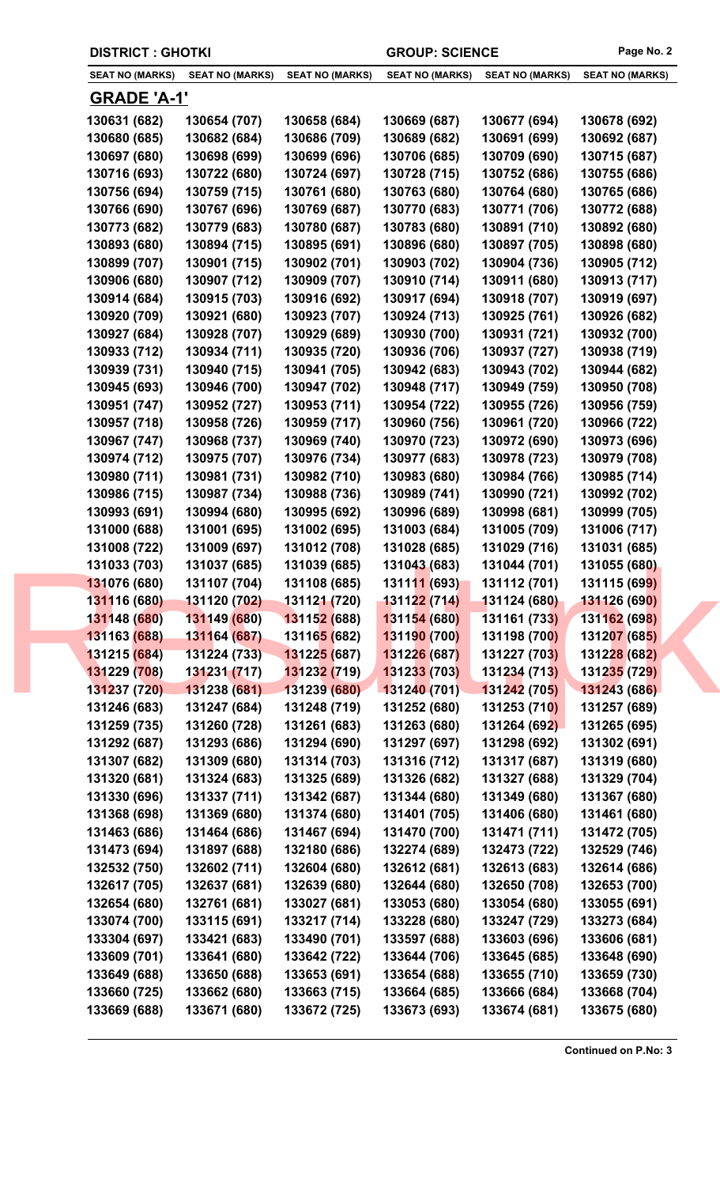DISTRICT : GHOTKI | GROUP: SCIENCE

## GRADE 'A-1'

| SEAT NO (MARKS) | SEAT NO (MARKS) | SEAT NO (MARKS) | SEAT NO (MARKS) | SEAT NO (MARKS) | SEAT NO (MARKS) |
|---|---|---|---|---|---|
| 130631 (682) | 130654 (707) | 130658 (684) | 130669 (687) | 130677 (694) | 130678 (692) |
| 130680 (685) | 130682 (684) | 130686 (709) | 130689 (682) | 130691 (699) | 130692 (687) |
| 130697 (680) | 130698 (699) | 130699 (696) | 130706 (685) | 130709 (690) | 130715 (687) |
| 130716 (693) | 130722 (680) | 130724 (697) | 130728 (715) | 130752 (686) | 130755 (686) |
| 130756 (694) | 130759 (715) | 130761 (680) | 130763 (680) | 130764 (680) | 130765 (686) |
| 130766 (690) | 130767 (696) | 130769 (687) | 130770 (683) | 130771 (706) | 130772 (688) |
| 130773 (682) | 130779 (683) | 130780 (687) | 130783 (680) | 130891 (710) | 130892 (680) |
| 130893 (680) | 130894 (715) | 130895 (691) | 130896 (680) | 130897 (705) | 130898 (680) |
| 130899 (707) | 130901 (715) | 130902 (701) | 130903 (702) | 130904 (736) | 130905 (712) |
| 130906 (680) | 130907 (712) | 130909 (707) | 130910 (714) | 130911 (680) | 130913 (717) |
| 130914 (684) | 130915 (703) | 130916 (692) | 130917 (694) | 130918 (707) | 130919 (697) |
| 130920 (709) | 130921 (680) | 130923 (707) | 130924 (713) | 130925 (761) | 130926 (682) |
| 130927 (684) | 130928 (707) | 130929 (689) | 130930 (700) | 130931 (721) | 130932 (700) |
| 130933 (712) | 130934 (711) | 130935 (720) | 130936 (706) | 130937 (727) | 130938 (719) |
| 130939 (731) | 130940 (715) | 130941 (705) | 130942 (683) | 130943 (702) | 130944 (682) |
| 130945 (693) | 130946 (700) | 130947 (702) | 130948 (717) | 130949 (759) | 130950 (708) |
| 130951 (747) | 130952 (727) | 130953 (711) | 130954 (722) | 130955 (726) | 130956 (759) |
| 130957 (718) | 130958 (726) | 130959 (717) | 130960 (756) | 130961 (720) | 130966 (722) |
| 130967 (747) | 130968 (737) | 130969 (740) | 130970 (723) | 130972 (690) | 130973 (696) |
| 130974 (712) | 130975 (707) | 130976 (734) | 130977 (683) | 130978 (723) | 130979 (708) |
| 130980 (711) | 130981 (731) | 130982 (710) | 130983 (680) | 130984 (766) | 130985 (714) |
| 130986 (715) | 130987 (734) | 130988 (736) | 130989 (741) | 130990 (721) | 130992 (702) |
| 130993 (691) | 130994 (680) | 130995 (692) | 130996 (689) | 130998 (681) | 130999 (705) |
| 131000 (688) | 131001 (695) | 131002 (695) | 131003 (684) | 131005 (709) | 131006 (717) |
| 131008 (722) | 131009 (697) | 131012 (708) | 131028 (685) | 131029 (716) | 131031 (685) |
| 131033 (703) | 131037 (685) | 131039 (685) | 131043 (683) | 131044 (701) | 131055 (680) |
| 131076 (680) | 131107 (704) | 131108 (685) | 131111 (693) | 131112 (701) | 131115 (699) |
| 131116 (680) | 131120 (702) | 131121 (720) | 131122 (714) | 131124 (680) | 131126 (690) |
| 131148 (680) | 131149 (680) | 131152 (688) | 131154 (680) | 131161 (733) | 131162 (698) |
| 131163 (688) | 131164 (687) | 131165 (682) | 131190 (700) | 131198 (700) | 131207 (685) |
| 131215 (684) | 131224 (733) | 131225 (687) | 131226 (687) | 131227 (703) | 131228 (682) |
| 131229 (708) | 131231 (717) | 131232 (719) | 131233 (703) | 131234 (713) | 131235 (729) |
| 131237 (720) | 131238 (681) | 131239 (680) | 131240 (701) | 131242 (705) | 131243 (686) |
| 131246 (683) | 131247 (684) | 131248 (719) | 131252 (680) | 131253 (710) | 131257 (689) |
| 131259 (735) | 131260 (728) | 131261 (683) | 131263 (680) | 131264 (692) | 131265 (695) |
| 131292 (687) | 131293 (686) | 131294 (690) | 131297 (697) | 131298 (692) | 131302 (691) |
| 131307 (682) | 131309 (680) | 131314 (703) | 131316 (712) | 131317 (687) | 131319 (680) |
| 131320 (681) | 131324 (683) | 131325 (689) | 131326 (682) | 131327 (688) | 131329 (704) |
| 131330 (696) | 131337 (711) | 131342 (687) | 131344 (680) | 131349 (680) | 131367 (680) |
| 131368 (698) | 131369 (680) | 131374 (680) | 131401 (705) | 131406 (680) | 131461 (680) |
| 131463 (686) | 131464 (686) | 131467 (694) | 131470 (700) | 131471 (711) | 131472 (705) |
| 131473 (694) | 131897 (688) | 132180 (686) | 132274 (689) | 132473 (722) | 132529 (746) |
| 132532 (750) | 132602 (711) | 132604 (680) | 132612 (681) | 132613 (683) | 132614 (686) |
| 132617 (705) | 132637 (681) | 132639 (680) | 132644 (680) | 132650 (708) | 132653 (700) |
| 132654 (680) | 132761 (681) | 133027 (681) | 133053 (680) | 133054 (680) | 133055 (691) |
| 133074 (700) | 133115 (691) | 133217 (714) | 133228 (680) | 133247 (729) | 133273 (684) |
| 133304 (697) | 133421 (683) | 133490 (701) | 133597 (688) | 133603 (696) | 133606 (681) |
| 133609 (701) | 133641 (680) | 133642 (722) | 133644 (706) | 133645 (685) | 133648 (690) |
| 133649 (688) | 133650 (688) | 133653 (691) | 133654 (688) | 133655 (710) | 133659 (730) |
| 133660 (725) | 133662 (680) | 133663 (715) | 133664 (685) | 133666 (684) | 133668 (704) |
| 133669 (688) | 133671 (680) | 133672 (725) | 133673 (693) | 133674 (681) | 133675 (680) |

**Continued on P.No: 3**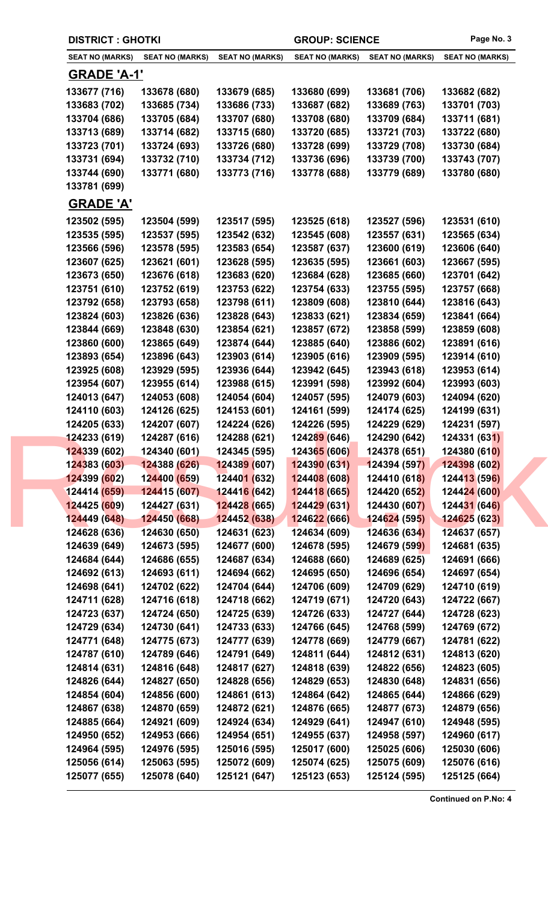**DISTRICT : GHOTKI** | **GROUP: SCIENCE**

| SEAT NO (MARKS) | SEAT NO (MARKS) | SEAT NO (MARKS) | SEAT NO (MARKS) | SEAT NO (MARKS) | SEAT NO (MARKS) |
|---|---|---|---|---|---|

## GRADE 'A-1'

| | | | | | |
|---|---|---|---|---|---|
| 133677 (716) | 133678 (680) | 133679 (685) | 133680 (699) | 133681 (706) | 133682 (682) |
| 133683 (702) | 133685 (734) | 133686 (733) | 133687 (682) | 133689 (763) | 133701 (703) |
| 133704 (686) | 133705 (684) | 133707 (680) | 133708 (680) | 133709 (684) | 133711 (681) |
| 133713 (689) | 133714 (682) | 133715 (680) | 133720 (685) | 133721 (703) | 133722 (680) |
| 133723 (701) | 133724 (693) | 133726 (680) | 133728 (699) | 133729 (708) | 133730 (684) |
| 133731 (694) | 133732 (710) | 133734 (712) | 133736 (696) | 133739 (700) | 133743 (707) |
| 133744 (690) | 133771 (680) | 133773 (716) | 133778 (688) | 133779 (689) | 133780 (680) |
| 133781 (699) | | | | | |

## GRADE 'A'

| | | | | | |
|---|---|---|---|---|---|
| 123502 (595) | 123504 (599) | 123517 (595) | 123525 (618) | 123527 (596) | 123531 (610) |
| 123535 (595) | 123537 (595) | 123542 (632) | 123545 (608) | 123557 (631) | 123565 (634) |
| 123566 (596) | 123578 (595) | 123583 (654) | 123587 (637) | 123600 (619) | 123606 (640) |
| 123607 (625) | 123621 (601) | 123628 (595) | 123635 (595) | 123661 (603) | 123667 (595) |
| 123673 (650) | 123676 (618) | 123683 (620) | 123684 (628) | 123685 (660) | 123701 (642) |
| 123751 (610) | 123752 (619) | 123753 (622) | 123754 (633) | 123755 (595) | 123757 (668) |
| 123792 (658) | 123793 (658) | 123798 (611) | 123809 (608) | 123810 (644) | 123816 (643) |
| 123824 (603) | 123826 (636) | 123828 (643) | 123833 (621) | 123834 (659) | 123841 (664) |
| 123844 (669) | 123848 (630) | 123854 (621) | 123857 (672) | 123858 (599) | 123859 (608) |
| 123860 (600) | 123865 (649) | 123874 (644) | 123885 (640) | 123886 (602) | 123891 (616) |
| 123893 (654) | 123896 (643) | 123903 (614) | 123905 (616) | 123909 (595) | 123914 (610) |
| 123925 (608) | 123929 (595) | 123936 (644) | 123942 (645) | 123943 (618) | 123953 (614) |
| 123954 (607) | 123955 (614) | 123988 (615) | 123991 (598) | 123992 (604) | 123993 (603) |
| 124013 (647) | 124053 (608) | 124054 (604) | 124057 (595) | 124079 (603) | 124094 (620) |
| 124110 (603) | 124126 (625) | 124153 (601) | 124161 (599) | 124174 (625) | 124199 (631) |
| 124205 (633) | 124207 (607) | 124224 (626) | 124226 (595) | 124229 (629) | 124231 (597) |
| 124233 (619) | 124287 (616) | 124288 (621) | 124289 (646) | 124290 (642) | 124331 (631) |
| 124339 (602) | 124340 (601) | 124345 (595) | 124365 (606) | 124378 (651) | 124380 (610) |
| 124383 (603) | 124388 (626) | 124389 (607) | 124390 (631) | 124394 (597) | 124398 (602) |
| 124399 (602) | 124400 (659) | 124401 (632) | 124408 (608) | 124410 (618) | 124413 (596) |
| 124414 (659) | 124415 (607) | 124416 (642) | 124418 (665) | 124420 (652) | 124424 (600) |
| 124425 (609) | 124427 (631) | 124428 (665) | 124429 (631) | 124430 (607) | 124431 (646) |
| 124449 (648) | 124450 (668) | 124452 (638) | 124622 (666) | 124624 (595) | 124625 (623) |
| 124628 (636) | 124630 (650) | 124631 (623) | 124634 (609) | 124636 (634) | 124637 (657) |
| 124639 (649) | 124673 (595) | 124677 (600) | 124678 (595) | 124679 (599) | 124681 (635) |
| 124684 (644) | 124686 (655) | 124687 (634) | 124688 (660) | 124689 (625) | 124691 (666) |
| 124692 (613) | 124693 (611) | 124694 (662) | 124695 (650) | 124696 (654) | 124697 (654) |
| 124698 (641) | 124702 (622) | 124704 (644) | 124706 (609) | 124709 (629) | 124710 (619) |
| 124711 (628) | 124716 (618) | 124718 (662) | 124719 (671) | 124720 (643) | 124722 (667) |
| 124723 (637) | 124724 (650) | 124725 (639) | 124726 (633) | 124727 (644) | 124728 (623) |
| 124729 (634) | 124730 (641) | 124733 (633) | 124766 (645) | 124768 (599) | 124769 (672) |
| 124771 (648) | 124775 (673) | 124777 (639) | 124778 (669) | 124779 (667) | 124781 (622) |
| 124787 (610) | 124789 (646) | 124791 (649) | 124811 (644) | 124812 (631) | 124813 (620) |
| 124814 (631) | 124816 (648) | 124817 (627) | 124818 (639) | 124822 (656) | 124823 (605) |
| 124826 (644) | 124827 (650) | 124828 (656) | 124829 (653) | 124830 (648) | 124831 (656) |
| 124854 (604) | 124856 (600) | 124861 (613) | 124864 (642) | 124865 (644) | 124866 (629) |
| 124867 (638) | 124870 (659) | 124872 (621) | 124876 (665) | 124877 (673) | 124879 (656) |
| 124885 (664) | 124921 (609) | 124924 (634) | 124929 (641) | 124947 (610) | 124948 (595) |
| 124950 (652) | 124953 (666) | 124954 (651) | 124955 (637) | 124958 (597) | 124960 (617) |
| 124964 (595) | 124976 (595) | 125016 (595) | 125017 (600) | 125025 (606) | 125030 (606) |
| 125056 (614) | 125063 (595) | 125072 (609) | 125074 (625) | 125075 (609) | 125076 (616) |
| 125077 (655) | 125078 (640) | 125121 (647) | 125123 (653) | 125124 (595) | 125125 (664) |

**Continued on P.No: 4**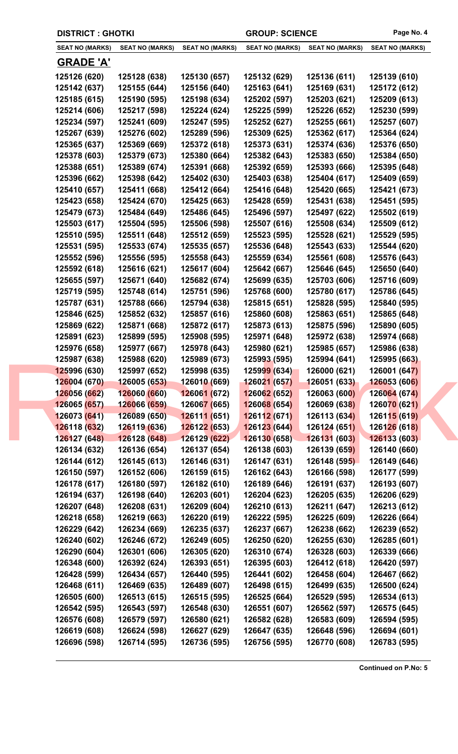**DISTRICT : GHOTKI** **GROUP: SCIENCE**

| SEAT NO (MARKS) | SEAT NO (MARKS) | SEAT NO (MARKS) | SEAT NO (MARKS) | SEAT NO (MARKS) | SEAT NO (MARKS) |
|---|---|---|---|---|---|

## GRADE 'A'

| | | | | | |
|---|---|---|---|---|---|
| 125126 (620) | 125128 (638) | 125130 (657) | 125132 (629) | 125136 (611) | 125139 (610) |
| 125142 (637) | 125155 (644) | 125156 (640) | 125163 (641) | 125169 (631) | 125172 (612) |
| 125185 (615) | 125190 (595) | 125198 (634) | 125202 (597) | 125203 (621) | 125209 (613) |
| 125214 (606) | 125217 (598) | 125224 (624) | 125225 (599) | 125226 (652) | 125230 (599) |
| 125234 (597) | 125241 (609) | 125247 (595) | 125252 (627) | 125255 (661) | 125257 (607) |
| 125267 (639) | 125276 (602) | 125289 (596) | 125309 (625) | 125362 (617) | 125364 (624) |
| 125365 (637) | 125369 (669) | 125372 (618) | 125373 (631) | 125374 (636) | 125376 (650) |
| 125378 (603) | 125379 (673) | 125380 (664) | 125382 (643) | 125383 (650) | 125384 (650) |
| 125388 (651) | 125389 (674) | 125391 (668) | 125392 (659) | 125393 (666) | 125395 (648) |
| 125396 (662) | 125398 (642) | 125402 (630) | 125403 (638) | 125404 (617) | 125409 (659) |
| 125410 (657) | 125411 (668) | 125412 (664) | 125416 (648) | 125420 (665) | 125421 (673) |
| 125423 (658) | 125424 (670) | 125425 (663) | 125428 (659) | 125431 (638) | 125451 (595) |
| 125479 (673) | 125484 (649) | 125486 (645) | 125496 (597) | 125497 (622) | 125502 (619) |
| 125503 (617) | 125504 (595) | 125506 (598) | 125507 (616) | 125508 (634) | 125509 (612) |
| 125510 (595) | 125511 (648) | 125512 (659) | 125523 (595) | 125528 (621) | 125529 (595) |
| 125531 (595) | 125533 (674) | 125535 (657) | 125536 (648) | 125543 (633) | 125544 (620) |
| 125552 (596) | 125556 (595) | 125558 (643) | 125559 (634) | 125561 (608) | 125576 (643) |
| 125592 (618) | 125616 (621) | 125617 (604) | 125642 (667) | 125646 (645) | 125650 (640) |
| 125655 (597) | 125671 (640) | 125682 (674) | 125699 (635) | 125703 (606) | 125716 (609) |
| 125719 (595) | 125748 (614) | 125751 (596) | 125768 (600) | 125780 (617) | 125786 (645) |
| 125787 (631) | 125788 (666) | 125794 (638) | 125815 (651) | 125828 (595) | 125840 (595) |
| 125846 (625) | 125852 (632) | 125857 (616) | 125860 (608) | 125863 (651) | 125865 (648) |
| 125869 (622) | 125871 (668) | 125872 (617) | 125873 (613) | 125875 (596) | 125890 (605) |
| 125891 (623) | 125899 (595) | 125908 (595) | 125971 (648) | 125972 (638) | 125974 (668) |
| 125976 (658) | 125977 (667) | 125978 (643) | 125980 (621) | 125985 (657) | 125986 (638) |
| 125987 (638) | 125988 (620) | 125989 (673) | 125993 (595) | 125994 (641) | 125995 (663) |
| 125996 (630) | 125997 (652) | 125998 (635) | 125999 (634) | 126000 (621) | 126001 (647) |
| 126004 (670) | 126005 (653) | 126010 (669) | 126021 (657) | 126051 (633) | 126053 (606) |
| 126056 (662) | 126060 (660) | 126061 (672) | 126062 (652) | 126063 (600) | 126064 (674) |
| 126065 (657) | 126066 (659) | 126067 (665) | 126068 (654) | 126069 (638) | 126070 (621) |
| 126073 (641) | 126089 (650) | 126111 (651) | 126112 (671) | 126113 (634) | 126115 (619) |
| 126118 (632) | 126119 (636) | 126122 (653) | 126123 (644) | 126124 (651) | 126126 (618) |
| 126127 (648) | 126128 (648) | 126129 (622) | 126130 (658) | 126131 (603) | 126133 (603) |
| 126134 (632) | 126136 (654) | 126137 (654) | 126138 (603) | 126139 (659) | 126140 (660) |
| 126144 (612) | 126145 (613) | 126146 (631) | 126147 (631) | 126148 (595) | 126149 (646) |
| 126150 (597) | 126152 (606) | 126159 (615) | 126162 (643) | 126166 (598) | 126177 (599) |
| 126178 (617) | 126180 (597) | 126182 (610) | 126189 (646) | 126191 (637) | 126193 (607) |
| 126194 (637) | 126198 (640) | 126203 (601) | 126204 (623) | 126205 (635) | 126206 (629) |
| 126207 (648) | 126208 (631) | 126209 (604) | 126210 (613) | 126211 (647) | 126213 (612) |
| 126218 (658) | 126219 (663) | 126220 (619) | 126222 (595) | 126225 (609) | 126226 (664) |
| 126229 (642) | 126234 (669) | 126235 (637) | 126237 (667) | 126238 (662) | 126239 (652) |
| 126240 (602) | 126246 (672) | 126249 (605) | 126250 (620) | 126255 (630) | 126285 (601) |
| 126290 (604) | 126301 (606) | 126305 (620) | 126310 (674) | 126328 (603) | 126339 (666) |
| 126348 (600) | 126392 (624) | 126393 (651) | 126395 (603) | 126412 (618) | 126420 (597) |
| 126428 (599) | 126434 (657) | 126440 (595) | 126441 (602) | 126458 (604) | 126467 (662) |
| 126468 (611) | 126469 (635) | 126489 (607) | 126498 (615) | 126499 (635) | 126500 (624) |
| 126505 (600) | 126513 (615) | 126515 (595) | 126525 (664) | 126529 (595) | 126534 (613) |
| 126542 (595) | 126543 (597) | 126548 (630) | 126551 (607) | 126562 (597) | 126575 (645) |
| 126576 (608) | 126579 (597) | 126580 (621) | 126582 (628) | 126583 (609) | 126594 (595) |
| 126619 (608) | 126624 (598) | 126627 (629) | 126647 (635) | 126648 (596) | 126694 (601) |
| 126696 (598) | 126714 (595) | 126736 (595) | 126756 (595) | 126770 (608) | 126783 (595) |

**Continued on P.No: 5**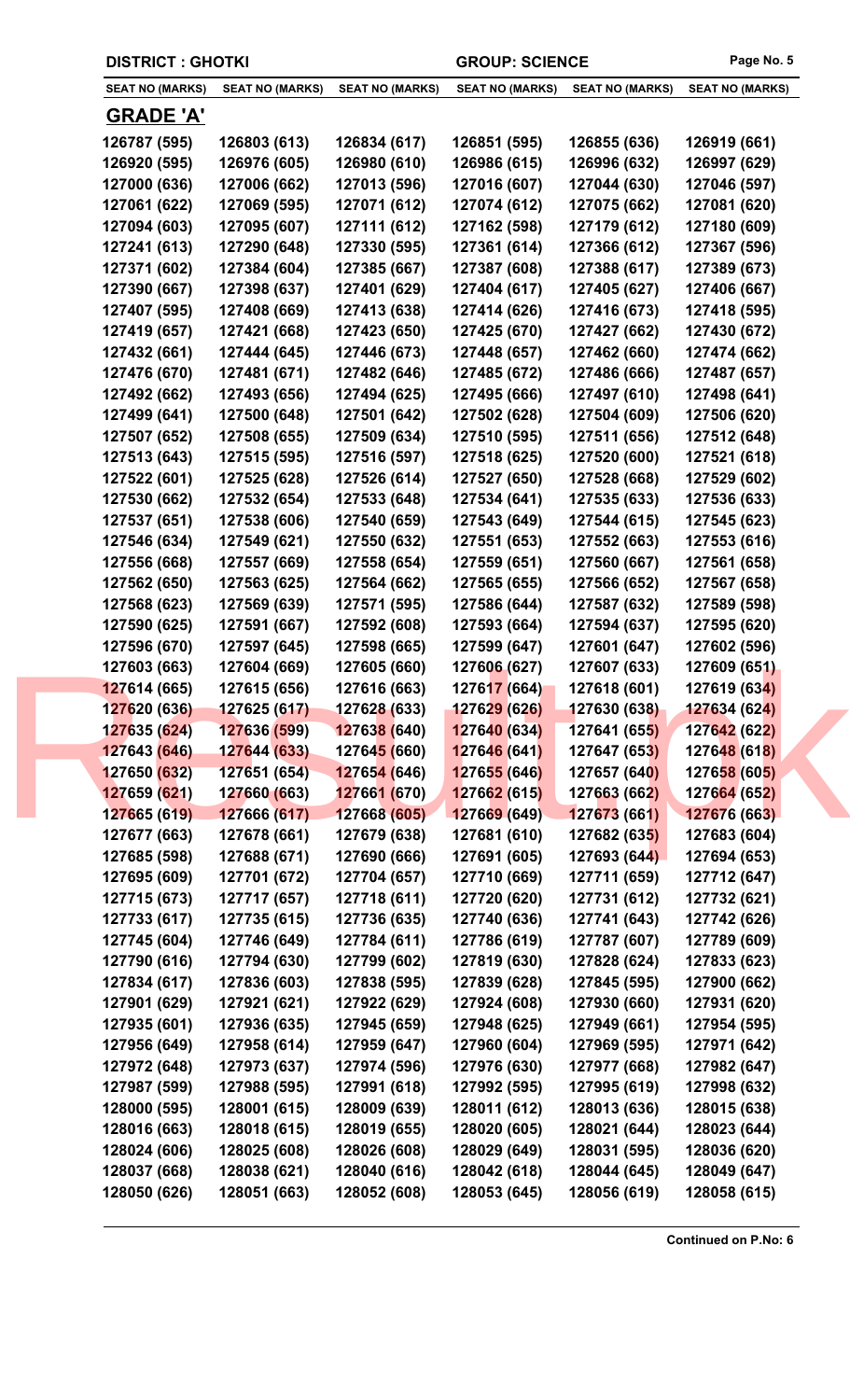DISTRICT : GHOTKI    GROUP: SCIENCE

| SEAT NO (MARKS) | SEAT NO (MARKS) | SEAT NO (MARKS) | SEAT NO (MARKS) | SEAT NO (MARKS) | SEAT NO (MARKS) |
|---|---|---|---|---|---|

## GRADE 'A'

| SEAT NO (MARKS) | SEAT NO (MARKS) | SEAT NO (MARKS) | SEAT NO (MARKS) | SEAT NO (MARKS) | SEAT NO (MARKS) |
|---|---|---|---|---|---|
| 126787 (595) | 126803 (613) | 126834 (617) | 126851 (595) | 126855 (636) | 126919 (661) |
| 126920 (595) | 126976 (605) | 126980 (610) | 126986 (615) | 126996 (632) | 126997 (629) |
| 127000 (636) | 127006 (662) | 127013 (596) | 127016 (607) | 127044 (630) | 127046 (597) |
| 127061 (622) | 127069 (595) | 127071 (612) | 127074 (612) | 127075 (662) | 127081 (620) |
| 127094 (603) | 127095 (607) | 127111 (612) | 127162 (598) | 127179 (612) | 127180 (609) |
| 127241 (613) | 127290 (648) | 127330 (595) | 127361 (614) | 127366 (612) | 127367 (596) |
| 127371 (602) | 127384 (604) | 127385 (667) | 127387 (608) | 127388 (617) | 127389 (673) |
| 127390 (667) | 127398 (637) | 127401 (629) | 127404 (617) | 127405 (627) | 127406 (667) |
| 127407 (595) | 127408 (669) | 127413 (638) | 127414 (626) | 127416 (673) | 127418 (595) |
| 127419 (657) | 127421 (668) | 127423 (650) | 127425 (670) | 127427 (662) | 127430 (672) |
| 127432 (661) | 127444 (645) | 127446 (673) | 127448 (657) | 127462 (660) | 127474 (662) |
| 127476 (670) | 127481 (671) | 127482 (646) | 127485 (672) | 127486 (666) | 127487 (657) |
| 127492 (662) | 127493 (656) | 127494 (625) | 127495 (666) | 127497 (610) | 127498 (641) |
| 127499 (641) | 127500 (648) | 127501 (642) | 127502 (628) | 127504 (609) | 127506 (620) |
| 127507 (652) | 127508 (655) | 127509 (634) | 127510 (595) | 127511 (656) | 127512 (648) |
| 127513 (643) | 127515 (595) | 127516 (597) | 127518 (625) | 127520 (600) | 127521 (618) |
| 127522 (601) | 127525 (628) | 127526 (614) | 127527 (650) | 127528 (668) | 127529 (602) |
| 127530 (662) | 127532 (654) | 127533 (648) | 127534 (641) | 127535 (633) | 127536 (633) |
| 127537 (651) | 127538 (606) | 127540 (659) | 127543 (649) | 127544 (615) | 127545 (623) |
| 127546 (634) | 127549 (621) | 127550 (632) | 127551 (653) | 127552 (663) | 127553 (616) |
| 127556 (668) | 127557 (669) | 127558 (654) | 127559 (651) | 127560 (667) | 127561 (658) |
| 127562 (650) | 127563 (625) | 127564 (662) | 127565 (655) | 127566 (652) | 127567 (658) |
| 127568 (623) | 127569 (639) | 127571 (595) | 127586 (644) | 127587 (632) | 127589 (598) |
| 127590 (625) | 127591 (667) | 127592 (608) | 127593 (664) | 127594 (637) | 127595 (620) |
| 127596 (670) | 127597 (645) | 127598 (665) | 127599 (647) | 127601 (647) | 127602 (596) |
| 127603 (663) | 127604 (669) | 127605 (660) | 127606 (627) | 127607 (633) | 127609 (651) |
| 127614 (665) | 127615 (656) | 127616 (663) | 127617 (664) | 127618 (601) | 127619 (634) |
| 127620 (636) | 127625 (617) | 127628 (633) | 127629 (626) | 127630 (638) | 127634 (624) |
| 127635 (624) | 127636 (599) | 127638 (640) | 127640 (634) | 127641 (655) | 127642 (622) |
| 127643 (646) | 127644 (633) | 127645 (660) | 127646 (641) | 127647 (653) | 127648 (618) |
| 127650 (632) | 127651 (654) | 127654 (646) | 127655 (646) | 127657 (640) | 127658 (605) |
| 127659 (621) | 127660 (663) | 127661 (670) | 127662 (615) | 127663 (662) | 127664 (652) |
| 127665 (619) | 127666 (617) | 127668 (605) | 127669 (649) | 127673 (661) | 127676 (663) |
| 127677 (663) | 127678 (661) | 127679 (638) | 127681 (610) | 127682 (635) | 127683 (604) |
| 127685 (598) | 127688 (671) | 127690 (666) | 127691 (605) | 127693 (644) | 127694 (653) |
| 127695 (609) | 127701 (672) | 127704 (657) | 127710 (669) | 127711 (659) | 127712 (647) |
| 127715 (673) | 127717 (657) | 127718 (611) | 127720 (620) | 127731 (612) | 127732 (621) |
| 127733 (617) | 127735 (615) | 127736 (635) | 127740 (636) | 127741 (643) | 127742 (626) |
| 127745 (604) | 127746 (649) | 127784 (611) | 127786 (619) | 127787 (607) | 127789 (609) |
| 127790 (616) | 127794 (630) | 127799 (602) | 127819 (630) | 127828 (624) | 127833 (623) |
| 127834 (617) | 127836 (603) | 127838 (595) | 127839 (628) | 127845 (595) | 127900 (662) |
| 127901 (629) | 127921 (621) | 127922 (629) | 127924 (608) | 127930 (660) | 127931 (620) |
| 127935 (601) | 127936 (635) | 127945 (659) | 127948 (625) | 127949 (661) | 127954 (595) |
| 127956 (649) | 127958 (614) | 127959 (647) | 127960 (604) | 127969 (595) | 127971 (642) |
| 127972 (648) | 127973 (637) | 127974 (596) | 127976 (630) | 127977 (668) | 127982 (647) |
| 127987 (599) | 127988 (595) | 127991 (618) | 127992 (595) | 127995 (619) | 127998 (632) |
| 128000 (595) | 128001 (615) | 128009 (639) | 128011 (612) | 128013 (636) | 128015 (638) |
| 128016 (663) | 128018 (615) | 128019 (655) | 128020 (605) | 128021 (644) | 128023 (644) |
| 128024 (606) | 128025 (608) | 128026 (608) | 128029 (649) | 128031 (595) | 128036 (620) |
| 128037 (668) | 128038 (621) | 128040 (616) | 128042 (618) | 128044 (645) | 128049 (647) |
| 128050 (626) | 128051 (663) | 128052 (608) | 128053 (645) | 128056 (619) | 128058 (615) |

**Continued on P.No: 6**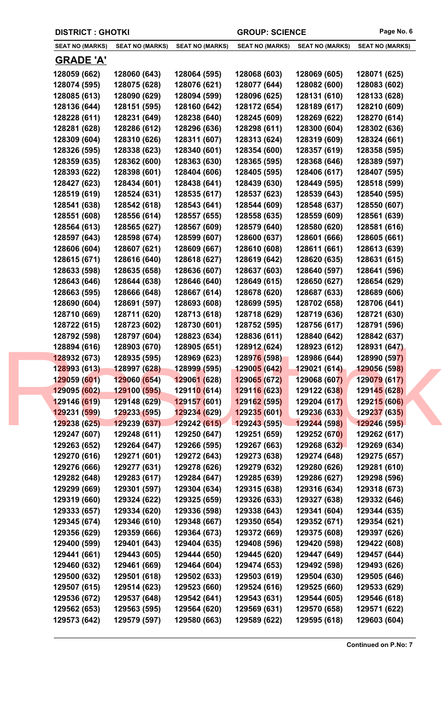**DISTRICT : GHOTKI** | **GROUP: SCIENCE**

| SEAT NO (MARKS) | SEAT NO (MARKS) | SEAT NO (MARKS) | SEAT NO (MARKS) | SEAT NO (MARKS) | SEAT NO (MARKS) |
|---|---|---|---|---|---|

## GRADE 'A'

| | | | | | |
|---|---|---|---|---|---|
| 128059 (662) | 128060 (643) | 128064 (595) | 128068 (603) | 128069 (605) | 128071 (625) |
| 128074 (595) | 128075 (628) | 128076 (621) | 128077 (644) | 128082 (600) | 128083 (602) |
| 128085 (613) | 128090 (629) | 128094 (599) | 128096 (625) | 128131 (610) | 128133 (628) |
| 128136 (644) | 128151 (595) | 128160 (642) | 128172 (654) | 128189 (617) | 128210 (609) |
| 128228 (611) | 128231 (649) | 128238 (640) | 128245 (609) | 128269 (622) | 128270 (614) |
| 128281 (628) | 128286 (612) | 128296 (636) | 128298 (611) | 128300 (604) | 128302 (636) |
| 128309 (604) | 128310 (626) | 128311 (607) | 128313 (624) | 128319 (609) | 128324 (661) |
| 128326 (595) | 128338 (623) | 128340 (601) | 128354 (600) | 128357 (619) | 128358 (595) |
| 128359 (635) | 128362 (600) | 128363 (630) | 128365 (595) | 128368 (646) | 128389 (597) |
| 128393 (622) | 128398 (601) | 128404 (606) | 128405 (595) | 128406 (617) | 128407 (595) |
| 128427 (623) | 128434 (601) | 128438 (641) | 128439 (630) | 128449 (595) | 128518 (599) |
| 128519 (619) | 128524 (631) | 128535 (617) | 128537 (623) | 128539 (643) | 128540 (595) |
| 128541 (638) | 128542 (618) | 128543 (641) | 128544 (609) | 128548 (637) | 128550 (607) |
| 128551 (608) | 128556 (614) | 128557 (655) | 128558 (635) | 128559 (609) | 128561 (639) |
| 128564 (613) | 128565 (627) | 128567 (609) | 128579 (640) | 128580 (620) | 128581 (616) |
| 128597 (643) | 128598 (674) | 128599 (607) | 128600 (637) | 128601 (666) | 128605 (661) |
| 128606 (604) | 128607 (621) | 128609 (667) | 128610 (608) | 128611 (661) | 128613 (639) |
| 128615 (671) | 128616 (640) | 128618 (627) | 128619 (642) | 128620 (635) | 128631 (615) |
| 128633 (598) | 128635 (658) | 128636 (607) | 128637 (603) | 128640 (597) | 128641 (596) |
| 128643 (646) | 128644 (638) | 128646 (640) | 128649 (615) | 128650 (627) | 128654 (629) |
| 128663 (595) | 128666 (648) | 128667 (614) | 128678 (620) | 128687 (633) | 128689 (606) |
| 128690 (604) | 128691 (597) | 128693 (608) | 128699 (595) | 128702 (658) | 128706 (641) |
| 128710 (669) | 128711 (620) | 128713 (618) | 128718 (629) | 128719 (636) | 128721 (630) |
| 128722 (615) | 128723 (602) | 128730 (601) | 128752 (595) | 128756 (617) | 128791 (596) |
| 128792 (598) | 128797 (604) | 128823 (634) | 128836 (611) | 128840 (642) | 128842 (637) |
| 128894 (616) | 128903 (670) | 128905 (651) | 128912 (624) | 128923 (612) | 128931 (647) |
| 128932 (673) | 128935 (595) | 128969 (623) | 128976 (598) | 128986 (644) | 128990 (597) |
| 128993 (613) | 128997 (628) | 128999 (595) | 129005 (642) | 129021 (614) | 129056 (598) |
| 129059 (601) | 129060 (654) | 129061 (628) | 129065 (672) | 129068 (607) | 129079 (617) |
| 129095 (602) | 129100 (595) | 129110 (614) | 129116 (623) | 129122 (638) | 129145 (628) |
| 129146 (619) | 129148 (629) | 129157 (601) | 129162 (595) | 129204 (617) | 129215 (606) |
| 129231 (599) | 129233 (595) | 129234 (629) | 129235 (601) | 129236 (633) | 129237 (635) |
| 129238 (625) | 129239 (637) | 129242 (615) | 129243 (595) | 129244 (598) | 129246 (595) |
| 129247 (607) | 129248 (611) | 129250 (647) | 129251 (659) | 129252 (670) | 129262 (617) |
| 129263 (652) | 129264 (647) | 129266 (595) | 129267 (663) | 129268 (632) | 129269 (634) |
| 129270 (616) | 129271 (601) | 129272 (643) | 129273 (638) | 129274 (648) | 129275 (657) |
| 129276 (666) | 129277 (631) | 129278 (626) | 129279 (632) | 129280 (626) | 129281 (610) |
| 129282 (648) | 129283 (617) | 129284 (647) | 129285 (639) | 129286 (627) | 129298 (596) |
| 129299 (669) | 129301 (597) | 129304 (634) | 129315 (638) | 129316 (634) | 129318 (673) |
| 129319 (660) | 129324 (622) | 129325 (659) | 129326 (633) | 129327 (638) | 129332 (646) |
| 129333 (657) | 129334 (620) | 129336 (598) | 129338 (643) | 129341 (604) | 129344 (635) |
| 129345 (674) | 129346 (610) | 129348 (667) | 129350 (654) | 129352 (671) | 129354 (621) |
| 129356 (629) | 129359 (666) | 129364 (673) | 129372 (669) | 129375 (608) | 129397 (626) |
| 129400 (599) | 129401 (643) | 129404 (635) | 129408 (596) | 129420 (598) | 129422 (608) |
| 129441 (661) | 129443 (605) | 129444 (650) | 129445 (620) | 129447 (649) | 129457 (644) |
| 129460 (632) | 129461 (669) | 129464 (604) | 129474 (653) | 129492 (598) | 129493 (626) |
| 129500 (632) | 129501 (618) | 129502 (633) | 129503 (619) | 129504 (630) | 129505 (646) |
| 129507 (615) | 129514 (623) | 129523 (660) | 129524 (616) | 129525 (660) | 129533 (629) |
| 129536 (672) | 129537 (648) | 129542 (641) | 129543 (631) | 129544 (605) | 129546 (618) |
| 129562 (653) | 129563 (595) | 129564 (620) | 129569 (631) | 129570 (658) | 129571 (622) |
| 129573 (642) | 129579 (597) | 129580 (663) | 129589 (622) | 129595 (618) | 129603 (604) |

**Continued on P.No: 7**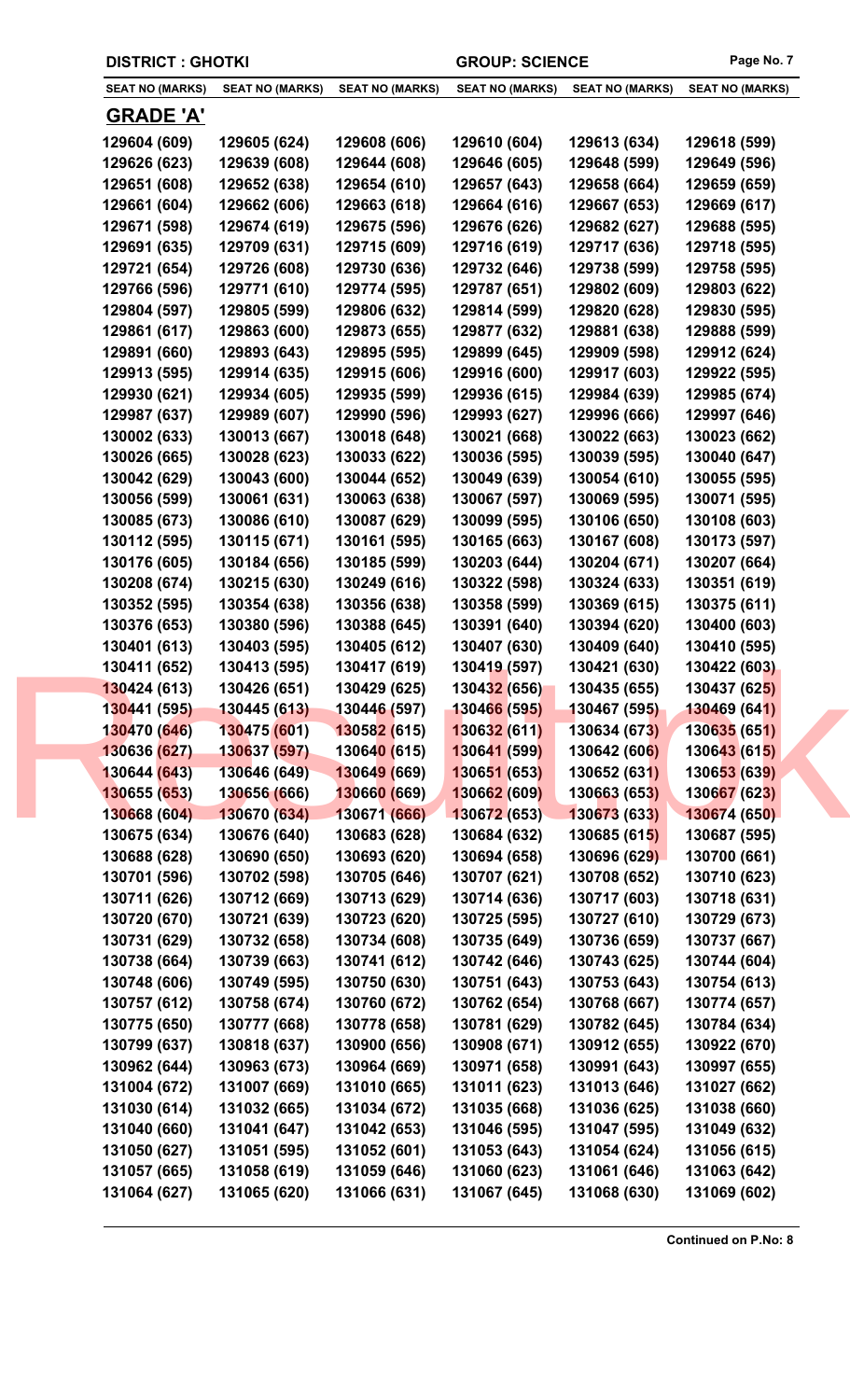DISTRICT : GHOTKI

GROUP: SCIENCE

| SEAT NO (MARKS) | SEAT NO (MARKS) | SEAT NO (MARKS) | SEAT NO (MARKS) | SEAT NO (MARKS) | SEAT NO (MARKS) |
|---|---|---|---|---|---|

## GRADE 'A'

| | | | | | |
|---|---|---|---|---|---|
| 129604 (609) | 129605 (624) | 129608 (606) | 129610 (604) | 129613 (634) | 129618 (599) |
| 129626 (623) | 129639 (608) | 129644 (608) | 129646 (605) | 129648 (599) | 129649 (596) |
| 129651 (608) | 129652 (638) | 129654 (610) | 129657 (643) | 129658 (664) | 129659 (659) |
| 129661 (604) | 129662 (606) | 129663 (618) | 129664 (616) | 129667 (653) | 129669 (617) |
| 129671 (598) | 129674 (619) | 129675 (596) | 129676 (626) | 129682 (627) | 129688 (595) |
| 129691 (635) | 129709 (631) | 129715 (609) | 129716 (619) | 129717 (636) | 129718 (595) |
| 129721 (654) | 129726 (608) | 129730 (636) | 129732 (646) | 129738 (599) | 129758 (595) |
| 129766 (596) | 129771 (610) | 129774 (595) | 129787 (651) | 129802 (609) | 129803 (622) |
| 129804 (597) | 129805 (599) | 129806 (632) | 129814 (599) | 129820 (628) | 129830 (595) |
| 129861 (617) | 129863 (600) | 129873 (655) | 129877 (632) | 129881 (638) | 129888 (599) |
| 129891 (660) | 129893 (643) | 129895 (595) | 129899 (645) | 129909 (598) | 129912 (624) |
| 129913 (595) | 129914 (635) | 129915 (606) | 129916 (600) | 129917 (603) | 129922 (595) |
| 129930 (621) | 129934 (605) | 129935 (599) | 129936 (615) | 129984 (639) | 129985 (674) |
| 129987 (637) | 129989 (607) | 129990 (596) | 129993 (627) | 129996 (666) | 129997 (646) |
| 130002 (633) | 130013 (667) | 130018 (648) | 130021 (668) | 130022 (663) | 130023 (662) |
| 130026 (665) | 130028 (623) | 130033 (622) | 130036 (595) | 130039 (595) | 130040 (647) |
| 130042 (629) | 130043 (600) | 130044 (652) | 130049 (639) | 130054 (610) | 130055 (595) |
| 130056 (599) | 130061 (631) | 130063 (638) | 130067 (597) | 130069 (595) | 130071 (595) |
| 130085 (673) | 130086 (610) | 130087 (629) | 130099 (595) | 130106 (650) | 130108 (603) |
| 130112 (595) | 130115 (671) | 130161 (595) | 130165 (663) | 130167 (608) | 130173 (597) |
| 130176 (605) | 130184 (656) | 130185 (599) | 130203 (644) | 130204 (671) | 130207 (664) |
| 130208 (674) | 130215 (630) | 130249 (616) | 130322 (598) | 130324 (633) | 130351 (619) |
| 130352 (595) | 130354 (638) | 130356 (638) | 130358 (599) | 130369 (615) | 130375 (611) |
| 130376 (653) | 130380 (596) | 130388 (645) | 130391 (640) | 130394 (620) | 130400 (603) |
| 130401 (613) | 130403 (595) | 130405 (612) | 130407 (630) | 130409 (640) | 130410 (595) |
| 130411 (652) | 130413 (595) | 130417 (619) | 130419 (597) | 130421 (630) | 130422 (603) |
| 130424 (613) | 130426 (651) | 130429 (625) | 130432 (656) | 130435 (655) | 130437 (625) |
| 130441 (595) | 130445 (613) | 130446 (597) | 130466 (595) | 130467 (595) | 130469 (641) |
| 130470 (646) | 130475 (601) | 130582 (615) | 130632 (611) | 130634 (673) | 130635 (651) |
| 130636 (627) | 130637 (597) | 130640 (615) | 130641 (599) | 130642 (606) | 130643 (615) |
| 130644 (643) | 130646 (649) | 130649 (669) | 130651 (653) | 130652 (631) | 130653 (639) |
| 130655 (653) | 130656 (666) | 130660 (669) | 130662 (609) | 130663 (653) | 130667 (623) |
| 130668 (604) | 130670 (634) | 130671 (666) | 130672 (653) | 130673 (633) | 130674 (650) |
| 130675 (634) | 130676 (640) | 130683 (628) | 130684 (632) | 130685 (615) | 130687 (595) |
| 130688 (628) | 130690 (650) | 130693 (620) | 130694 (658) | 130696 (629) | 130700 (661) |
| 130701 (596) | 130702 (598) | 130705 (646) | 130707 (621) | 130708 (652) | 130710 (623) |
| 130711 (626) | 130712 (669) | 130713 (629) | 130714 (636) | 130717 (603) | 130718 (631) |
| 130720 (670) | 130721 (639) | 130723 (620) | 130725 (595) | 130727 (610) | 130729 (673) |
| 130731 (629) | 130732 (658) | 130734 (608) | 130735 (649) | 130736 (659) | 130737 (667) |
| 130738 (664) | 130739 (663) | 130741 (612) | 130742 (646) | 130743 (625) | 130744 (604) |
| 130748 (606) | 130749 (595) | 130750 (630) | 130751 (643) | 130753 (643) | 130754 (613) |
| 130757 (612) | 130758 (674) | 130760 (672) | 130762 (654) | 130768 (667) | 130774 (657) |
| 130775 (650) | 130777 (668) | 130778 (658) | 130781 (629) | 130782 (645) | 130784 (634) |
| 130799 (637) | 130818 (637) | 130900 (656) | 130908 (671) | 130912 (655) | 130922 (670) |
| 130962 (644) | 130963 (673) | 130964 (669) | 130971 (658) | 130991 (643) | 130997 (655) |
| 131004 (672) | 131007 (669) | 131010 (665) | 131011 (623) | 131013 (646) | 131027 (662) |
| 131030 (614) | 131032 (665) | 131034 (672) | 131035 (668) | 131036 (625) | 131038 (660) |
| 131040 (660) | 131041 (647) | 131042 (653) | 131046 (595) | 131047 (595) | 131049 (632) |
| 131050 (627) | 131051 (595) | 131052 (601) | 131053 (643) | 131054 (624) | 131056 (615) |
| 131057 (665) | 131058 (619) | 131059 (646) | 131060 (623) | 131061 (646) | 131063 (642) |
| 131064 (627) | 131065 (620) | 131066 (631) | 131067 (645) | 131068 (630) | 131069 (602) |

**Continued on P.No: 8**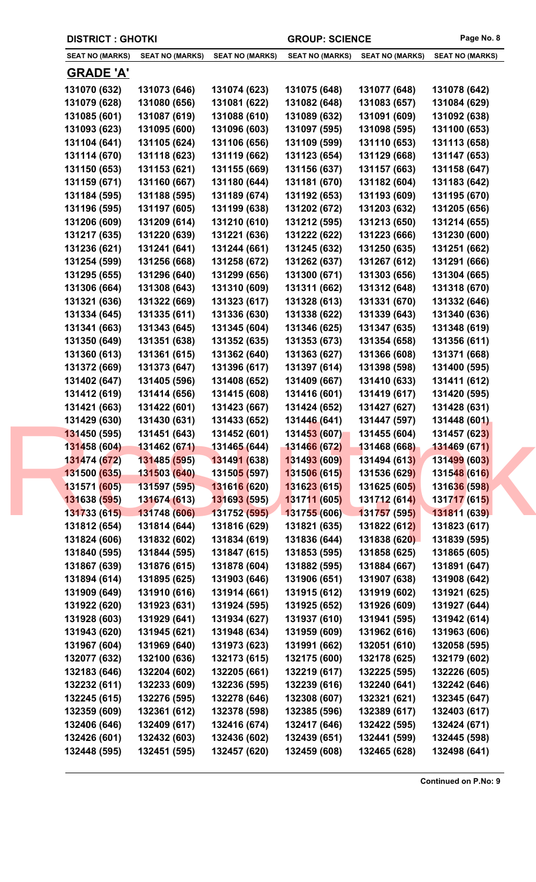**DISTRICT : GHOTKI** **GROUP: SCIENCE**

| SEAT NO (MARKS) | SEAT NO (MARKS) | SEAT NO (MARKS) | SEAT NO (MARKS) | SEAT NO (MARKS) | SEAT NO (MARKS) |
|---|---|---|---|---|---|

## GRADE 'A'

| | | | | | |
|---|---|---|---|---|---|
| 131070 (632) | 131073 (646) | 131074 (623) | 131075 (648) | 131077 (648) | 131078 (642) |
| 131079 (628) | 131080 (656) | 131081 (622) | 131082 (648) | 131083 (657) | 131084 (629) |
| 131085 (601) | 131087 (619) | 131088 (610) | 131089 (632) | 131091 (609) | 131092 (638) |
| 131093 (623) | 131095 (600) | 131096 (603) | 131097 (595) | 131098 (595) | 131100 (653) |
| 131104 (641) | 131105 (624) | 131106 (656) | 131109 (599) | 131110 (653) | 131113 (658) |
| 131114 (670) | 131118 (623) | 131119 (662) | 131123 (654) | 131129 (668) | 131147 (653) |
| 131150 (653) | 131153 (621) | 131155 (669) | 131156 (637) | 131157 (663) | 131158 (647) |
| 131159 (671) | 131160 (667) | 131180 (644) | 131181 (670) | 131182 (604) | 131183 (642) |
| 131184 (595) | 131188 (595) | 131189 (674) | 131192 (653) | 131193 (609) | 131195 (670) |
| 131196 (595) | 131197 (605) | 131199 (638) | 131202 (672) | 131203 (632) | 131205 (656) |
| 131206 (609) | 131209 (614) | 131210 (610) | 131212 (595) | 131213 (650) | 131214 (655) |
| 131217 (635) | 131220 (639) | 131221 (636) | 131222 (622) | 131223 (666) | 131230 (600) |
| 131236 (621) | 131241 (641) | 131244 (661) | 131245 (632) | 131250 (635) | 131251 (662) |
| 131254 (599) | 131256 (668) | 131258 (672) | 131262 (637) | 131267 (612) | 131291 (666) |
| 131295 (655) | 131296 (640) | 131299 (656) | 131300 (671) | 131303 (656) | 131304 (665) |
| 131306 (664) | 131308 (643) | 131310 (609) | 131311 (662) | 131312 (648) | 131318 (670) |
| 131321 (636) | 131322 (669) | 131323 (617) | 131328 (613) | 131331 (670) | 131332 (646) |
| 131334 (645) | 131335 (611) | 131336 (630) | 131338 (622) | 131339 (643) | 131340 (636) |
| 131341 (663) | 131343 (645) | 131345 (604) | 131346 (625) | 131347 (635) | 131348 (619) |
| 131350 (649) | 131351 (638) | 131352 (635) | 131353 (673) | 131354 (658) | 131356 (611) |
| 131360 (613) | 131361 (615) | 131362 (640) | 131363 (627) | 131366 (608) | 131371 (668) |
| 131372 (669) | 131373 (647) | 131396 (617) | 131397 (614) | 131398 (598) | 131400 (595) |
| 131402 (647) | 131405 (596) | 131408 (652) | 131409 (667) | 131410 (633) | 131411 (612) |
| 131412 (619) | 131414 (656) | 131415 (608) | 131416 (601) | 131419 (617) | 131420 (595) |
| 131421 (663) | 131422 (601) | 131423 (667) | 131424 (652) | 131427 (627) | 131428 (631) |
| 131429 (630) | 131430 (631) | 131433 (652) | 131446 (641) | 131447 (597) | 131448 (601) |
| 131450 (595) | 131451 (643) | 131452 (601) | 131453 (607) | 131455 (604) | 131457 (623) |
| 131458 (604) | 131462 (671) | 131465 (644) | 131466 (672) | 131468 (668) | 131469 (671) |
| 131474 (672) | 131485 (595) | 131491 (638) | 131493 (609) | 131494 (613) | 131499 (603) |
| 131500 (635) | 131503 (640) | 131505 (597) | 131506 (615) | 131536 (629) | 131548 (616) |
| 131571 (605) | 131597 (595) | 131616 (620) | 131623 (615) | 131625 (605) | 131636 (598) |
| 131638 (595) | 131674 (613) | 131693 (595) | 131711 (605) | 131712 (614) | 131717 (615) |
| 131733 (615) | 131748 (606) | 131752 (595) | 131755 (606) | 131757 (595) | 131811 (639) |
| 131812 (654) | 131814 (644) | 131816 (629) | 131821 (635) | 131822 (612) | 131823 (617) |
| 131824 (606) | 131832 (602) | 131834 (619) | 131836 (644) | 131838 (620) | 131839 (595) |
| 131840 (595) | 131844 (595) | 131847 (615) | 131853 (595) | 131858 (625) | 131865 (605) |
| 131867 (639) | 131876 (615) | 131878 (604) | 131882 (595) | 131884 (667) | 131891 (647) |
| 131894 (614) | 131895 (625) | 131903 (646) | 131906 (651) | 131907 (638) | 131908 (642) |
| 131909 (649) | 131910 (616) | 131914 (661) | 131915 (612) | 131919 (602) | 131921 (625) |
| 131922 (620) | 131923 (631) | 131924 (595) | 131925 (652) | 131926 (609) | 131927 (644) |
| 131928 (603) | 131929 (641) | 131934 (627) | 131937 (610) | 131941 (595) | 131942 (614) |
| 131943 (620) | 131945 (621) | 131948 (634) | 131959 (609) | 131962 (616) | 131963 (606) |
| 131967 (604) | 131969 (640) | 131973 (623) | 131991 (662) | 132051 (610) | 132058 (595) |
| 132077 (632) | 132100 (636) | 132173 (615) | 132175 (600) | 132178 (625) | 132179 (602) |
| 132183 (646) | 132204 (602) | 132205 (661) | 132219 (617) | 132225 (595) | 132226 (605) |
| 132232 (611) | 132233 (609) | 132236 (595) | 132239 (616) | 132240 (641) | 132242 (646) |
| 132245 (615) | 132276 (595) | 132278 (646) | 132308 (607) | 132321 (621) | 132345 (647) |
| 132359 (609) | 132361 (612) | 132378 (598) | 132385 (596) | 132389 (617) | 132403 (617) |
| 132406 (646) | 132409 (617) | 132416 (674) | 132417 (646) | 132422 (595) | 132424 (671) |
| 132426 (601) | 132432 (603) | 132436 (602) | 132439 (651) | 132441 (599) | 132445 (598) |
| 132448 (595) | 132451 (595) | 132457 (620) | 132459 (608) | 132465 (628) | 132498 (641) |

**Continued on P.No: 9**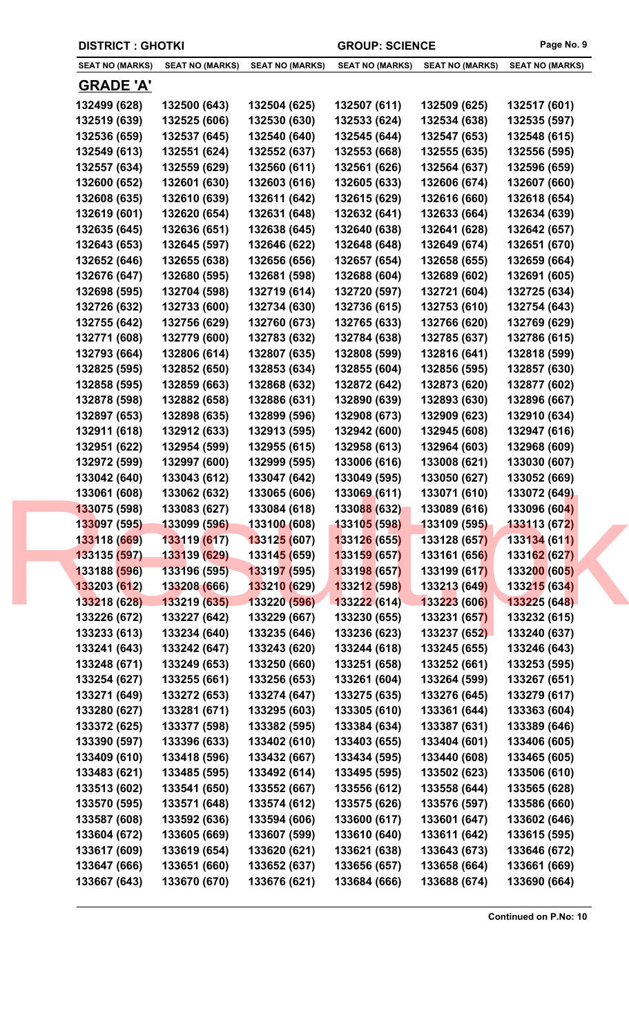DISTRICT : GHOTKI | GROUP: SCIENCE

| SEAT NO (MARKS) | SEAT NO (MARKS) | SEAT NO (MARKS) | SEAT NO (MARKS) | SEAT NO (MARKS) | SEAT NO (MARKS) |
|---|---|---|---|---|---|

## GRADE 'A'

| SEAT NO (MARKS) | SEAT NO (MARKS) | SEAT NO (MARKS) | SEAT NO (MARKS) | SEAT NO (MARKS) | SEAT NO (MARKS) |
|---|---|---|---|---|---|
| 132499 (628) | 132500 (643) | 132504 (625) | 132507 (611) | 132509 (625) | 132517 (601) |
| 132519 (639) | 132525 (606) | 132530 (630) | 132533 (624) | 132534 (638) | 132535 (597) |
| 132536 (659) | 132537 (645) | 132540 (640) | 132545 (644) | 132547 (653) | 132548 (615) |
| 132549 (613) | 132551 (624) | 132552 (637) | 132553 (668) | 132555 (635) | 132556 (595) |
| 132557 (634) | 132559 (629) | 132560 (611) | 132561 (626) | 132564 (637) | 132596 (659) |
| 132600 (652) | 132601 (630) | 132603 (616) | 132605 (633) | 132606 (674) | 132607 (660) |
| 132608 (635) | 132610 (639) | 132611 (642) | 132615 (629) | 132616 (660) | 132618 (654) |
| 132619 (601) | 132620 (654) | 132631 (648) | 132632 (641) | 132633 (664) | 132634 (639) |
| 132635 (645) | 132636 (651) | 132638 (645) | 132640 (638) | 132641 (628) | 132642 (657) |
| 132643 (653) | 132645 (597) | 132646 (622) | 132648 (648) | 132649 (674) | 132651 (670) |
| 132652 (646) | 132655 (638) | 132656 (656) | 132657 (654) | 132658 (655) | 132659 (664) |
| 132676 (647) | 132680 (595) | 132681 (598) | 132688 (604) | 132689 (602) | 132691 (605) |
| 132698 (595) | 132704 (598) | 132719 (614) | 132720 (597) | 132721 (604) | 132725 (634) |
| 132726 (632) | 132733 (600) | 132734 (630) | 132736 (615) | 132753 (610) | 132754 (643) |
| 132755 (642) | 132756 (629) | 132760 (673) | 132765 (633) | 132766 (620) | 132769 (629) |
| 132771 (608) | 132779 (600) | 132783 (632) | 132784 (638) | 132785 (637) | 132786 (615) |
| 132793 (664) | 132806 (614) | 132807 (635) | 132808 (599) | 132816 (641) | 132818 (599) |
| 132825 (595) | 132852 (650) | 132853 (634) | 132855 (604) | 132856 (595) | 132857 (630) |
| 132858 (595) | 132859 (663) | 132868 (632) | 132872 (642) | 132873 (620) | 132877 (602) |
| 132878 (598) | 132882 (658) | 132886 (631) | 132890 (639) | 132893 (630) | 132896 (667) |
| 132897 (653) | 132898 (635) | 132899 (596) | 132908 (673) | 132909 (623) | 132910 (634) |
| 132911 (618) | 132912 (633) | 132913 (595) | 132942 (600) | 132945 (608) | 132947 (616) |
| 132951 (622) | 132954 (599) | 132955 (615) | 132958 (613) | 132964 (603) | 132968 (609) |
| 132972 (599) | 132997 (600) | 132999 (595) | 133006 (616) | 133008 (621) | 133030 (607) |
| 133042 (640) | 133043 (612) | 133047 (642) | 133049 (595) | 133050 (627) | 133052 (669) |
| 133061 (608) | 133062 (632) | 133065 (606) | 133069 (611) | 133071 (610) | 133072 (649) |
| 133075 (598) | 133083 (627) | 133084 (618) | 133088 (632) | 133089 (616) | 133096 (604) |
| 133097 (595) | 133099 (596) | 133100 (608) | 133105 (598) | 133109 (595) | 133113 (672) |
| 133118 (669) | 133119 (617) | 133125 (607) | 133126 (655) | 133128 (657) | 133134 (611) |
| 133135 (597) | 133139 (629) | 133145 (659) | 133159 (657) | 133161 (656) | 133162 (627) |
| 133188 (596) | 133196 (595) | 133197 (595) | 133198 (657) | 133199 (617) | 133200 (605) |
| 133203 (612) | 133208 (666) | 133210 (629) | 133212 (598) | 133213 (649) | 133215 (634) |
| 133218 (628) | 133219 (635) | 133220 (596) | 133222 (614) | 133223 (606) | 133225 (648) |
| 133226 (672) | 133227 (642) | 133229 (667) | 133230 (655) | 133231 (657) | 133232 (615) |
| 133233 (613) | 133234 (640) | 133235 (646) | 133236 (623) | 133237 (652) | 133240 (637) |
| 133241 (643) | 133242 (647) | 133243 (620) | 133244 (618) | 133245 (655) | 133246 (643) |
| 133248 (671) | 133249 (653) | 133250 (660) | 133251 (658) | 133252 (661) | 133253 (595) |
| 133254 (627) | 133255 (661) | 133256 (653) | 133261 (604) | 133264 (599) | 133267 (651) |
| 133271 (649) | 133272 (653) | 133274 (647) | 133275 (635) | 133276 (645) | 133279 (617) |
| 133280 (627) | 133281 (671) | 133295 (603) | 133305 (610) | 133361 (644) | 133363 (604) |
| 133372 (625) | 133377 (598) | 133382 (595) | 133384 (634) | 133387 (631) | 133389 (646) |
| 133390 (597) | 133396 (633) | 133402 (610) | 133403 (655) | 133404 (601) | 133406 (605) |
| 133409 (610) | 133418 (596) | 133432 (667) | 133434 (595) | 133440 (608) | 133465 (605) |
| 133483 (621) | 133485 (595) | 133492 (614) | 133495 (595) | 133502 (623) | 133506 (610) |
| 133513 (602) | 133541 (650) | 133552 (667) | 133556 (612) | 133558 (644) | 133565 (628) |
| 133570 (595) | 133571 (648) | 133574 (612) | 133575 (626) | 133576 (597) | 133586 (660) |
| 133587 (608) | 133592 (636) | 133594 (606) | 133600 (617) | 133601 (647) | 133602 (646) |
| 133604 (672) | 133605 (669) | 133607 (599) | 133610 (640) | 133611 (642) | 133615 (595) |
| 133617 (609) | 133619 (654) | 133620 (621) | 133621 (638) | 133643 (673) | 133646 (672) |
| 133647 (666) | 133651 (660) | 133652 (637) | 133656 (657) | 133658 (664) | 133661 (669) |
| 133667 (643) | 133670 (670) | 133676 (621) | 133684 (666) | 133688 (674) | 133690 (664) |

**Continued on P.No: 10**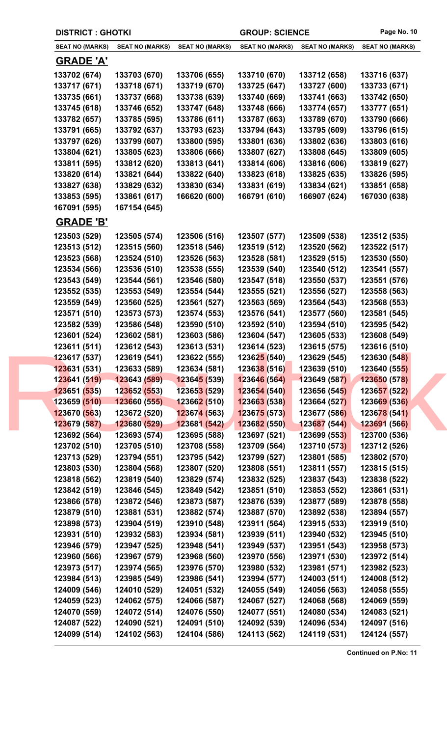**DISTRICT : GHOTKI** | **GROUP: SCIENCE**

| SEAT NO (MARKS) | SEAT NO (MARKS) | SEAT NO (MARKS) | SEAT NO (MARKS) | SEAT NO (MARKS) | SEAT NO (MARKS) |
|---|---|---|---|---|---|

## GRADE 'A'

| | | | | | |
|---|---|---|---|---|---|
| 133702 (674) | 133703 (670) | 133706 (655) | 133710 (670) | 133712 (658) | 133716 (637) |
| 133717 (671) | 133718 (671) | 133719 (670) | 133725 (647) | 133727 (600) | 133733 (671) |
| 133735 (661) | 133737 (668) | 133738 (639) | 133740 (669) | 133741 (663) | 133742 (650) |
| 133745 (618) | 133746 (652) | 133747 (648) | 133748 (666) | 133774 (657) | 133777 (651) |
| 133782 (657) | 133785 (595) | 133786 (611) | 133787 (663) | 133789 (670) | 133790 (666) |
| 133791 (665) | 133792 (637) | 133793 (623) | 133794 (643) | 133795 (609) | 133796 (615) |
| 133797 (626) | 133799 (607) | 133800 (595) | 133801 (636) | 133802 (636) | 133803 (616) |
| 133804 (621) | 133805 (623) | 133806 (666) | 133807 (627) | 133808 (645) | 133809 (605) |
| 133811 (595) | 133812 (620) | 133813 (641) | 133814 (606) | 133816 (606) | 133819 (627) |
| 133820 (614) | 133821 (644) | 133822 (640) | 133823 (618) | 133825 (635) | 133826 (595) |
| 133827 (638) | 133829 (632) | 133830 (634) | 133831 (619) | 133834 (621) | 133851 (658) |
| 133853 (595) | 133861 (617) | 166620 (600) | 166791 (610) | 166907 (624) | 167030 (638) |
| 167091 (595) | 167154 (645) | | | | |

## GRADE 'B'

| | | | | | |
|---|---|---|---|---|---|
| 123503 (529) | 123505 (574) | 123506 (516) | 123507 (577) | 123509 (538) | 123512 (535) |
| 123513 (512) | 123515 (560) | 123518 (546) | 123519 (512) | 123520 (562) | 123522 (517) |
| 123523 (568) | 123524 (510) | 123526 (563) | 123528 (581) | 123529 (515) | 123530 (550) |
| 123534 (566) | 123536 (510) | 123538 (555) | 123539 (540) | 123540 (512) | 123541 (557) |
| 123543 (549) | 123544 (561) | 123546 (580) | 123547 (518) | 123550 (537) | 123551 (576) |
| 123552 (535) | 123553 (549) | 123554 (544) | 123555 (521) | 123556 (527) | 123558 (563) |
| 123559 (549) | 123560 (525) | 123561 (527) | 123563 (569) | 123564 (543) | 123568 (553) |
| 123571 (510) | 123573 (573) | 123574 (553) | 123576 (541) | 123577 (560) | 123581 (545) |
| 123582 (539) | 123586 (548) | 123590 (510) | 123592 (510) | 123594 (510) | 123595 (542) |
| 123601 (524) | 123602 (581) | 123603 (586) | 123604 (547) | 123605 (533) | 123608 (549) |
| 123611 (511) | 123612 (543) | 123613 (531) | 123614 (523) | 123615 (575) | 123616 (510) |
| 123617 (537) | 123619 (541) | 123622 (555) | 123625 (540) | 123629 (545) | 123630 (548) |
| 123631 (531) | 123633 (589) | 123634 (581) | 123638 (516) | 123639 (510) | 123640 (555) |
| 123641 (519) | 123643 (589) | 123645 (539) | 123646 (564) | 123649 (587) | 123650 (578) |
| 123651 (535) | 123652 (553) | 123653 (529) | 123654 (540) | 123656 (545) | 123657 (522) |
| 123659 (510) | 123660 (555) | 123662 (510) | 123663 (538) | 123664 (527) | 123669 (536) |
| 123670 (563) | 123672 (520) | 123674 (563) | 123675 (573) | 123677 (586) | 123678 (541) |
| 123679 (587) | 123680 (529) | 123681 (542) | 123682 (550) | 123687 (544) | 123691 (566) |
| 123692 (564) | 123693 (574) | 123695 (588) | 123697 (521) | 123699 (553) | 123700 (536) |
| 123702 (510) | 123705 (510) | 123708 (558) | 123709 (564) | 123710 (573) | 123712 (526) |
| 123713 (529) | 123794 (551) | 123795 (542) | 123799 (527) | 123801 (585) | 123802 (570) |
| 123803 (530) | 123804 (568) | 123807 (520) | 123808 (551) | 123811 (557) | 123815 (515) |
| 123818 (562) | 123819 (540) | 123829 (574) | 123832 (525) | 123837 (543) | 123838 (522) |
| 123842 (519) | 123846 (545) | 123849 (542) | 123851 (510) | 123853 (552) | 123861 (531) |
| 123866 (578) | 123872 (546) | 123873 (587) | 123876 (539) | 123877 (589) | 123878 (558) |
| 123879 (510) | 123881 (531) | 123882 (574) | 123887 (570) | 123892 (538) | 123894 (557) |
| 123898 (573) | 123904 (519) | 123910 (548) | 123911 (564) | 123915 (533) | 123919 (510) |
| 123931 (510) | 123932 (583) | 123934 (581) | 123939 (511) | 123940 (532) | 123945 (510) |
| 123946 (579) | 123947 (525) | 123948 (541) | 123949 (537) | 123951 (543) | 123958 (573) |
| 123960 (566) | 123967 (579) | 123968 (560) | 123970 (556) | 123971 (530) | 123972 (514) |
| 123973 (517) | 123974 (565) | 123976 (570) | 123980 (532) | 123981 (571) | 123982 (523) |
| 123984 (513) | 123985 (549) | 123986 (541) | 123994 (577) | 124003 (511) | 124008 (512) |
| 124009 (546) | 124010 (529) | 124051 (532) | 124055 (549) | 124056 (563) | 124058 (555) |
| 124059 (523) | 124062 (575) | 124066 (587) | 124067 (527) | 124068 (568) | 124069 (559) |
| 124070 (559) | 124072 (514) | 124076 (550) | 124077 (551) | 124080 (534) | 124083 (521) |
| 124087 (522) | 124090 (521) | 124091 (510) | 124092 (539) | 124096 (534) | 124097 (516) |
| 124099 (514) | 124102 (563) | 124104 (586) | 124113 (562) | 124119 (531) | 124124 (557) |

**Continued on P.No: 11**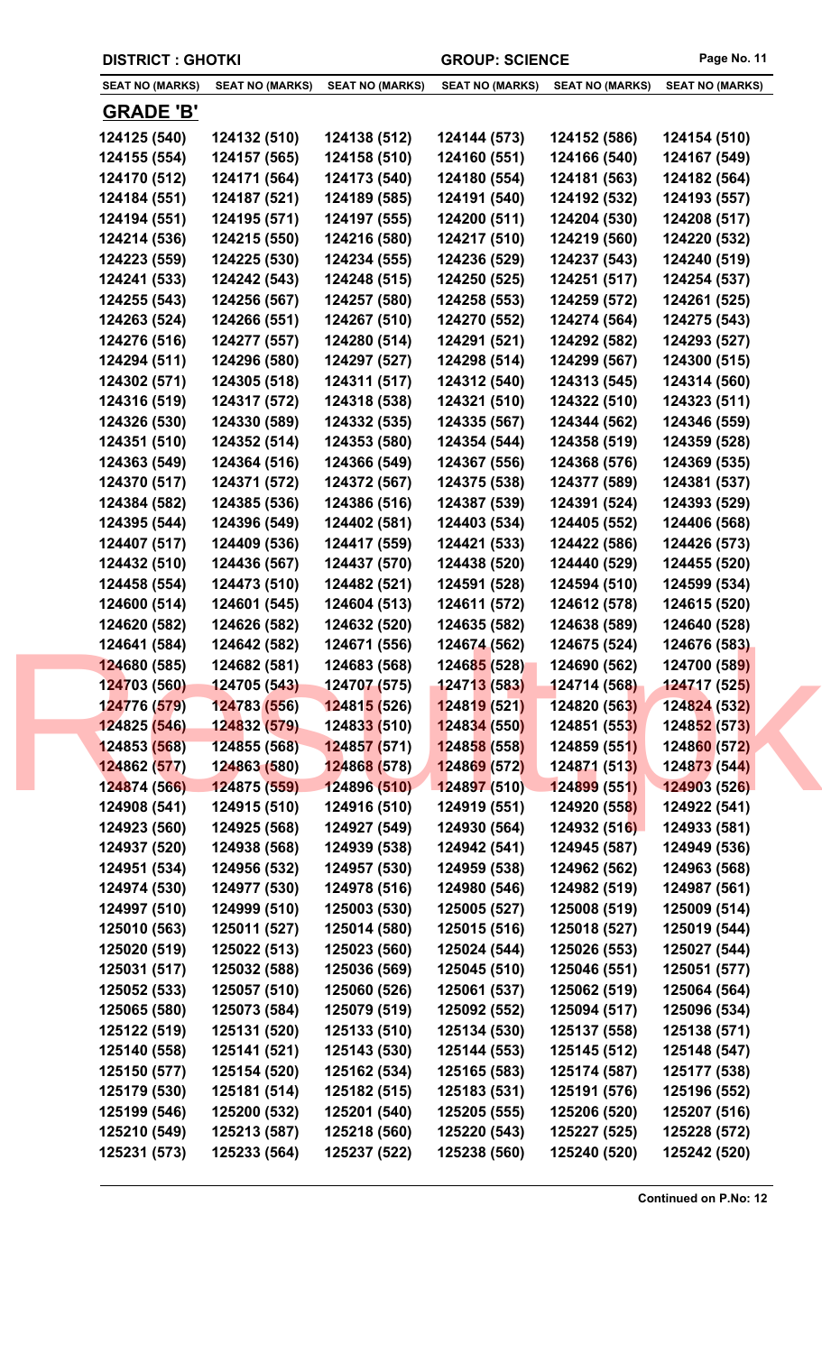DISTRICT : GHOTKI | GROUP: SCIENCE

| SEAT NO (MARKS) | SEAT NO (MARKS) | SEAT NO (MARKS) | SEAT NO (MARKS) | SEAT NO (MARKS) | SEAT NO (MARKS) |
|---|---|---|---|---|---|

## GRADE 'B'

| SEAT NO (MARKS) | SEAT NO (MARKS) | SEAT NO (MARKS) | SEAT NO (MARKS) | SEAT NO (MARKS) | SEAT NO (MARKS) |
|---|---|---|---|---|---|
| 124125 (540) | 124132 (510) | 124138 (512) | 124144 (573) | 124152 (586) | 124154 (510) |
| 124155 (554) | 124157 (565) | 124158 (510) | 124160 (551) | 124166 (540) | 124167 (549) |
| 124170 (512) | 124171 (564) | 124173 (540) | 124180 (554) | 124181 (563) | 124182 (564) |
| 124184 (551) | 124187 (521) | 124189 (585) | 124191 (540) | 124192 (532) | 124193 (557) |
| 124194 (551) | 124195 (571) | 124197 (555) | 124200 (511) | 124204 (530) | 124208 (517) |
| 124214 (536) | 124215 (550) | 124216 (580) | 124217 (510) | 124219 (560) | 124220 (532) |
| 124223 (559) | 124225 (530) | 124234 (555) | 124236 (529) | 124237 (543) | 124240 (519) |
| 124241 (533) | 124242 (543) | 124248 (515) | 124250 (525) | 124251 (517) | 124254 (537) |
| 124255 (543) | 124256 (567) | 124257 (580) | 124258 (553) | 124259 (572) | 124261 (525) |
| 124263 (524) | 124266 (551) | 124267 (510) | 124270 (552) | 124274 (564) | 124275 (543) |
| 124276 (516) | 124277 (557) | 124280 (514) | 124291 (521) | 124292 (582) | 124293 (527) |
| 124294 (511) | 124296 (580) | 124297 (527) | 124298 (514) | 124299 (567) | 124300 (515) |
| 124302 (571) | 124305 (518) | 124311 (517) | 124312 (540) | 124313 (545) | 124314 (560) |
| 124316 (519) | 124317 (572) | 124318 (538) | 124321 (510) | 124322 (510) | 124323 (511) |
| 124326 (530) | 124330 (589) | 124332 (535) | 124335 (567) | 124344 (562) | 124346 (559) |
| 124351 (510) | 124352 (514) | 124353 (580) | 124354 (544) | 124358 (519) | 124359 (528) |
| 124363 (549) | 124364 (516) | 124366 (549) | 124367 (556) | 124368 (576) | 124369 (535) |
| 124370 (517) | 124371 (572) | 124372 (567) | 124375 (538) | 124377 (589) | 124381 (537) |
| 124384 (582) | 124385 (536) | 124386 (516) | 124387 (539) | 124391 (524) | 124393 (529) |
| 124395 (544) | 124396 (549) | 124402 (581) | 124403 (534) | 124405 (552) | 124406 (568) |
| 124407 (517) | 124409 (536) | 124417 (559) | 124421 (533) | 124422 (586) | 124426 (573) |
| 124432 (510) | 124436 (567) | 124437 (570) | 124438 (520) | 124440 (529) | 124455 (520) |
| 124458 (554) | 124473 (510) | 124482 (521) | 124591 (528) | 124594 (510) | 124599 (534) |
| 124600 (514) | 124601 (545) | 124604 (513) | 124611 (572) | 124612 (578) | 124615 (520) |
| 124620 (582) | 124626 (582) | 124632 (520) | 124635 (582) | 124638 (589) | 124640 (528) |
| 124641 (584) | 124642 (582) | 124671 (556) | 124674 (562) | 124675 (524) | 124676 (583) |
| 124680 (585) | 124682 (581) | 124683 (568) | 124685 (528) | 124690 (562) | 124700 (589) |
| 124703 (560) | 124705 (543) | 124707 (575) | 124713 (583) | 124714 (568) | 124717 (525) |
| 124776 (579) | 124783 (556) | 124815 (526) | 124819 (521) | 124820 (563) | 124824 (532) |
| 124825 (546) | 124832 (579) | 124833 (510) | 124834 (550) | 124851 (553) | 124852 (573) |
| 124853 (568) | 124855 (568) | 124857 (571) | 124858 (558) | 124859 (551) | 124860 (572) |
| 124862 (577) | 124863 (580) | 124868 (578) | 124869 (572) | 124871 (513) | 124873 (544) |
| 124874 (566) | 124875 (559) | 124896 (510) | 124897 (510) | 124899 (551) | 124903 (526) |
| 124908 (541) | 124915 (510) | 124916 (510) | 124919 (551) | 124920 (558) | 124922 (541) |
| 124923 (560) | 124925 (568) | 124927 (549) | 124930 (564) | 124932 (516) | 124933 (581) |
| 124937 (520) | 124938 (568) | 124939 (538) | 124942 (541) | 124945 (587) | 124949 (536) |
| 124951 (534) | 124956 (532) | 124957 (530) | 124959 (538) | 124962 (562) | 124963 (568) |
| 124974 (530) | 124977 (530) | 124978 (516) | 124980 (546) | 124982 (519) | 124987 (561) |
| 124997 (510) | 124999 (510) | 125003 (530) | 125005 (527) | 125008 (519) | 125009 (514) |
| 125010 (563) | 125011 (527) | 125014 (580) | 125015 (516) | 125018 (527) | 125019 (544) |
| 125020 (519) | 125022 (513) | 125023 (560) | 125024 (544) | 125026 (553) | 125027 (544) |
| 125031 (517) | 125032 (588) | 125036 (569) | 125045 (510) | 125046 (551) | 125051 (577) |
| 125052 (533) | 125057 (510) | 125060 (526) | 125061 (537) | 125062 (519) | 125064 (564) |
| 125065 (580) | 125073 (584) | 125079 (519) | 125092 (552) | 125094 (517) | 125096 (534) |
| 125122 (519) | 125131 (520) | 125133 (510) | 125134 (530) | 125137 (558) | 125138 (571) |
| 125140 (558) | 125141 (521) | 125143 (530) | 125144 (553) | 125145 (512) | 125148 (547) |
| 125150 (577) | 125154 (520) | 125162 (534) | 125165 (583) | 125174 (587) | 125177 (538) |
| 125179 (530) | 125181 (514) | 125182 (515) | 125183 (531) | 125191 (576) | 125196 (552) |
| 125199 (546) | 125200 (532) | 125201 (540) | 125205 (555) | 125206 (520) | 125207 (516) |
| 125210 (549) | 125213 (587) | 125218 (560) | 125220 (543) | 125227 (525) | 125228 (572) |
| 125231 (573) | 125233 (564) | 125237 (522) | 125238 (560) | 125240 (520) | 125242 (520) |

**Continued on P.No: 12**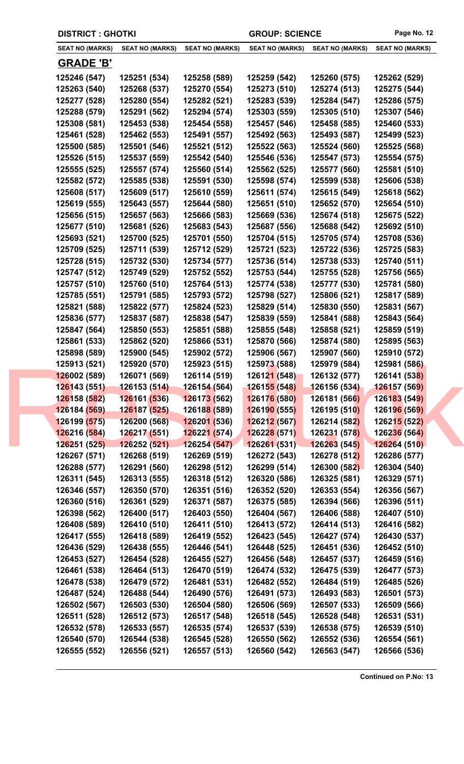**DISTRICT : GHOTKI** | **GROUP: SCIENCE**

| SEAT NO (MARKS) | SEAT NO (MARKS) | SEAT NO (MARKS) | SEAT NO (MARKS) | SEAT NO (MARKS) | SEAT NO (MARKS) |
|---|---|---|---|---|---|

## GRADE 'B'

| | | | | | |
|---|---|---|---|---|---|
| 125246 (547) | 125251 (534) | 125258 (589) | 125259 (542) | 125260 (575) | 125262 (529) |
| 125263 (540) | 125268 (537) | 125270 (554) | 125273 (510) | 125274 (513) | 125275 (544) |
| 125277 (528) | 125280 (554) | 125282 (521) | 125283 (539) | 125284 (547) | 125286 (575) |
| 125288 (579) | 125291 (562) | 125294 (574) | 125303 (559) | 125305 (510) | 125307 (546) |
| 125308 (581) | 125453 (538) | 125454 (558) | 125457 (546) | 125458 (585) | 125460 (533) |
| 125461 (528) | 125462 (553) | 125491 (557) | 125492 (563) | 125493 (587) | 125499 (523) |
| 125500 (585) | 125501 (546) | 125521 (512) | 125522 (563) | 125524 (560) | 125525 (568) |
| 125526 (515) | 125537 (559) | 125542 (540) | 125546 (536) | 125547 (573) | 125554 (575) |
| 125555 (525) | 125557 (574) | 125560 (514) | 125562 (525) | 125577 (560) | 125581 (510) |
| 125582 (572) | 125585 (538) | 125591 (530) | 125598 (574) | 125599 (538) | 125606 (538) |
| 125608 (517) | 125609 (517) | 125610 (559) | 125611 (574) | 125615 (549) | 125618 (562) |
| 125619 (555) | 125643 (557) | 125644 (580) | 125651 (510) | 125652 (570) | 125654 (510) |
| 125656 (515) | 125657 (563) | 125666 (583) | 125669 (536) | 125674 (518) | 125675 (522) |
| 125677 (510) | 125681 (526) | 125683 (543) | 125687 (556) | 125688 (542) | 125692 (510) |
| 125693 (521) | 125700 (525) | 125701 (550) | 125704 (515) | 125705 (574) | 125708 (536) |
| 125709 (525) | 125711 (539) | 125712 (529) | 125721 (523) | 125722 (536) | 125725 (583) |
| 125728 (515) | 125732 (530) | 125734 (577) | 125736 (514) | 125738 (533) | 125740 (511) |
| 125747 (512) | 125749 (529) | 125752 (552) | 125753 (544) | 125755 (528) | 125756 (565) |
| 125757 (510) | 125760 (510) | 125764 (513) | 125774 (538) | 125777 (530) | 125781 (580) |
| 125785 (551) | 125791 (585) | 125793 (572) | 125798 (527) | 125806 (521) | 125817 (589) |
| 125821 (588) | 125822 (577) | 125824 (523) | 125829 (514) | 125830 (550) | 125831 (567) |
| 125836 (577) | 125837 (587) | 125838 (547) | 125839 (559) | 125841 (588) | 125843 (564) |
| 125847 (564) | 125850 (553) | 125851 (588) | 125855 (548) | 125858 (521) | 125859 (519) |
| 125861 (533) | 125862 (520) | 125866 (531) | 125870 (566) | 125874 (580) | 125895 (563) |
| 125898 (589) | 125900 (545) | 125902 (572) | 125906 (567) | 125907 (560) | 125910 (572) |
| 125913 (521) | 125920 (570) | 125923 (515) | 125973 (588) | 125979 (584) | 125981 (586) |
| 126002 (589) | 126071 (569) | 126114 (519) | 126121 (548) | 126132 (577) | 126141 (538) |
| 126143 (551) | 126153 (514) | 126154 (564) | 126155 (548) | 126156 (534) | 126157 (569) |
| 126158 (582) | 126161 (536) | 126173 (562) | 126176 (580) | 126181 (566) | 126183 (549) |
| 126184 (569) | 126187 (525) | 126188 (589) | 126190 (555) | 126195 (510) | 126196 (569) |
| 126199 (575) | 126200 (568) | 126201 (536) | 126212 (567) | 126214 (582) | 126215 (522) |
| 126216 (584) | 126217 (551) | 126221 (574) | 126228 (571) | 126231 (578) | 126236 (564) |
| 126251 (525) | 126252 (521) | 126254 (547) | 126261 (531) | 126263 (545) | 126264 (510) |
| 126267 (571) | 126268 (519) | 126269 (519) | 126272 (543) | 126278 (512) | 126286 (577) |
| 126288 (577) | 126291 (560) | 126298 (512) | 126299 (514) | 126300 (582) | 126304 (540) |
| 126311 (545) | 126313 (555) | 126318 (512) | 126320 (586) | 126325 (581) | 126329 (571) |
| 126346 (557) | 126350 (570) | 126351 (516) | 126352 (520) | 126353 (554) | 126356 (567) |
| 126360 (516) | 126361 (529) | 126371 (587) | 126375 (585) | 126394 (566) | 126396 (511) |
| 126398 (562) | 126400 (517) | 126403 (550) | 126404 (567) | 126406 (588) | 126407 (510) |
| 126408 (589) | 126410 (510) | 126411 (510) | 126413 (572) | 126414 (513) | 126416 (582) |
| 126417 (555) | 126418 (589) | 126419 (552) | 126423 (545) | 126427 (574) | 126430 (537) |
| 126436 (529) | 126438 (555) | 126446 (541) | 126448 (525) | 126451 (536) | 126452 (510) |
| 126453 (527) | 126454 (528) | 126455 (527) | 126456 (548) | 126457 (537) | 126459 (516) |
| 126461 (538) | 126464 (513) | 126470 (519) | 126474 (532) | 126475 (539) | 126477 (573) |
| 126478 (538) | 126479 (572) | 126481 (531) | 126482 (552) | 126484 (519) | 126485 (526) |
| 126487 (524) | 126488 (544) | 126490 (576) | 126491 (573) | 126493 (583) | 126501 (573) |
| 126502 (567) | 126503 (530) | 126504 (580) | 126506 (569) | 126507 (533) | 126509 (566) |
| 126511 (528) | 126512 (573) | 126517 (548) | 126518 (545) | 126528 (548) | 126531 (531) |
| 126532 (578) | 126533 (557) | 126535 (574) | 126537 (539) | 126538 (575) | 126539 (510) |
| 126540 (570) | 126544 (538) | 126545 (528) | 126550 (562) | 126552 (536) | 126554 (561) |
| 126555 (552) | 126556 (521) | 126557 (513) | 126560 (542) | 126563 (547) | 126566 (536) |

**Continued on P.No: 13**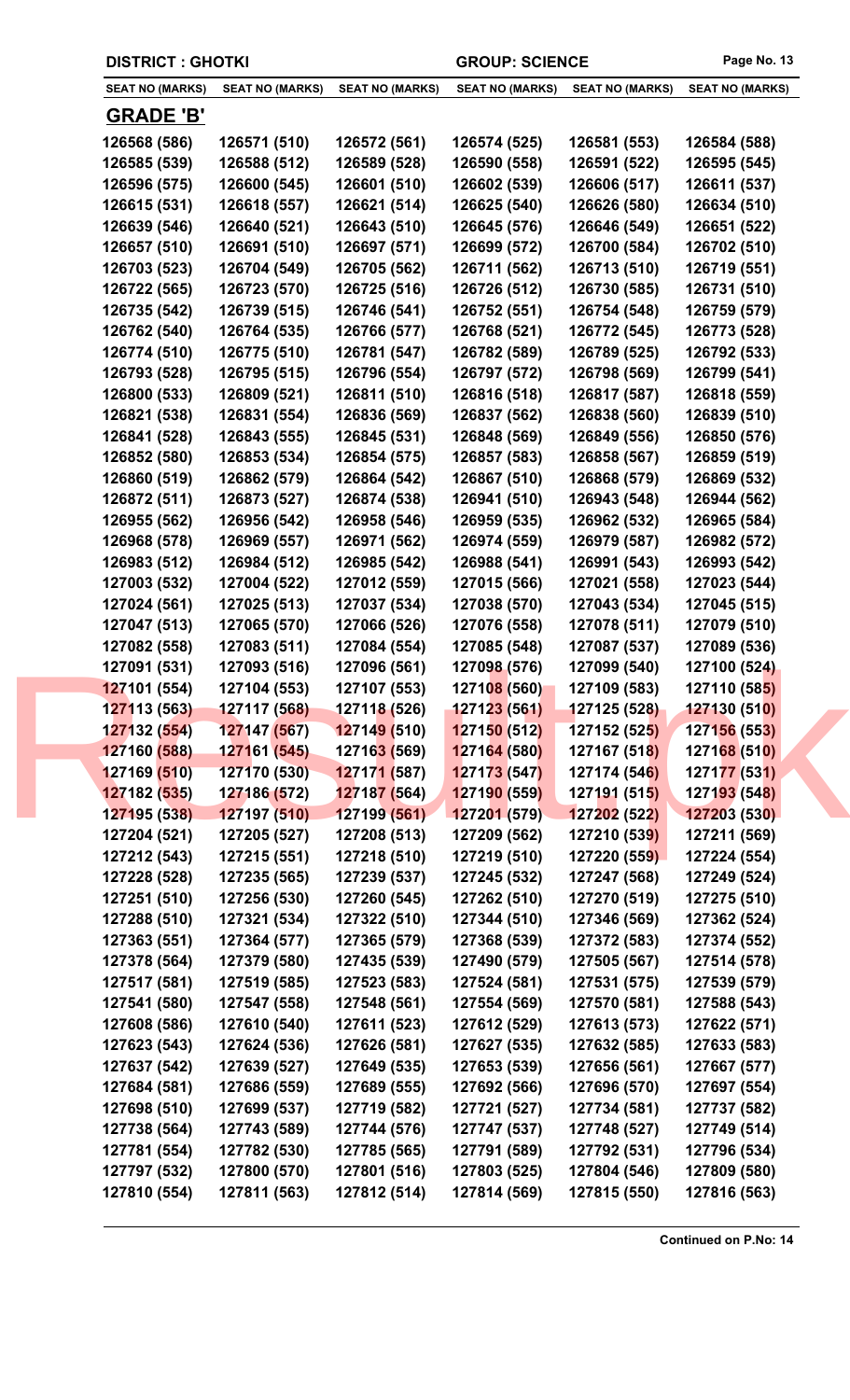**DISTRICT : GHOTKI** | **GROUP: SCIENCE**

| SEAT NO (MARKS) | SEAT NO (MARKS) | SEAT NO (MARKS) | SEAT NO (MARKS) | SEAT NO (MARKS) | SEAT NO (MARKS) |
|---|---|---|---|---|---|

## GRADE 'B'

| SEAT NO (MARKS) | SEAT NO (MARKS) | SEAT NO (MARKS) | SEAT NO (MARKS) | SEAT NO (MARKS) | SEAT NO (MARKS) |
|---|---|---|---|---|---|
| 126568 (586) | 126571 (510) | 126572 (561) | 126574 (525) | 126581 (553) | 126584 (588) |
| 126585 (539) | 126588 (512) | 126589 (528) | 126590 (558) | 126591 (522) | 126595 (545) |
| 126596 (575) | 126600 (545) | 126601 (510) | 126602 (539) | 126606 (517) | 126611 (537) |
| 126615 (531) | 126618 (557) | 126621 (514) | 126625 (540) | 126626 (580) | 126634 (510) |
| 126639 (546) | 126640 (521) | 126643 (510) | 126645 (576) | 126646 (549) | 126651 (522) |
| 126657 (510) | 126691 (510) | 126697 (571) | 126699 (572) | 126700 (584) | 126702 (510) |
| 126703 (523) | 126704 (549) | 126705 (562) | 126711 (562) | 126713 (510) | 126719 (551) |
| 126722 (565) | 126723 (570) | 126725 (516) | 126726 (512) | 126730 (585) | 126731 (510) |
| 126735 (542) | 126739 (515) | 126746 (541) | 126752 (551) | 126754 (548) | 126759 (579) |
| 126762 (540) | 126764 (535) | 126766 (577) | 126768 (521) | 126772 (545) | 126773 (528) |
| 126774 (510) | 126775 (510) | 126781 (547) | 126782 (589) | 126789 (525) | 126792 (533) |
| 126793 (528) | 126795 (515) | 126796 (554) | 126797 (572) | 126798 (569) | 126799 (541) |
| 126800 (533) | 126809 (521) | 126811 (510) | 126816 (518) | 126817 (587) | 126818 (559) |
| 126821 (538) | 126831 (554) | 126836 (569) | 126837 (562) | 126838 (560) | 126839 (510) |
| 126841 (528) | 126843 (555) | 126845 (531) | 126848 (569) | 126849 (556) | 126850 (576) |
| 126852 (580) | 126853 (534) | 126854 (575) | 126857 (583) | 126858 (567) | 126859 (519) |
| 126860 (519) | 126862 (579) | 126864 (542) | 126867 (510) | 126868 (579) | 126869 (532) |
| 126872 (511) | 126873 (527) | 126874 (538) | 126941 (510) | 126943 (548) | 126944 (562) |
| 126955 (562) | 126956 (542) | 126958 (546) | 126959 (535) | 126962 (532) | 126965 (584) |
| 126968 (578) | 126969 (557) | 126971 (562) | 126974 (559) | 126979 (587) | 126982 (572) |
| 126983 (512) | 126984 (512) | 126985 (542) | 126988 (541) | 126991 (543) | 126993 (542) |
| 127003 (532) | 127004 (522) | 127012 (559) | 127015 (566) | 127021 (558) | 127023 (544) |
| 127024 (561) | 127025 (513) | 127037 (534) | 127038 (570) | 127043 (534) | 127045 (515) |
| 127047 (513) | 127065 (570) | 127066 (526) | 127076 (558) | 127078 (511) | 127079 (510) |
| 127082 (558) | 127083 (511) | 127084 (554) | 127085 (548) | 127087 (537) | 127089 (536) |
| 127091 (531) | 127093 (516) | 127096 (561) | 127098 (576) | 127099 (540) | 127100 (524) |
| 127101 (554) | 127104 (553) | 127107 (553) | 127108 (560) | 127109 (583) | 127110 (585) |
| 127113 (563) | 127117 (568) | 127118 (526) | 127123 (561) | 127125 (528) | 127130 (510) |
| 127132 (554) | 127147 (567) | 127149 (510) | 127150 (512) | 127152 (525) | 127156 (553) |
| 127160 (588) | 127161 (545) | 127163 (569) | 127164 (580) | 127167 (518) | 127168 (510) |
| 127169 (510) | 127170 (530) | 127171 (587) | 127173 (547) | 127174 (546) | 127177 (531) |
| 127182 (535) | 127186 (572) | 127187 (564) | 127190 (559) | 127191 (515) | 127193 (548) |
| 127195 (538) | 127197 (510) | 127199 (561) | 127201 (579) | 127202 (522) | 127203 (530) |
| 127204 (521) | 127205 (527) | 127208 (513) | 127209 (562) | 127210 (539) | 127211 (569) |
| 127212 (543) | 127215 (551) | 127218 (510) | 127219 (510) | 127220 (559) | 127224 (554) |
| 127228 (528) | 127235 (565) | 127239 (537) | 127245 (532) | 127247 (568) | 127249 (524) |
| 127251 (510) | 127256 (530) | 127260 (545) | 127262 (510) | 127270 (519) | 127275 (510) |
| 127288 (510) | 127321 (534) | 127322 (510) | 127344 (510) | 127346 (569) | 127362 (524) |
| 127363 (551) | 127364 (577) | 127365 (579) | 127368 (539) | 127372 (583) | 127374 (552) |
| 127378 (564) | 127379 (580) | 127435 (539) | 127490 (579) | 127505 (567) | 127514 (578) |
| 127517 (581) | 127519 (585) | 127523 (583) | 127524 (581) | 127531 (575) | 127539 (579) |
| 127541 (580) | 127547 (558) | 127548 (561) | 127554 (569) | 127570 (581) | 127588 (543) |
| 127608 (586) | 127610 (540) | 127611 (523) | 127612 (529) | 127613 (573) | 127622 (571) |
| 127623 (543) | 127624 (536) | 127626 (581) | 127627 (535) | 127632 (585) | 127633 (583) |
| 127637 (542) | 127639 (527) | 127649 (535) | 127653 (539) | 127656 (561) | 127667 (577) |
| 127684 (581) | 127686 (559) | 127689 (555) | 127692 (566) | 127696 (570) | 127697 (554) |
| 127698 (510) | 127699 (537) | 127719 (582) | 127721 (527) | 127734 (581) | 127737 (582) |
| 127738 (564) | 127743 (589) | 127744 (576) | 127747 (537) | 127748 (527) | 127749 (514) |
| 127781 (554) | 127782 (530) | 127785 (565) | 127791 (589) | 127792 (531) | 127796 (534) |
| 127797 (532) | 127800 (570) | 127801 (516) | 127803 (525) | 127804 (546) | 127809 (580) |
| 127810 (554) | 127811 (563) | 127812 (514) | 127814 (569) | 127815 (550) | 127816 (563) |

**Continued on P.No: 14**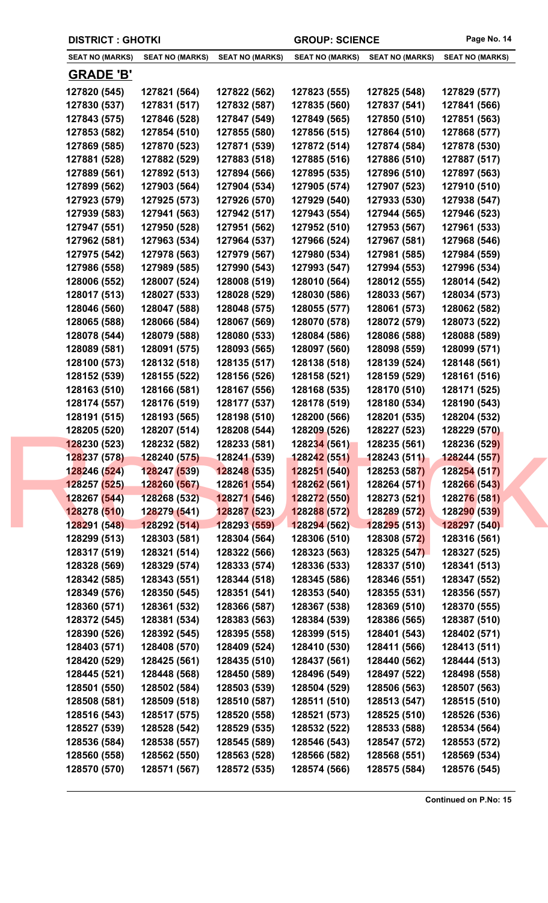**DISTRICT : GHOTKI** | **GROUP: SCIENCE**

| SEAT NO (MARKS) | SEAT NO (MARKS) | SEAT NO (MARKS) | SEAT NO (MARKS) | SEAT NO (MARKS) | SEAT NO (MARKS) |
|---|---|---|---|---|---|

## GRADE 'B'

| SEAT NO (MARKS) | SEAT NO (MARKS) | SEAT NO (MARKS) | SEAT NO (MARKS) | SEAT NO (MARKS) | SEAT NO (MARKS) |
|---|---|---|---|---|---|
| 127820 (545) | 127821 (564) | 127822 (562) | 127823 (555) | 127825 (548) | 127829 (577) |
| 127830 (537) | 127831 (517) | 127832 (587) | 127835 (560) | 127837 (541) | 127841 (566) |
| 127843 (575) | 127846 (528) | 127847 (549) | 127849 (565) | 127850 (510) | 127851 (563) |
| 127853 (582) | 127854 (510) | 127855 (580) | 127856 (515) | 127864 (510) | 127868 (577) |
| 127869 (585) | 127870 (523) | 127871 (539) | 127872 (514) | 127874 (584) | 127878 (530) |
| 127881 (528) | 127882 (529) | 127883 (518) | 127885 (516) | 127886 (510) | 127887 (517) |
| 127889 (561) | 127892 (513) | 127894 (566) | 127895 (535) | 127896 (510) | 127897 (563) |
| 127899 (562) | 127903 (564) | 127904 (534) | 127905 (574) | 127907 (523) | 127910 (510) |
| 127923 (579) | 127925 (573) | 127926 (570) | 127929 (540) | 127933 (530) | 127938 (547) |
| 127939 (583) | 127941 (563) | 127942 (517) | 127943 (554) | 127944 (565) | 127946 (523) |
| 127947 (551) | 127950 (528) | 127951 (562) | 127952 (510) | 127953 (567) | 127961 (533) |
| 127962 (581) | 127963 (534) | 127964 (537) | 127966 (524) | 127967 (581) | 127968 (546) |
| 127975 (542) | 127978 (563) | 127979 (567) | 127980 (534) | 127981 (585) | 127984 (559) |
| 127986 (558) | 127989 (585) | 127990 (543) | 127993 (547) | 127994 (553) | 127996 (534) |
| 128006 (552) | 128007 (524) | 128008 (519) | 128010 (564) | 128012 (555) | 128014 (542) |
| 128017 (513) | 128027 (533) | 128028 (529) | 128030 (586) | 128033 (567) | 128034 (573) |
| 128046 (560) | 128047 (588) | 128048 (575) | 128055 (577) | 128061 (573) | 128062 (582) |
| 128065 (588) | 128066 (584) | 128067 (569) | 128070 (578) | 128072 (579) | 128073 (522) |
| 128078 (544) | 128079 (588) | 128080 (533) | 128084 (586) | 128086 (588) | 128088 (589) |
| 128089 (581) | 128091 (575) | 128093 (565) | 128097 (560) | 128098 (559) | 128099 (571) |
| 128100 (573) | 128132 (518) | 128135 (517) | 128138 (518) | 128139 (524) | 128148 (561) |
| 128152 (539) | 128155 (522) | 128156 (526) | 128158 (521) | 128159 (529) | 128161 (516) |
| 128163 (510) | 128166 (581) | 128167 (556) | 128168 (535) | 128170 (510) | 128171 (525) |
| 128174 (557) | 128176 (519) | 128177 (537) | 128178 (519) | 128180 (534) | 128190 (543) |
| 128191 (515) | 128193 (565) | 128198 (510) | 128200 (566) | 128201 (535) | 128204 (532) |
| 128205 (520) | 128207 (514) | 128208 (544) | 128209 (526) | 128227 (523) | 128229 (570) |
| 128230 (523) | 128232 (582) | 128233 (581) | 128234 (561) | 128235 (561) | 128236 (529) |
| 128237 (578) | 128240 (575) | 128241 (539) | 128242 (551) | 128243 (511) | 128244 (557) |
| 128246 (524) | 128247 (539) | 128248 (535) | 128251 (540) | 128253 (587) | 128254 (517) |
| 128257 (525) | 128260 (567) | 128261 (554) | 128262 (561) | 128264 (571) | 128266 (543) |
| 128267 (544) | 128268 (532) | 128271 (546) | 128272 (550) | 128273 (521) | 128276 (581) |
| 128278 (510) | 128279 (541) | 128287 (523) | 128288 (572) | 128289 (572) | 128290 (539) |
| 128291 (548) | 128292 (514) | 128293 (559) | 128294 (562) | 128295 (513) | 128297 (540) |
| 128299 (513) | 128303 (581) | 128304 (564) | 128306 (510) | 128308 (572) | 128316 (561) |
| 128317 (519) | 128321 (514) | 128322 (566) | 128323 (563) | 128325 (547) | 128327 (525) |
| 128328 (569) | 128329 (574) | 128333 (574) | 128336 (533) | 128337 (510) | 128341 (513) |
| 128342 (585) | 128343 (551) | 128344 (518) | 128345 (586) | 128346 (551) | 128347 (552) |
| 128349 (576) | 128350 (545) | 128351 (541) | 128353 (540) | 128355 (531) | 128356 (557) |
| 128360 (571) | 128361 (532) | 128366 (587) | 128367 (538) | 128369 (510) | 128370 (555) |
| 128372 (545) | 128381 (534) | 128383 (563) | 128384 (539) | 128386 (565) | 128387 (510) |
| 128390 (526) | 128392 (545) | 128395 (558) | 128399 (515) | 128401 (543) | 128402 (571) |
| 128403 (571) | 128408 (570) | 128409 (524) | 128410 (530) | 128411 (566) | 128413 (511) |
| 128420 (529) | 128425 (561) | 128435 (510) | 128437 (561) | 128440 (562) | 128444 (513) |
| 128445 (521) | 128448 (568) | 128450 (589) | 128496 (549) | 128497 (522) | 128498 (558) |
| 128501 (550) | 128502 (584) | 128503 (539) | 128504 (529) | 128506 (563) | 128507 (563) |
| 128508 (581) | 128509 (518) | 128510 (587) | 128511 (510) | 128513 (547) | 128515 (510) |
| 128516 (543) | 128517 (575) | 128520 (558) | 128521 (573) | 128525 (510) | 128526 (536) |
| 128527 (539) | 128528 (542) | 128529 (535) | 128532 (522) | 128533 (588) | 128534 (564) |
| 128536 (584) | 128538 (557) | 128545 (589) | 128546 (543) | 128547 (572) | 128553 (572) |
| 128560 (558) | 128562 (550) | 128563 (528) | 128566 (582) | 128568 (551) | 128569 (534) |
| 128570 (570) | 128571 (567) | 128572 (535) | 128574 (566) | 128575 (584) | 128576 (545) |

**Continued on P.No: 15**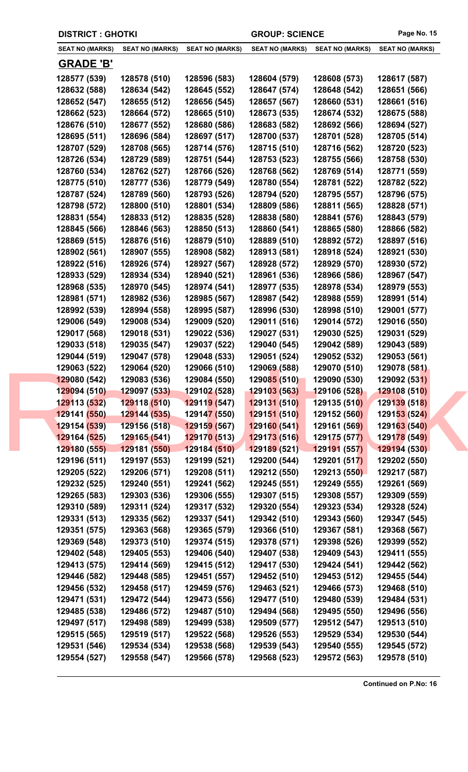**DISTRICT : GHOTKI** **GROUP: SCIENCE**

| SEAT NO (MARKS) | SEAT NO (MARKS) | SEAT NO (MARKS) | SEAT NO (MARKS) | SEAT NO (MARKS) | SEAT NO (MARKS) |
|---|---|---|---|---|---|

## GRADE 'B'

| | | | | | |
|---|---|---|---|---|---|
| 128577 (539) | 128578 (510) | 128596 (583) | 128604 (579) | 128608 (573) | 128617 (587) |
| 128632 (588) | 128634 (542) | 128645 (552) | 128647 (574) | 128648 (542) | 128651 (566) |
| 128652 (547) | 128655 (512) | 128656 (545) | 128657 (567) | 128660 (531) | 128661 (516) |
| 128662 (523) | 128664 (572) | 128665 (510) | 128673 (535) | 128674 (532) | 128675 (588) |
| 128676 (510) | 128677 (552) | 128680 (586) | 128683 (582) | 128692 (566) | 128694 (527) |
| 128695 (511) | 128696 (584) | 128697 (517) | 128700 (537) | 128701 (528) | 128705 (514) |
| 128707 (529) | 128708 (565) | 128714 (576) | 128715 (510) | 128716 (562) | 128720 (523) |
| 128726 (534) | 128729 (589) | 128751 (544) | 128753 (523) | 128755 (566) | 128758 (530) |
| 128760 (534) | 128762 (527) | 128766 (526) | 128768 (562) | 128769 (514) | 128771 (559) |
| 128775 (510) | 128777 (536) | 128779 (549) | 128780 (554) | 128781 (522) | 128782 (522) |
| 128787 (524) | 128789 (560) | 128793 (526) | 128794 (520) | 128795 (557) | 128796 (575) |
| 128798 (572) | 128800 (510) | 128801 (534) | 128809 (586) | 128811 (565) | 128828 (571) |
| 128831 (554) | 128833 (512) | 128835 (528) | 128838 (580) | 128841 (576) | 128843 (579) |
| 128845 (566) | 128846 (563) | 128850 (513) | 128860 (541) | 128865 (580) | 128866 (582) |
| 128869 (515) | 128876 (516) | 128879 (510) | 128889 (510) | 128892 (572) | 128897 (516) |
| 128902 (561) | 128907 (555) | 128908 (582) | 128913 (581) | 128918 (524) | 128921 (530) |
| 128922 (516) | 128926 (574) | 128927 (567) | 128928 (572) | 128929 (570) | 128930 (572) |
| 128933 (529) | 128934 (534) | 128940 (521) | 128961 (536) | 128966 (586) | 128967 (547) |
| 128968 (535) | 128970 (545) | 128974 (541) | 128977 (535) | 128978 (534) | 128979 (553) |
| 128981 (571) | 128982 (536) | 128985 (567) | 128987 (542) | 128988 (559) | 128991 (514) |
| 128992 (539) | 128994 (558) | 128995 (587) | 128996 (530) | 128998 (510) | 129001 (577) |
| 129006 (549) | 129008 (534) | 129009 (520) | 129011 (516) | 129014 (572) | 129016 (550) |
| 129017 (568) | 129018 (531) | 129022 (536) | 129027 (531) | 129030 (525) | 129031 (529) |
| 129033 (518) | 129035 (547) | 129037 (522) | 129040 (545) | 129042 (589) | 129043 (589) |
| 129044 (519) | 129047 (578) | 129048 (533) | 129051 (524) | 129052 (532) | 129053 (561) |
| 129063 (522) | 129064 (520) | 129066 (510) | 129069 (588) | 129070 (510) | 129078 (581) |
| 129080 (542) | 129083 (536) | 129084 (550) | 129085 (510) | 129090 (530) | 129092 (531) |
| 129094 (510) | 129097 (533) | 129102 (528) | 129103 (563) | 129106 (528) | 129108 (510) |
| 129113 (532) | 129118 (510) | 129119 (547) | 129131 (510) | 129135 (510) | 129139 (518) |
| 129141 (550) | 129144 (535) | 129147 (550) | 129151 (510) | 129152 (560) | 129153 (524) |
| 129154 (539) | 129156 (518) | 129159 (567) | 129160 (541) | 129161 (569) | 129163 (540) |
| 129164 (525) | 129165 (541) | 129170 (513) | 129173 (516) | 129175 (577) | 129178 (549) |
| 129180 (555) | 129181 (550) | 129184 (510) | 129189 (521) | 129191 (557) | 129194 (530) |
| 129196 (511) | 129197 (553) | 129199 (521) | 129200 (544) | 129201 (517) | 129202 (550) |
| 129205 (522) | 129206 (571) | 129208 (511) | 129212 (550) | 129213 (550) | 129217 (587) |
| 129232 (525) | 129240 (551) | 129241 (562) | 129245 (551) | 129249 (555) | 129261 (569) |
| 129265 (583) | 129303 (536) | 129306 (555) | 129307 (515) | 129308 (557) | 129309 (559) |
| 129310 (589) | 129311 (524) | 129317 (532) | 129320 (554) | 129323 (534) | 129328 (524) |
| 129331 (513) | 129335 (562) | 129337 (541) | 129342 (510) | 129343 (560) | 129347 (545) |
| 129351 (575) | 129363 (568) | 129365 (579) | 129366 (510) | 129367 (581) | 129368 (567) |
| 129369 (548) | 129373 (510) | 129374 (515) | 129378 (571) | 129398 (526) | 129399 (552) |
| 129402 (548) | 129405 (553) | 129406 (540) | 129407 (538) | 129409 (543) | 129411 (555) |
| 129413 (575) | 129414 (569) | 129415 (512) | 129417 (530) | 129424 (541) | 129442 (562) |
| 129446 (582) | 129448 (585) | 129451 (557) | 129452 (510) | 129453 (512) | 129455 (544) |
| 129456 (532) | 129458 (517) | 129459 (576) | 129463 (521) | 129466 (573) | 129468 (510) |
| 129471 (531) | 129472 (544) | 129473 (556) | 129477 (510) | 129480 (539) | 129484 (531) |
| 129485 (538) | 129486 (572) | 129487 (510) | 129494 (568) | 129495 (550) | 129496 (556) |
| 129497 (517) | 129498 (589) | 129499 (538) | 129509 (577) | 129512 (547) | 129513 (510) |
| 129515 (565) | 129519 (517) | 129522 (568) | 129526 (553) | 129529 (534) | 129530 (544) |
| 129531 (546) | 129534 (534) | 129538 (568) | 129539 (543) | 129540 (555) | 129545 (572) |
| 129554 (527) | 129558 (547) | 129566 (578) | 129568 (523) | 129572 (563) | 129578 (510) |

**Continued on P.No: 16**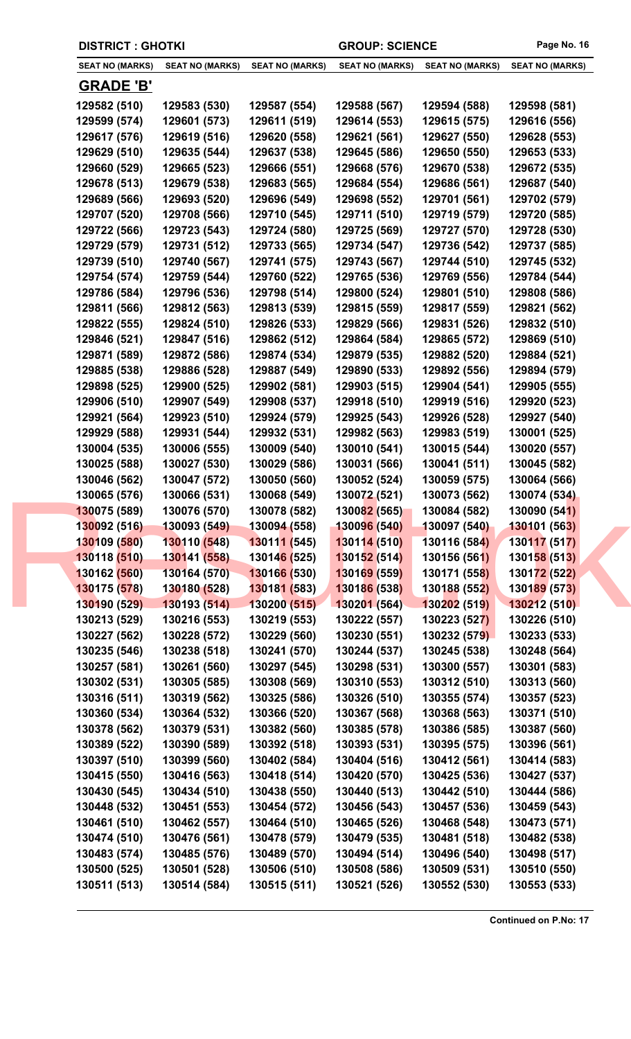**DISTRICT : GHOTKI** | **GROUP: SCIENCE**

| SEAT NO (MARKS) | SEAT NO (MARKS) | SEAT NO (MARKS) | SEAT NO (MARKS) | SEAT NO (MARKS) | SEAT NO (MARKS) |
|---|---|---|---|---|---|

## GRADE 'B'

| | | | | | |
|---|---|---|---|---|---|
| 129582 (510) | 129583 (530) | 129587 (554) | 129588 (567) | 129594 (588) | 129598 (581) |
| 129599 (574) | 129601 (573) | 129611 (519) | 129614 (553) | 129615 (575) | 129616 (556) |
| 129617 (576) | 129619 (516) | 129620 (558) | 129621 (561) | 129627 (550) | 129628 (553) |
| 129629 (510) | 129635 (544) | 129637 (538) | 129645 (586) | 129650 (550) | 129653 (533) |
| 129660 (529) | 129665 (523) | 129666 (551) | 129668 (576) | 129670 (538) | 129672 (535) |
| 129678 (513) | 129679 (538) | 129683 (565) | 129684 (554) | 129686 (561) | 129687 (540) |
| 129689 (566) | 129693 (520) | 129696 (549) | 129698 (552) | 129701 (561) | 129702 (579) |
| 129707 (520) | 129708 (566) | 129710 (545) | 129711 (510) | 129719 (579) | 129720 (585) |
| 129722 (566) | 129723 (543) | 129724 (580) | 129725 (569) | 129727 (570) | 129728 (530) |
| 129729 (579) | 129731 (512) | 129733 (565) | 129734 (547) | 129736 (542) | 129737 (585) |
| 129739 (510) | 129740 (567) | 129741 (575) | 129743 (567) | 129744 (510) | 129745 (532) |
| 129754 (574) | 129759 (544) | 129760 (522) | 129765 (536) | 129769 (556) | 129784 (544) |
| 129786 (584) | 129796 (536) | 129798 (514) | 129800 (524) | 129801 (510) | 129808 (586) |
| 129811 (566) | 129812 (563) | 129813 (539) | 129815 (559) | 129817 (559) | 129821 (562) |
| 129822 (555) | 129824 (510) | 129826 (533) | 129829 (566) | 129831 (526) | 129832 (510) |
| 129846 (521) | 129847 (516) | 129862 (512) | 129864 (584) | 129865 (572) | 129869 (510) |
| 129871 (589) | 129872 (586) | 129874 (534) | 129879 (535) | 129882 (520) | 129884 (521) |
| 129885 (538) | 129886 (528) | 129887 (549) | 129890 (533) | 129892 (556) | 129894 (579) |
| 129898 (525) | 129900 (525) | 129902 (581) | 129903 (515) | 129904 (541) | 129905 (555) |
| 129906 (510) | 129907 (549) | 129908 (537) | 129918 (510) | 129919 (516) | 129920 (523) |
| 129921 (564) | 129923 (510) | 129924 (579) | 129925 (543) | 129926 (528) | 129927 (540) |
| 129929 (588) | 129931 (544) | 129932 (531) | 129982 (563) | 129983 (519) | 130001 (525) |
| 130004 (535) | 130006 (555) | 130009 (540) | 130010 (541) | 130015 (544) | 130020 (557) |
| 130025 (588) | 130027 (530) | 130029 (586) | 130031 (566) | 130041 (511) | 130045 (582) |
| 130046 (562) | 130047 (572) | 130050 (560) | 130052 (524) | 130059 (575) | 130064 (566) |
| 130065 (576) | 130066 (531) | 130068 (549) | 130072 (521) | 130073 (562) | 130074 (534) |
| 130075 (589) | 130076 (570) | 130078 (582) | 130082 (565) | 130084 (582) | 130090 (541) |
| 130092 (516) | 130093 (549) | 130094 (558) | 130096 (540) | 130097 (540) | 130101 (563) |
| 130109 (580) | 130110 (548) | 130111 (545) | 130114 (510) | 130116 (584) | 130117 (517) |
| 130118 (510) | 130141 (558) | 130146 (525) | 130152 (514) | 130156 (561) | 130158 (513) |
| 130162 (560) | 130164 (570) | 130166 (530) | 130169 (559) | 130171 (558) | 130172 (522) |
| 130175 (578) | 130180 (528) | 130181 (583) | 130186 (538) | 130188 (552) | 130189 (573) |
| 130190 (529) | 130193 (514) | 130200 (515) | 130201 (564) | 130202 (519) | 130212 (510) |
| 130213 (529) | 130216 (553) | 130219 (553) | 130222 (557) | 130223 (527) | 130226 (510) |
| 130227 (562) | 130228 (572) | 130229 (560) | 130230 (551) | 130232 (579) | 130233 (533) |
| 130235 (546) | 130238 (518) | 130241 (570) | 130244 (537) | 130245 (538) | 130248 (564) |
| 130257 (581) | 130261 (560) | 130297 (545) | 130298 (531) | 130300 (557) | 130301 (583) |
| 130302 (531) | 130305 (585) | 130308 (569) | 130310 (553) | 130312 (510) | 130313 (560) |
| 130316 (511) | 130319 (562) | 130325 (586) | 130326 (510) | 130355 (574) | 130357 (523) |
| 130360 (534) | 130364 (532) | 130366 (520) | 130367 (568) | 130368 (563) | 130371 (510) |
| 130378 (562) | 130379 (531) | 130382 (560) | 130385 (578) | 130386 (585) | 130387 (560) |
| 130389 (522) | 130390 (589) | 130392 (518) | 130393 (531) | 130395 (575) | 130396 (561) |
| 130397 (510) | 130399 (560) | 130402 (584) | 130404 (516) | 130412 (561) | 130414 (583) |
| 130415 (550) | 130416 (563) | 130418 (514) | 130420 (570) | 130425 (536) | 130427 (537) |
| 130430 (545) | 130434 (510) | 130438 (550) | 130440 (513) | 130442 (510) | 130444 (586) |
| 130448 (532) | 130451 (553) | 130454 (572) | 130456 (543) | 130457 (536) | 130459 (543) |
| 130461 (510) | 130462 (557) | 130464 (510) | 130465 (526) | 130468 (548) | 130473 (571) |
| 130474 (510) | 130476 (561) | 130478 (579) | 130479 (535) | 130481 (518) | 130482 (538) |
| 130483 (574) | 130485 (576) | 130489 (570) | 130494 (514) | 130496 (540) | 130498 (517) |
| 130500 (525) | 130501 (528) | 130506 (510) | 130508 (586) | 130509 (531) | 130510 (550) |
| 130511 (513) | 130514 (584) | 130515 (511) | 130521 (526) | 130552 (530) | 130553 (533) |

**Continued on P.No: 17**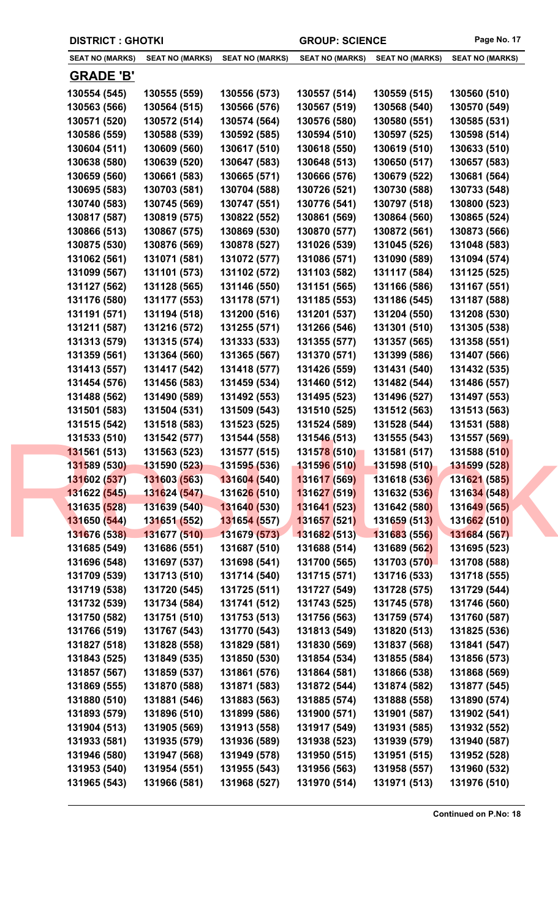DISTRICT : GHOTKI | GROUP: SCIENCE

| SEAT NO (MARKS) | SEAT NO (MARKS) | SEAT NO (MARKS) | SEAT NO (MARKS) | SEAT NO (MARKS) | SEAT NO (MARKS) |
|---|---|---|---|---|---|

## GRADE 'B'

| | | | | | |
|---|---|---|---|---|---|
| 130554 (545) | 130555 (559) | 130556 (573) | 130557 (514) | 130559 (515) | 130560 (510) |
| 130563 (566) | 130564 (515) | 130566 (576) | 130567 (519) | 130568 (540) | 130570 (549) |
| 130571 (520) | 130572 (514) | 130574 (564) | 130576 (580) | 130580 (551) | 130585 (531) |
| 130586 (559) | 130588 (539) | 130592 (585) | 130594 (510) | 130597 (525) | 130598 (514) |
| 130604 (511) | 130609 (560) | 130617 (510) | 130618 (550) | 130619 (510) | 130633 (510) |
| 130638 (580) | 130639 (520) | 130647 (583) | 130648 (513) | 130650 (517) | 130657 (583) |
| 130659 (560) | 130661 (583) | 130665 (571) | 130666 (576) | 130679 (522) | 130681 (564) |
| 130695 (583) | 130703 (581) | 130704 (588) | 130726 (521) | 130730 (588) | 130733 (548) |
| 130740 (583) | 130745 (569) | 130747 (551) | 130776 (541) | 130797 (518) | 130800 (523) |
| 130817 (587) | 130819 (575) | 130822 (552) | 130861 (569) | 130864 (560) | 130865 (524) |
| 130866 (513) | 130867 (575) | 130869 (530) | 130870 (577) | 130872 (561) | 130873 (566) |
| 130875 (530) | 130876 (569) | 130878 (527) | 131026 (539) | 131045 (526) | 131048 (583) |
| 131062 (561) | 131071 (581) | 131072 (577) | 131086 (571) | 131090 (589) | 131094 (574) |
| 131099 (567) | 131101 (573) | 131102 (572) | 131103 (582) | 131117 (584) | 131125 (525) |
| 131127 (562) | 131128 (565) | 131146 (550) | 131151 (565) | 131166 (586) | 131167 (551) |
| 131176 (580) | 131177 (553) | 131178 (571) | 131185 (553) | 131186 (545) | 131187 (588) |
| 131191 (571) | 131194 (518) | 131200 (516) | 131201 (537) | 131204 (550) | 131208 (530) |
| 131211 (587) | 131216 (572) | 131255 (571) | 131266 (546) | 131301 (510) | 131305 (538) |
| 131313 (579) | 131315 (574) | 131333 (533) | 131355 (577) | 131357 (565) | 131358 (551) |
| 131359 (561) | 131364 (560) | 131365 (567) | 131370 (571) | 131399 (586) | 131407 (566) |
| 131413 (557) | 131417 (542) | 131418 (577) | 131426 (559) | 131431 (540) | 131432 (535) |
| 131454 (576) | 131456 (583) | 131459 (534) | 131460 (512) | 131482 (544) | 131486 (557) |
| 131488 (562) | 131490 (589) | 131492 (553) | 131495 (523) | 131496 (527) | 131497 (553) |
| 131501 (583) | 131504 (531) | 131509 (543) | 131510 (525) | 131512 (563) | 131513 (563) |
| 131515 (542) | 131518 (583) | 131523 (525) | 131524 (589) | 131528 (544) | 131531 (588) |
| 131533 (510) | 131542 (577) | 131544 (558) | 131546 (513) | 131555 (543) | 131557 (569) |
| 131561 (513) | 131563 (523) | 131577 (515) | 131578 (510) | 131581 (517) | 131588 (510) |
| 131589 (530) | 131590 (523) | 131595 (536) | 131596 (510) | 131598 (510) | 131599 (528) |
| 131602 (537) | 131603 (563) | 131604 (540) | 131617 (569) | 131618 (536) | 131621 (585) |
| 131622 (545) | 131624 (547) | 131626 (510) | 131627 (519) | 131632 (536) | 131634 (548) |
| 131635 (528) | 131639 (540) | 131640 (530) | 131641 (523) | 131642 (580) | 131649 (565) |
| 131650 (544) | 131651 (552) | 131654 (557) | 131657 (521) | 131659 (513) | 131662 (510) |
| 131676 (538) | 131677 (510) | 131679 (573) | 131682 (513) | 131683 (556) | 131684 (567) |
| 131685 (549) | 131686 (551) | 131687 (510) | 131688 (514) | 131689 (562) | 131695 (523) |
| 131696 (548) | 131697 (537) | 131698 (541) | 131700 (565) | 131703 (570) | 131708 (588) |
| 131709 (539) | 131713 (510) | 131714 (540) | 131715 (571) | 131716 (533) | 131718 (555) |
| 131719 (538) | 131720 (545) | 131725 (511) | 131727 (549) | 131728 (575) | 131729 (544) |
| 131732 (539) | 131734 (584) | 131741 (512) | 131743 (525) | 131745 (578) | 131746 (560) |
| 131750 (582) | 131751 (510) | 131753 (513) | 131756 (563) | 131759 (574) | 131760 (587) |
| 131766 (519) | 131767 (543) | 131770 (543) | 131813 (549) | 131820 (513) | 131825 (536) |
| 131827 (518) | 131828 (558) | 131829 (581) | 131830 (569) | 131837 (568) | 131841 (547) |
| 131843 (525) | 131849 (535) | 131850 (530) | 131854 (534) | 131855 (584) | 131856 (573) |
| 131857 (567) | 131859 (537) | 131861 (576) | 131864 (581) | 131866 (538) | 131868 (569) |
| 131869 (555) | 131870 (588) | 131871 (583) | 131872 (544) | 131874 (582) | 131877 (545) |
| 131880 (510) | 131881 (546) | 131883 (563) | 131885 (574) | 131888 (558) | 131890 (574) |
| 131893 (579) | 131896 (510) | 131899 (586) | 131900 (571) | 131901 (587) | 131902 (541) |
| 131904 (513) | 131905 (569) | 131913 (558) | 131917 (549) | 131931 (585) | 131932 (552) |
| 131933 (581) | 131935 (579) | 131936 (589) | 131938 (523) | 131939 (579) | 131940 (587) |
| 131946 (580) | 131947 (568) | 131949 (578) | 131950 (515) | 131951 (515) | 131952 (528) |
| 131953 (540) | 131954 (551) | 131955 (543) | 131956 (563) | 131958 (557) | 131960 (532) |
| 131965 (543) | 131966 (581) | 131968 (527) | 131970 (514) | 131971 (513) | 131976 (510) |

**Continued on P.No: 18**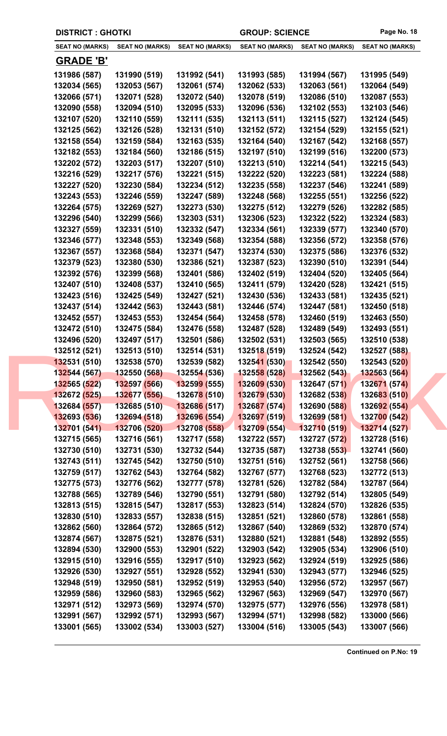DISTRICT : GHOTKI | GROUP: SCIENCE

| SEAT NO (MARKS) | SEAT NO (MARKS) | SEAT NO (MARKS) | SEAT NO (MARKS) | SEAT NO (MARKS) | SEAT NO (MARKS) |
|---|---|---|---|---|---|

## GRADE 'B'

| | | | | | |
|---|---|---|---|---|---|
| 131986 (587) | 131990 (519) | 131992 (541) | 131993 (585) | 131994 (567) | 131995 (549) |
| 132034 (565) | 132053 (567) | 132061 (574) | 132062 (533) | 132063 (561) | 132064 (549) |
| 132066 (571) | 132071 (528) | 132072 (540) | 132078 (519) | 132086 (510) | 132087 (553) |
| 132090 (558) | 132094 (510) | 132095 (533) | 132096 (536) | 132102 (553) | 132103 (546) |
| 132107 (520) | 132110 (559) | 132111 (535) | 132113 (511) | 132115 (527) | 132124 (545) |
| 132125 (562) | 132126 (528) | 132131 (510) | 132152 (572) | 132154 (529) | 132155 (521) |
| 132158 (554) | 132159 (584) | 132163 (535) | 132164 (540) | 132167 (542) | 132168 (557) |
| 132182 (553) | 132184 (560) | 132186 (515) | 132197 (510) | 132199 (516) | 132200 (573) |
| 132202 (572) | 132203 (517) | 132207 (510) | 132213 (510) | 132214 (541) | 132215 (543) |
| 132216 (529) | 132217 (576) | 132221 (515) | 132222 (520) | 132223 (581) | 132224 (588) |
| 132227 (520) | 132230 (584) | 132234 (512) | 132235 (558) | 132237 (546) | 132241 (589) |
| 132243 (553) | 132246 (559) | 132247 (589) | 132248 (568) | 132255 (551) | 132256 (522) |
| 132264 (575) | 132269 (527) | 132273 (530) | 132275 (512) | 132279 (526) | 132282 (585) |
| 132296 (540) | 132299 (566) | 132303 (531) | 132306 (523) | 132322 (522) | 132324 (583) |
| 132327 (559) | 132331 (510) | 132332 (547) | 132334 (561) | 132339 (577) | 132340 (570) |
| 132346 (577) | 132348 (553) | 132349 (568) | 132354 (588) | 132356 (572) | 132358 (576) |
| 132367 (557) | 132368 (584) | 132371 (547) | 132374 (530) | 132375 (586) | 132376 (532) |
| 132379 (523) | 132380 (530) | 132386 (521) | 132387 (523) | 132390 (510) | 132391 (544) |
| 132392 (576) | 132399 (568) | 132401 (586) | 132402 (519) | 132404 (520) | 132405 (564) |
| 132407 (510) | 132408 (537) | 132410 (565) | 132411 (579) | 132420 (528) | 132421 (515) |
| 132423 (516) | 132425 (549) | 132427 (521) | 132430 (536) | 132433 (581) | 132435 (521) |
| 132437 (514) | 132442 (563) | 132443 (581) | 132446 (574) | 132447 (581) | 132450 (518) |
| 132452 (557) | 132453 (553) | 132454 (564) | 132458 (578) | 132460 (519) | 132463 (550) |
| 132472 (510) | 132475 (584) | 132476 (558) | 132487 (528) | 132489 (549) | 132493 (551) |
| 132496 (520) | 132497 (517) | 132501 (586) | 132502 (531) | 132503 (565) | 132510 (538) |
| 132512 (521) | 132513 (510) | 132514 (531) | 132518 (519) | 132524 (542) | 132527 (588) |
| 132531 (510) | 132538 (570) | 132539 (582) | 132541 (530) | 132542 (550) | 132543 (520) |
| 132544 (567) | 132550 (568) | 132554 (536) | 132558 (528) | 132562 (543) | 132563 (564) |
| 132565 (522) | 132597 (566) | 132599 (555) | 132609 (530) | 132647 (571) | 132671 (574) |
| 132672 (525) | 132677 (556) | 132678 (510) | 132679 (530) | 132682 (538) | 132683 (510) |
| 132684 (557) | 132685 (510) | 132686 (517) | 132687 (574) | 132690 (588) | 132692 (554) |
| 132693 (536) | 132694 (518) | 132696 (554) | 132697 (519) | 132699 (581) | 132700 (542) |
| 132701 (541) | 132706 (520) | 132708 (558) | 132709 (554) | 132710 (519) | 132714 (527) |
| 132715 (565) | 132716 (561) | 132717 (558) | 132722 (557) | 132727 (572) | 132728 (516) |
| 132730 (510) | 132731 (530) | 132732 (544) | 132735 (587) | 132738 (553) | 132741 (560) |
| 132743 (511) | 132745 (542) | 132750 (510) | 132751 (516) | 132752 (561) | 132758 (566) |
| 132759 (517) | 132762 (543) | 132764 (582) | 132767 (577) | 132768 (523) | 132772 (513) |
| 132775 (573) | 132776 (562) | 132777 (578) | 132781 (526) | 132782 (584) | 132787 (564) |
| 132788 (565) | 132789 (546) | 132790 (551) | 132791 (580) | 132792 (514) | 132805 (549) |
| 132813 (515) | 132815 (547) | 132817 (553) | 132823 (514) | 132824 (570) | 132826 (535) |
| 132830 (510) | 132833 (557) | 132838 (515) | 132851 (521) | 132860 (578) | 132861 (558) |
| 132862 (560) | 132864 (572) | 132865 (512) | 132867 (540) | 132869 (532) | 132870 (574) |
| 132874 (567) | 132875 (521) | 132876 (531) | 132880 (521) | 132881 (548) | 132892 (555) |
| 132894 (530) | 132900 (553) | 132901 (522) | 132903 (542) | 132905 (534) | 132906 (510) |
| 132915 (510) | 132916 (555) | 132917 (510) | 132923 (562) | 132924 (519) | 132925 (586) |
| 132926 (530) | 132927 (551) | 132928 (552) | 132941 (530) | 132943 (577) | 132946 (525) |
| 132948 (519) | 132950 (581) | 132952 (519) | 132953 (540) | 132956 (572) | 132957 (567) |
| 132959 (586) | 132960 (583) | 132965 (562) | 132967 (563) | 132969 (547) | 132970 (567) |
| 132971 (512) | 132973 (569) | 132974 (570) | 132975 (577) | 132976 (556) | 132978 (581) |
| 132991 (567) | 132992 (571) | 132993 (567) | 132994 (571) | 132998 (582) | 133000 (566) |
| 133001 (565) | 133002 (534) | 133003 (527) | 133004 (516) | 133005 (543) | 133007 (566) |

**Continued on P.No: 19**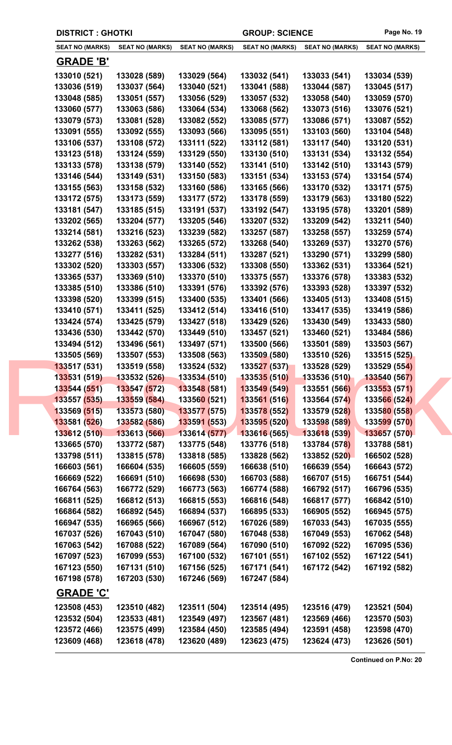**DISTRICT : GHOTKI** **GROUP: SCIENCE**

| SEAT NO (MARKS) | SEAT NO (MARKS) | SEAT NO (MARKS) | SEAT NO (MARKS) | SEAT NO (MARKS) | SEAT NO (MARKS) |
|---|---|---|---|---|---|

## GRADE 'B'

| | | | | | |
|---|---|---|---|---|---|
| 133010 (521) | 133028 (589) | 133029 (564) | 133032 (541) | 133033 (541) | 133034 (539) |
| 133036 (519) | 133037 (564) | 133040 (521) | 133041 (588) | 133044 (587) | 133045 (517) |
| 133048 (585) | 133051 (557) | 133056 (529) | 133057 (532) | 133058 (540) | 133059 (570) |
| 133060 (577) | 133063 (586) | 133064 (534) | 133068 (562) | 133073 (516) | 133076 (521) |
| 133079 (573) | 133081 (528) | 133082 (552) | 133085 (577) | 133086 (571) | 133087 (552) |
| 133091 (555) | 133092 (555) | 133093 (566) | 133095 (551) | 133103 (560) | 133104 (548) |
| 133106 (537) | 133108 (572) | 133111 (522) | 133112 (581) | 133117 (540) | 133120 (531) |
| 133123 (518) | 133124 (559) | 133129 (550) | 133130 (510) | 133131 (534) | 133132 (554) |
| 133133 (578) | 133138 (579) | 133140 (552) | 133141 (510) | 133142 (510) | 133143 (579) |
| 133146 (544) | 133149 (531) | 133150 (583) | 133151 (534) | 133153 (574) | 133154 (574) |
| 133155 (563) | 133158 (532) | 133160 (586) | 133165 (566) | 133170 (532) | 133171 (575) |
| 133172 (575) | 133173 (559) | 133177 (572) | 133178 (559) | 133179 (563) | 133180 (522) |
| 133181 (547) | 133185 (515) | 133191 (537) | 133192 (547) | 133195 (578) | 133201 (589) |
| 133202 (565) | 133204 (577) | 133205 (546) | 133207 (532) | 133209 (542) | 133211 (540) |
| 133214 (581) | 133216 (523) | 133239 (582) | 133257 (587) | 133258 (557) | 133259 (574) |
| 133262 (538) | 133263 (562) | 133265 (572) | 133268 (540) | 133269 (537) | 133270 (576) |
| 133277 (516) | 133282 (531) | 133284 (511) | 133287 (521) | 133290 (571) | 133299 (580) |
| 133302 (520) | 133303 (557) | 133306 (532) | 133308 (550) | 133362 (531) | 133364 (521) |
| 133365 (537) | 133369 (510) | 133370 (510) | 133375 (557) | 133376 (578) | 133383 (532) |
| 133385 (510) | 133386 (510) | 133391 (576) | 133392 (576) | 133393 (528) | 133397 (532) |
| 133398 (520) | 133399 (515) | 133400 (535) | 133401 (566) | 133405 (513) | 133408 (515) |
| 133410 (571) | 133411 (525) | 133412 (514) | 133416 (510) | 133417 (535) | 133419 (586) |
| 133424 (574) | 133425 (579) | 133427 (518) | 133429 (526) | 133430 (549) | 133433 (580) |
| 133436 (530) | 133442 (570) | 133449 (510) | 133457 (521) | 133460 (521) | 133484 (586) |
| 133494 (512) | 133496 (561) | 133497 (571) | 133500 (566) | 133501 (589) | 133503 (567) |
| 133505 (569) | 133507 (553) | 133508 (563) | 133509 (580) | 133510 (526) | 133515 (525) |
| 133517 (531) | 133519 (558) | 133524 (532) | 133527 (537) | 133528 (529) | 133529 (554) |
| 133531 (519) | 133532 (526) | 133534 (510) | 133535 (510) | 133536 (510) | 133540 (567) |
| 133544 (551) | 133547 (572) | 133548 (581) | 133549 (549) | 133551 (566) | 133553 (571) |
| 133557 (535) | 133559 (584) | 133560 (521) | 133561 (516) | 133564 (574) | 133566 (524) |
| 133569 (515) | 133573 (580) | 133577 (575) | 133578 (552) | 133579 (528) | 133580 (558) |
| 133581 (526) | 133582 (586) | 133591 (553) | 133595 (520) | 133598 (589) | 133599 (570) |
| 133612 (510) | 133613 (566) | 133614 (577) | 133616 (565) | 133618 (539) | 133657 (570) |
| 133665 (570) | 133772 (587) | 133775 (548) | 133776 (518) | 133784 (578) | 133788 (581) |
| 133798 (511) | 133815 (578) | 133818 (585) | 133828 (562) | 133852 (520) | 166502 (528) |
| 166603 (561) | 166604 (535) | 166605 (559) | 166638 (510) | 166639 (554) | 166643 (572) |
| 166669 (522) | 166691 (510) | 166698 (530) | 166703 (588) | 166707 (515) | 166751 (544) |
| 166764 (563) | 166772 (529) | 166773 (563) | 166774 (588) | 166792 (517) | 166796 (535) |
| 166811 (525) | 166812 (513) | 166815 (553) | 166816 (548) | 166817 (577) | 166842 (510) |
| 166864 (582) | 166892 (545) | 166894 (537) | 166895 (533) | 166905 (552) | 166945 (575) |
| 166947 (535) | 166965 (566) | 166967 (512) | 167026 (589) | 167033 (543) | 167035 (555) |
| 167037 (526) | 167043 (510) | 167047 (580) | 167048 (538) | 167049 (553) | 167062 (548) |
| 167063 (542) | 167088 (522) | 167089 (564) | 167090 (510) | 167092 (522) | 167095 (536) |
| 167097 (523) | 167099 (553) | 167100 (532) | 167101 (551) | 167102 (552) | 167122 (541) |
| 167123 (550) | 167131 (510) | 167156 (525) | 167171 (541) | 167172 (542) | 167192 (582) |
| 167198 (578) | 167203 (530) | 167246 (569) | 167247 (584) | | |

## GRADE 'C'

| | | | | | |
|---|---|---|---|---|---|
| 123508 (453) | 123510 (482) | 123511 (504) | 123514 (495) | 123516 (479) | 123521 (504) |
| 123532 (504) | 123533 (481) | 123549 (497) | 123567 (481) | 123569 (466) | 123570 (503) |
| 123572 (466) | 123575 (499) | 123584 (450) | 123585 (494) | 123591 (458) | 123598 (470) |
| 123609 (468) | 123618 (478) | 123620 (489) | 123623 (475) | 123624 (473) | 123626 (501) |

**Continued on P.No: 20**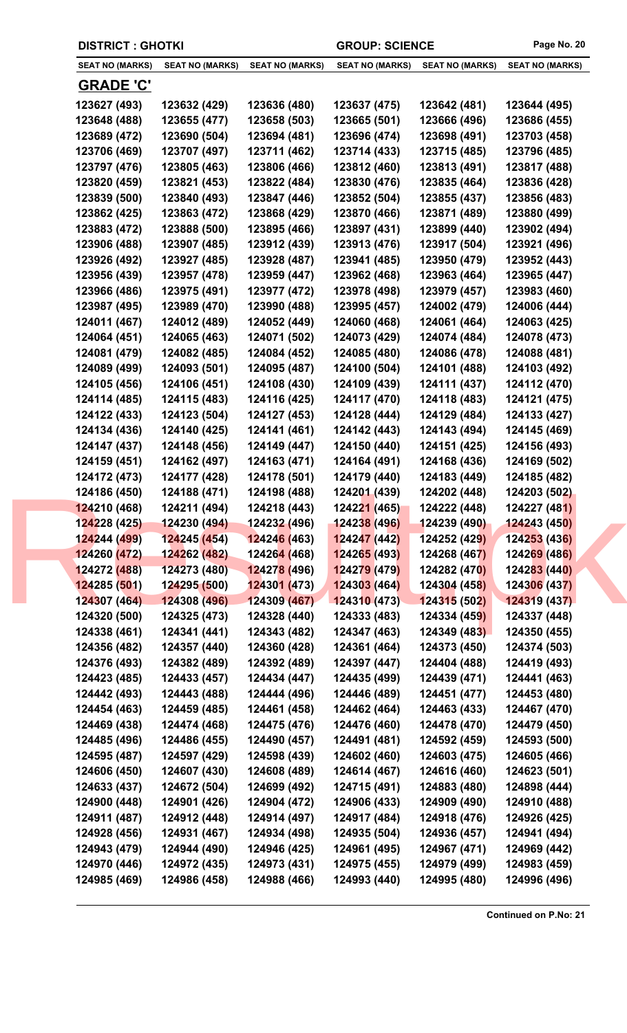**DISTRICT : GHOTKI** | **GROUP: SCIENCE**

| SEAT NO (MARKS) | SEAT NO (MARKS) | SEAT NO (MARKS) | SEAT NO (MARKS) | SEAT NO (MARKS) | SEAT NO (MARKS) |
|---|---|---|---|---|---|

## GRADE 'C'

| SEAT NO (MARKS) | SEAT NO (MARKS) | SEAT NO (MARKS) | SEAT NO (MARKS) | SEAT NO (MARKS) | SEAT NO (MARKS) |
|---|---|---|---|---|---|
| 123627 (493) | 123632 (429) | 123636 (480) | 123637 (475) | 123642 (481) | 123644 (495) |
| 123648 (488) | 123655 (477) | 123658 (503) | 123665 (501) | 123666 (496) | 123686 (455) |
| 123689 (472) | 123690 (504) | 123694 (481) | 123696 (474) | 123698 (491) | 123703 (458) |
| 123706 (469) | 123707 (497) | 123711 (462) | 123714 (433) | 123715 (485) | 123796 (485) |
| 123797 (476) | 123805 (463) | 123806 (466) | 123812 (460) | 123813 (491) | 123817 (488) |
| 123820 (459) | 123821 (453) | 123822 (484) | 123830 (476) | 123835 (464) | 123836 (428) |
| 123839 (500) | 123840 (493) | 123847 (446) | 123852 (504) | 123855 (437) | 123856 (483) |
| 123862 (425) | 123863 (472) | 123868 (429) | 123870 (466) | 123871 (489) | 123880 (499) |
| 123883 (472) | 123888 (500) | 123895 (466) | 123897 (431) | 123899 (440) | 123902 (494) |
| 123906 (488) | 123907 (485) | 123912 (439) | 123913 (476) | 123917 (504) | 123921 (496) |
| 123926 (492) | 123927 (485) | 123928 (487) | 123941 (485) | 123950 (479) | 123952 (443) |
| 123956 (439) | 123957 (478) | 123959 (447) | 123962 (468) | 123963 (464) | 123965 (447) |
| 123966 (486) | 123975 (491) | 123977 (472) | 123978 (498) | 123979 (457) | 123983 (460) |
| 123987 (495) | 123989 (470) | 123990 (488) | 123995 (457) | 124002 (479) | 124006 (444) |
| 124011 (467) | 124012 (489) | 124052 (449) | 124060 (468) | 124061 (464) | 124063 (425) |
| 124064 (451) | 124065 (463) | 124071 (502) | 124073 (429) | 124074 (484) | 124078 (473) |
| 124081 (479) | 124082 (485) | 124084 (452) | 124085 (480) | 124086 (478) | 124088 (481) |
| 124089 (499) | 124093 (501) | 124095 (487) | 124100 (504) | 124101 (488) | 124103 (492) |
| 124105 (456) | 124106 (451) | 124108 (430) | 124109 (439) | 124111 (437) | 124112 (470) |
| 124114 (485) | 124115 (483) | 124116 (425) | 124117 (470) | 124118 (483) | 124121 (475) |
| 124122 (433) | 124123 (504) | 124127 (453) | 124128 (444) | 124129 (484) | 124133 (427) |
| 124134 (436) | 124140 (425) | 124141 (461) | 124142 (443) | 124143 (494) | 124145 (469) |
| 124147 (437) | 124148 (456) | 124149 (447) | 124150 (440) | 124151 (425) | 124156 (493) |
| 124159 (451) | 124162 (497) | 124163 (471) | 124164 (491) | 124168 (436) | 124169 (502) |
| 124172 (473) | 124177 (428) | 124178 (501) | 124179 (440) | 124183 (449) | 124185 (482) |
| 124186 (450) | 124188 (471) | 124198 (488) | 124201 (439) | 124202 (448) | 124203 (502) |
| 124210 (468) | 124211 (494) | 124218 (443) | 124221 (465) | 124222 (448) | 124227 (481) |
| 124228 (425) | 124230 (494) | 124232 (496) | 124238 (496) | 124239 (490) | 124243 (450) |
| 124244 (499) | 124245 (454) | 124246 (463) | 124247 (442) | 124252 (429) | 124253 (436) |
| 124260 (472) | 124262 (482) | 124264 (468) | 124265 (493) | 124268 (467) | 124269 (486) |
| 124272 (488) | 124273 (480) | 124278 (496) | 124279 (479) | 124282 (470) | 124283 (440) |
| 124285 (501) | 124295 (500) | 124301 (473) | 124303 (464) | 124304 (458) | 124306 (437) |
| 124307 (464) | 124308 (496) | 124309 (467) | 124310 (473) | 124315 (502) | 124319 (437) |
| 124320 (500) | 124325 (473) | 124328 (440) | 124333 (483) | 124334 (459) | 124337 (448) |
| 124338 (461) | 124341 (441) | 124343 (482) | 124347 (463) | 124349 (483) | 124350 (455) |
| 124356 (482) | 124357 (440) | 124360 (428) | 124361 (464) | 124373 (450) | 124374 (503) |
| 124376 (493) | 124382 (489) | 124392 (489) | 124397 (447) | 124404 (488) | 124419 (493) |
| 124423 (485) | 124433 (457) | 124434 (447) | 124435 (499) | 124439 (471) | 124441 (463) |
| 124442 (493) | 124443 (488) | 124444 (496) | 124446 (489) | 124451 (477) | 124453 (480) |
| 124454 (463) | 124459 (485) | 124461 (458) | 124462 (464) | 124463 (433) | 124467 (470) |
| 124469 (438) | 124474 (468) | 124475 (476) | 124476 (460) | 124478 (470) | 124479 (450) |
| 124485 (496) | 124486 (455) | 124490 (457) | 124491 (481) | 124592 (459) | 124593 (500) |
| 124595 (487) | 124597 (429) | 124598 (439) | 124602 (460) | 124603 (475) | 124605 (466) |
| 124606 (450) | 124607 (430) | 124608 (489) | 124614 (467) | 124616 (460) | 124623 (501) |
| 124633 (437) | 124672 (504) | 124699 (492) | 124715 (491) | 124883 (480) | 124898 (444) |
| 124900 (448) | 124901 (426) | 124904 (472) | 124906 (433) | 124909 (490) | 124910 (488) |
| 124911 (487) | 124912 (448) | 124914 (497) | 124917 (484) | 124918 (476) | 124926 (425) |
| 124928 (456) | 124931 (467) | 124934 (498) | 124935 (504) | 124936 (457) | 124941 (494) |
| 124943 (479) | 124944 (490) | 124946 (425) | 124961 (495) | 124967 (471) | 124969 (442) |
| 124970 (446) | 124972 (435) | 124973 (431) | 124975 (455) | 124979 (499) | 124983 (459) |
| 124985 (469) | 124986 (458) | 124988 (466) | 124993 (440) | 124995 (480) | 124996 (496) |

**Continued on P.No: 21**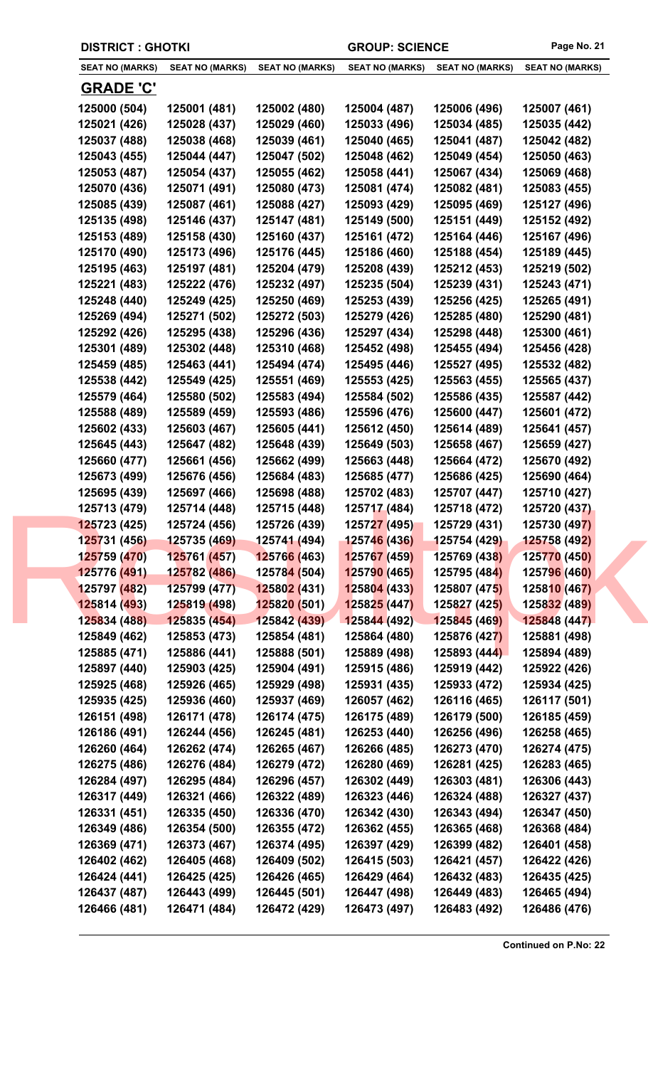| DISTRICT : GHOTKI | | | GROUP: SCIENCE | | |
|---|---|---|---|---|---|
| **SEAT NO (MARKS)** | **SEAT NO (MARKS)** | **SEAT NO (MARKS)** | **SEAT NO (MARKS)** | **SEAT NO (MARKS)** | **SEAT NO (MARKS)** |

## GRADE 'C'

| | | | | | |
|---|---|---|---|---|---|
| 125000 (504) | 125001 (481) | 125002 (480) | 125004 (487) | 125006 (496) | 125007 (461) |
| 125021 (426) | 125028 (437) | 125029 (460) | 125033 (496) | 125034 (485) | 125035 (442) |
| 125037 (488) | 125038 (468) | 125039 (461) | 125040 (465) | 125041 (487) | 125042 (482) |
| 125043 (455) | 125044 (447) | 125047 (502) | 125048 (462) | 125049 (454) | 125050 (463) |
| 125053 (487) | 125054 (437) | 125055 (462) | 125058 (441) | 125067 (434) | 125069 (468) |
| 125070 (436) | 125071 (491) | 125080 (473) | 125081 (474) | 125082 (481) | 125083 (455) |
| 125085 (439) | 125087 (461) | 125088 (427) | 125093 (429) | 125095 (469) | 125127 (496) |
| 125135 (498) | 125146 (437) | 125147 (481) | 125149 (500) | 125151 (449) | 125152 (492) |
| 125153 (489) | 125158 (430) | 125160 (437) | 125161 (472) | 125164 (446) | 125167 (496) |
| 125170 (490) | 125173 (496) | 125176 (445) | 125186 (460) | 125188 (454) | 125189 (445) |
| 125195 (463) | 125197 (481) | 125204 (479) | 125208 (439) | 125212 (453) | 125219 (502) |
| 125221 (483) | 125222 (476) | 125232 (497) | 125235 (504) | 125239 (431) | 125243 (471) |
| 125248 (440) | 125249 (425) | 125250 (469) | 125253 (439) | 125256 (425) | 125265 (491) |
| 125269 (494) | 125271 (502) | 125272 (503) | 125279 (426) | 125285 (480) | 125290 (481) |
| 125292 (426) | 125295 (438) | 125296 (436) | 125297 (434) | 125298 (448) | 125300 (461) |
| 125301 (489) | 125302 (448) | 125310 (468) | 125452 (498) | 125455 (494) | 125456 (428) |
| 125459 (485) | 125463 (441) | 125494 (474) | 125495 (446) | 125527 (495) | 125532 (482) |
| 125538 (442) | 125549 (425) | 125551 (469) | 125553 (425) | 125563 (455) | 125565 (437) |
| 125579 (464) | 125580 (502) | 125583 (494) | 125584 (502) | 125586 (435) | 125587 (442) |
| 125588 (489) | 125589 (459) | 125593 (486) | 125596 (476) | 125600 (447) | 125601 (472) |
| 125602 (433) | 125603 (467) | 125605 (441) | 125612 (450) | 125614 (489) | 125641 (457) |
| 125645 (443) | 125647 (482) | 125648 (439) | 125649 (503) | 125658 (467) | 125659 (427) |
| 125660 (477) | 125661 (456) | 125662 (499) | 125663 (448) | 125664 (472) | 125670 (492) |
| 125673 (499) | 125676 (456) | 125684 (483) | 125685 (477) | 125686 (425) | 125690 (464) |
| 125695 (439) | 125697 (466) | 125698 (488) | 125702 (483) | 125707 (447) | 125710 (427) |
| 125713 (479) | 125714 (448) | 125715 (448) | 125717 (484) | 125718 (472) | 125720 (437) |
| 125723 (425) | 125724 (456) | 125726 (439) | 125727 (495) | 125729 (431) | 125730 (497) |
| 125731 (456) | 125735 (469) | 125741 (494) | 125746 (436) | 125754 (429) | 125758 (492) |
| 125759 (470) | 125761 (457) | 125766 (463) | 125767 (459) | 125769 (438) | 125770 (450) |
| 125776 (491) | 125782 (486) | 125784 (504) | 125790 (465) | 125795 (484) | 125796 (460) |
| 125797 (482) | 125799 (477) | 125802 (431) | 125804 (433) | 125807 (475) | 125810 (467) |
| 125814 (493) | 125819 (498) | 125820 (501) | 125825 (447) | 125827 (425) | 125832 (489) |
| 125834 (488) | 125835 (454) | 125842 (439) | 125844 (492) | 125845 (469) | 125848 (447) |
| 125849 (462) | 125853 (473) | 125854 (481) | 125864 (480) | 125876 (427) | 125881 (498) |
| 125885 (471) | 125886 (441) | 125888 (501) | 125889 (498) | 125893 (444) | 125894 (489) |
| 125897 (440) | 125903 (425) | 125904 (491) | 125915 (486) | 125919 (442) | 125922 (426) |
| 125925 (468) | 125926 (465) | 125929 (498) | 125931 (435) | 125933 (472) | 125934 (425) |
| 125935 (425) | 125936 (460) | 125937 (469) | 126057 (462) | 126116 (465) | 126117 (501) |
| 126151 (498) | 126171 (478) | 126174 (475) | 126175 (489) | 126179 (500) | 126185 (459) |
| 126186 (491) | 126244 (456) | 126245 (481) | 126253 (440) | 126256 (496) | 126258 (465) |
| 126260 (464) | 126262 (474) | 126265 (467) | 126266 (485) | 126273 (470) | 126274 (475) |
| 126275 (486) | 126276 (484) | 126279 (472) | 126280 (469) | 126281 (425) | 126283 (465) |
| 126284 (497) | 126295 (484) | 126296 (457) | 126302 (449) | 126303 (481) | 126306 (443) |
| 126317 (449) | 126321 (466) | 126322 (489) | 126323 (446) | 126324 (488) | 126327 (437) |
| 126331 (451) | 126335 (450) | 126336 (470) | 126342 (430) | 126343 (494) | 126347 (450) |
| 126349 (486) | 126354 (500) | 126355 (472) | 126362 (455) | 126365 (468) | 126368 (484) |
| 126369 (471) | 126373 (467) | 126374 (495) | 126397 (429) | 126399 (482) | 126401 (458) |
| 126402 (462) | 126405 (468) | 126409 (502) | 126415 (503) | 126421 (457) | 126422 (426) |
| 126424 (441) | 126425 (425) | 126426 (465) | 126429 (464) | 126432 (483) | 126435 (425) |
| 126437 (487) | 126443 (499) | 126445 (501) | 126447 (498) | 126449 (483) | 126465 (494) |
| 126466 (481) | 126471 (484) | 126472 (429) | 126473 (497) | 126483 (492) | 126486 (476) |

**Continued on P.No: 22**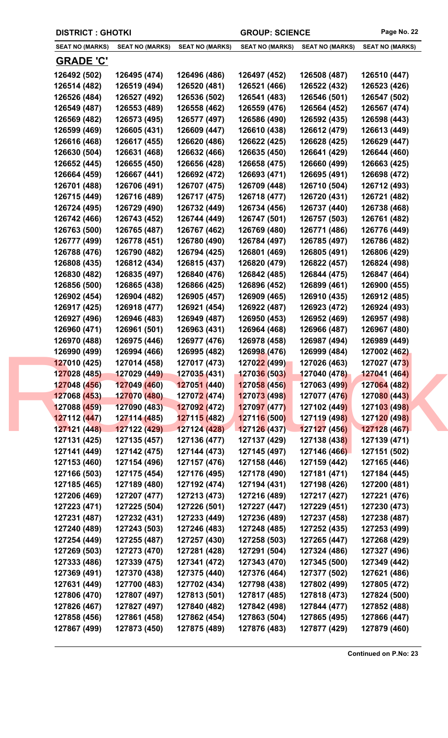**DISTRICT : GHOTKI** **GROUP: SCIENCE**

| SEAT NO (MARKS) | SEAT NO (MARKS) | SEAT NO (MARKS) | SEAT NO (MARKS) | SEAT NO (MARKS) | SEAT NO (MARKS) |
|---|---|---|---|---|---|

## GRADE 'C'

| | | | | | |
|---|---|---|---|---|---|
| 126492 (502) | 126495 (474) | 126496 (486) | 126497 (452) | 126508 (487) | 126510 (447) |
| 126514 (482) | 126519 (494) | 126520 (481) | 126521 (466) | 126522 (432) | 126523 (426) |
| 126526 (484) | 126527 (492) | 126536 (502) | 126541 (483) | 126546 (501) | 126547 (502) |
| 126549 (487) | 126553 (489) | 126558 (462) | 126559 (476) | 126564 (452) | 126567 (474) |
| 126569 (482) | 126573 (495) | 126577 (497) | 126586 (490) | 126592 (435) | 126598 (443) |
| 126599 (469) | 126605 (431) | 126609 (447) | 126610 (438) | 126612 (479) | 126613 (449) |
| 126616 (468) | 126617 (455) | 126620 (486) | 126622 (425) | 126628 (425) | 126629 (447) |
| 126630 (504) | 126631 (468) | 126632 (466) | 126635 (450) | 126641 (429) | 126644 (460) |
| 126652 (445) | 126655 (450) | 126656 (428) | 126658 (475) | 126660 (499) | 126663 (425) |
| 126664 (459) | 126667 (441) | 126692 (472) | 126693 (471) | 126695 (491) | 126698 (472) |
| 126701 (488) | 126706 (491) | 126707 (475) | 126709 (448) | 126710 (504) | 126712 (493) |
| 126715 (449) | 126716 (489) | 126717 (475) | 126718 (477) | 126720 (431) | 126721 (482) |
| 126724 (495) | 126729 (490) | 126732 (449) | 126734 (456) | 126737 (440) | 126738 (468) |
| 126742 (466) | 126743 (452) | 126744 (449) | 126747 (501) | 126757 (503) | 126761 (482) |
| 126763 (500) | 126765 (487) | 126767 (462) | 126769 (480) | 126771 (486) | 126776 (449) |
| 126777 (499) | 126778 (451) | 126780 (490) | 126784 (497) | 126785 (497) | 126786 (482) |
| 126788 (476) | 126790 (482) | 126794 (425) | 126801 (469) | 126805 (491) | 126806 (429) |
| 126808 (435) | 126812 (434) | 126815 (437) | 126820 (479) | 126822 (457) | 126824 (498) |
| 126830 (482) | 126835 (497) | 126840 (476) | 126842 (485) | 126844 (475) | 126847 (464) |
| 126856 (500) | 126865 (438) | 126866 (425) | 126896 (452) | 126899 (461) | 126900 (455) |
| 126902 (454) | 126904 (482) | 126905 (457) | 126909 (465) | 126910 (435) | 126912 (485) |
| 126917 (425) | 126918 (477) | 126921 (454) | 126922 (487) | 126923 (472) | 126924 (493) |
| 126927 (496) | 126946 (483) | 126949 (487) | 126950 (453) | 126952 (469) | 126957 (498) |
| 126960 (471) | 126961 (501) | 126963 (431) | 126964 (468) | 126966 (487) | 126967 (480) |
| 126970 (488) | 126975 (446) | 126977 (476) | 126978 (458) | 126987 (494) | 126989 (449) |
| 126990 (499) | 126994 (466) | 126995 (482) | 126998 (476) | 126999 (484) | 127002 (462) |
| 127010 (425) | 127014 (458) | 127017 (473) | 127022 (499) | 127026 (463) | 127027 (473) |
| 127028 (485) | 127029 (449) | 127035 (431) | 127036 (503) | 127040 (478) | 127041 (464) |
| 127048 (456) | 127049 (460) | 127051 (440) | 127058 (456) | 127063 (499) | 127064 (482) |
| 127068 (453) | 127070 (480) | 127072 (474) | 127073 (498) | 127077 (476) | 127080 (443) |
| 127088 (459) | 127090 (483) | 127092 (472) | 127097 (477) | 127102 (449) | 127103 (498) |
| 127112 (447) | 127114 (485) | 127115 (482) | 127116 (500) | 127119 (498) | 127120 (498) |
| 127121 (448) | 127122 (429) | 127124 (428) | 127126 (437) | 127127 (456) | 127128 (467) |
| 127131 (425) | 127135 (457) | 127136 (477) | 127137 (429) | 127138 (438) | 127139 (471) |
| 127141 (449) | 127142 (475) | 127144 (473) | 127145 (497) | 127146 (466) | 127151 (502) |
| 127153 (460) | 127154 (496) | 127157 (476) | 127158 (446) | 127159 (442) | 127165 (446) |
| 127166 (503) | 127175 (454) | 127176 (495) | 127178 (490) | 127181 (471) | 127184 (445) |
| 127185 (465) | 127189 (480) | 127192 (474) | 127194 (431) | 127198 (426) | 127200 (481) |
| 127206 (469) | 127207 (477) | 127213 (473) | 127216 (489) | 127217 (427) | 127221 (476) |
| 127223 (471) | 127225 (504) | 127226 (501) | 127227 (447) | 127229 (451) | 127230 (473) |
| 127231 (487) | 127232 (431) | 127233 (449) | 127236 (489) | 127237 (458) | 127238 (487) |
| 127240 (489) | 127243 (503) | 127246 (483) | 127248 (485) | 127252 (435) | 127253 (499) |
| 127254 (449) | 127255 (487) | 127257 (430) | 127258 (503) | 127265 (447) | 127268 (429) |
| 127269 (503) | 127273 (470) | 127281 (428) | 127291 (504) | 127324 (486) | 127327 (496) |
| 127333 (486) | 127339 (475) | 127341 (472) | 127343 (470) | 127345 (500) | 127349 (442) |
| 127369 (491) | 127370 (438) | 127375 (440) | 127376 (464) | 127377 (502) | 127621 (486) |
| 127631 (449) | 127700 (483) | 127702 (434) | 127798 (438) | 127802 (499) | 127805 (472) |
| 127806 (470) | 127807 (497) | 127813 (501) | 127817 (485) | 127818 (473) | 127824 (500) |
| 127826 (467) | 127827 (497) | 127840 (482) | 127842 (498) | 127844 (477) | 127852 (488) |
| 127858 (456) | 127861 (458) | 127862 (454) | 127863 (504) | 127865 (495) | 127866 (447) |
| 127867 (499) | 127873 (450) | 127875 (489) | 127876 (483) | 127877 (429) | 127879 (460) |

**Continued on P.No: 23**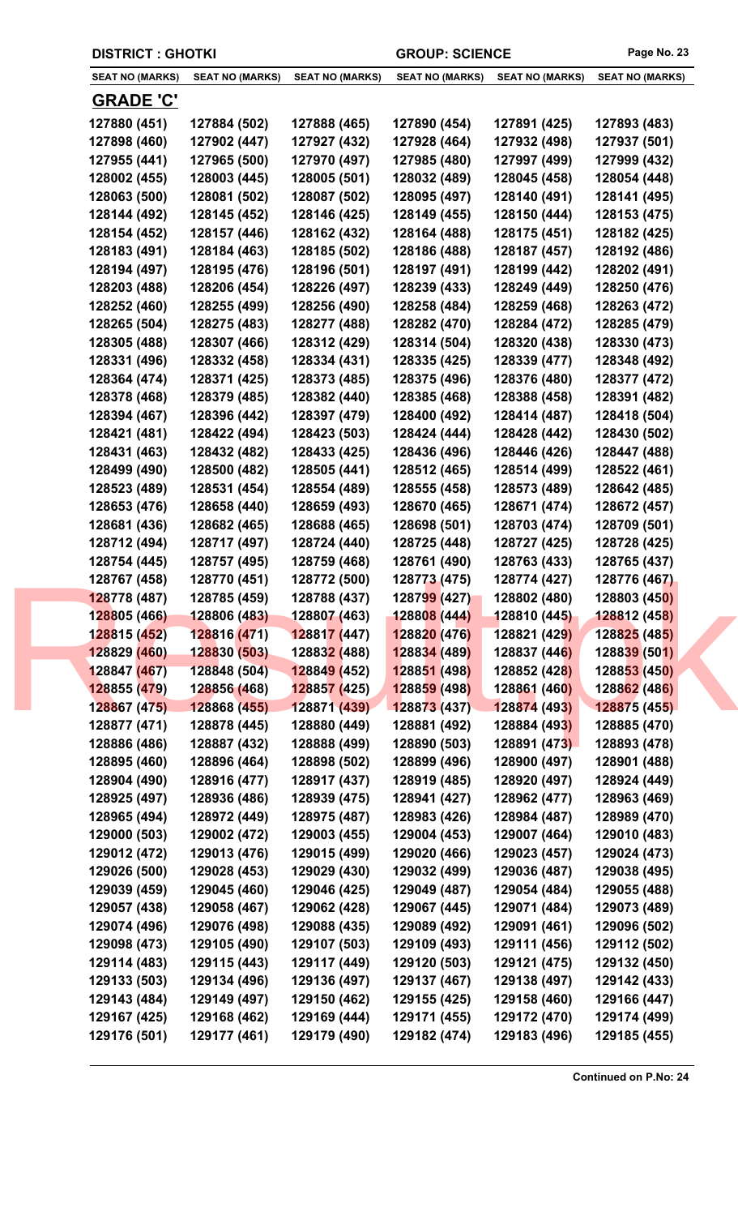**DISTRICT : GHOTKI** | **GROUP: SCIENCE**

| SEAT NO (MARKS) | SEAT NO (MARKS) | SEAT NO (MARKS) | SEAT NO (MARKS) | SEAT NO (MARKS) | SEAT NO (MARKS) |
|---|---|---|---|---|---|

## GRADE 'C'

| SEAT NO (MARKS) | SEAT NO (MARKS) | SEAT NO (MARKS) | SEAT NO (MARKS) | SEAT NO (MARKS) | SEAT NO (MARKS) |
|---|---|---|---|---|---|
| 127880 (451) | 127884 (502) | 127888 (465) | 127890 (454) | 127891 (425) | 127893 (483) |
| 127898 (460) | 127902 (447) | 127927 (432) | 127928 (464) | 127932 (498) | 127937 (501) |
| 127955 (441) | 127965 (500) | 127970 (497) | 127985 (480) | 127997 (499) | 127999 (432) |
| 128002 (455) | 128003 (445) | 128005 (501) | 128032 (489) | 128045 (458) | 128054 (448) |
| 128063 (500) | 128081 (502) | 128087 (502) | 128095 (497) | 128140 (491) | 128141 (495) |
| 128144 (492) | 128145 (452) | 128146 (425) | 128149 (455) | 128150 (444) | 128153 (475) |
| 128154 (452) | 128157 (446) | 128162 (432) | 128164 (488) | 128175 (451) | 128182 (425) |
| 128183 (491) | 128184 (463) | 128185 (502) | 128186 (488) | 128187 (457) | 128192 (486) |
| 128194 (497) | 128195 (476) | 128196 (501) | 128197 (491) | 128199 (442) | 128202 (491) |
| 128203 (488) | 128206 (454) | 128226 (497) | 128239 (433) | 128249 (449) | 128250 (476) |
| 128252 (460) | 128255 (499) | 128256 (490) | 128258 (484) | 128259 (468) | 128263 (472) |
| 128265 (504) | 128275 (483) | 128277 (488) | 128282 (470) | 128284 (472) | 128285 (479) |
| 128305 (488) | 128307 (466) | 128312 (429) | 128314 (504) | 128320 (438) | 128330 (473) |
| 128331 (496) | 128332 (458) | 128334 (431) | 128335 (425) | 128339 (477) | 128348 (492) |
| 128364 (474) | 128371 (425) | 128373 (485) | 128375 (496) | 128376 (480) | 128377 (472) |
| 128378 (468) | 128379 (485) | 128382 (440) | 128385 (468) | 128388 (458) | 128391 (482) |
| 128394 (467) | 128396 (442) | 128397 (479) | 128400 (492) | 128414 (487) | 128418 (504) |
| 128421 (481) | 128422 (494) | 128423 (503) | 128424 (444) | 128428 (442) | 128430 (502) |
| 128431 (463) | 128432 (482) | 128433 (425) | 128436 (496) | 128446 (426) | 128447 (488) |
| 128499 (490) | 128500 (482) | 128505 (441) | 128512 (465) | 128514 (499) | 128522 (461) |
| 128523 (489) | 128531 (454) | 128554 (489) | 128555 (458) | 128573 (489) | 128642 (485) |
| 128653 (476) | 128658 (440) | 128659 (493) | 128670 (465) | 128671 (474) | 128672 (457) |
| 128681 (436) | 128682 (465) | 128688 (465) | 128698 (501) | 128703 (474) | 128709 (501) |
| 128712 (494) | 128717 (497) | 128724 (440) | 128725 (448) | 128727 (425) | 128728 (425) |
| 128754 (445) | 128757 (495) | 128759 (468) | 128761 (490) | 128763 (433) | 128765 (437) |
| 128767 (458) | 128770 (451) | 128772 (500) | 128773 (475) | 128774 (427) | 128776 (467) |
| 128778 (487) | 128785 (459) | 128788 (437) | 128799 (427) | 128802 (480) | 128803 (450) |
| 128805 (466) | 128806 (483) | 128807 (463) | 128808 (444) | 128810 (445) | 128812 (458) |
| 128815 (452) | 128816 (471) | 128817 (447) | 128820 (476) | 128821 (429) | 128825 (485) |
| 128829 (460) | 128830 (503) | 128832 (488) | 128834 (489) | 128837 (446) | 128839 (501) |
| 128847 (467) | 128848 (504) | 128849 (452) | 128851 (498) | 128852 (428) | 128853 (450) |
| 128855 (479) | 128856 (468) | 128857 (425) | 128859 (498) | 128861 (460) | 128862 (486) |
| 128867 (475) | 128868 (455) | 128871 (439) | 128873 (437) | 128874 (493) | 128875 (455) |
| 128877 (471) | 128878 (445) | 128880 (449) | 128881 (492) | 128884 (493) | 128885 (470) |
| 128886 (486) | 128887 (432) | 128888 (499) | 128890 (503) | 128891 (473) | 128893 (478) |
| 128895 (460) | 128896 (464) | 128898 (502) | 128899 (496) | 128900 (497) | 128901 (488) |
| 128904 (490) | 128916 (477) | 128917 (437) | 128919 (485) | 128920 (497) | 128924 (449) |
| 128925 (497) | 128936 (486) | 128939 (475) | 128941 (427) | 128962 (477) | 128963 (469) |
| 128965 (494) | 128972 (449) | 128975 (487) | 128983 (426) | 128984 (487) | 128989 (470) |
| 129000 (503) | 129002 (472) | 129003 (455) | 129004 (453) | 129007 (464) | 129010 (483) |
| 129012 (472) | 129013 (476) | 129015 (499) | 129020 (466) | 129023 (457) | 129024 (473) |
| 129026 (500) | 129028 (453) | 129029 (430) | 129032 (499) | 129036 (487) | 129038 (495) |
| 129039 (459) | 129045 (460) | 129046 (425) | 129049 (487) | 129054 (484) | 129055 (488) |
| 129057 (438) | 129058 (467) | 129062 (428) | 129067 (445) | 129071 (484) | 129073 (489) |
| 129074 (496) | 129076 (498) | 129088 (435) | 129089 (492) | 129091 (461) | 129096 (502) |
| 129098 (473) | 129105 (490) | 129107 (503) | 129109 (493) | 129111 (456) | 129112 (502) |
| 129114 (483) | 129115 (443) | 129117 (449) | 129120 (503) | 129121 (475) | 129132 (450) |
| 129133 (503) | 129134 (496) | 129136 (497) | 129137 (467) | 129138 (497) | 129142 (433) |
| 129143 (484) | 129149 (497) | 129150 (462) | 129155 (425) | 129158 (460) | 129166 (447) |
| 129167 (425) | 129168 (462) | 129169 (444) | 129171 (455) | 129172 (470) | 129174 (499) |
| 129176 (501) | 129177 (461) | 129179 (490) | 129182 (474) | 129183 (496) | 129185 (455) |

**Continued on P.No: 24**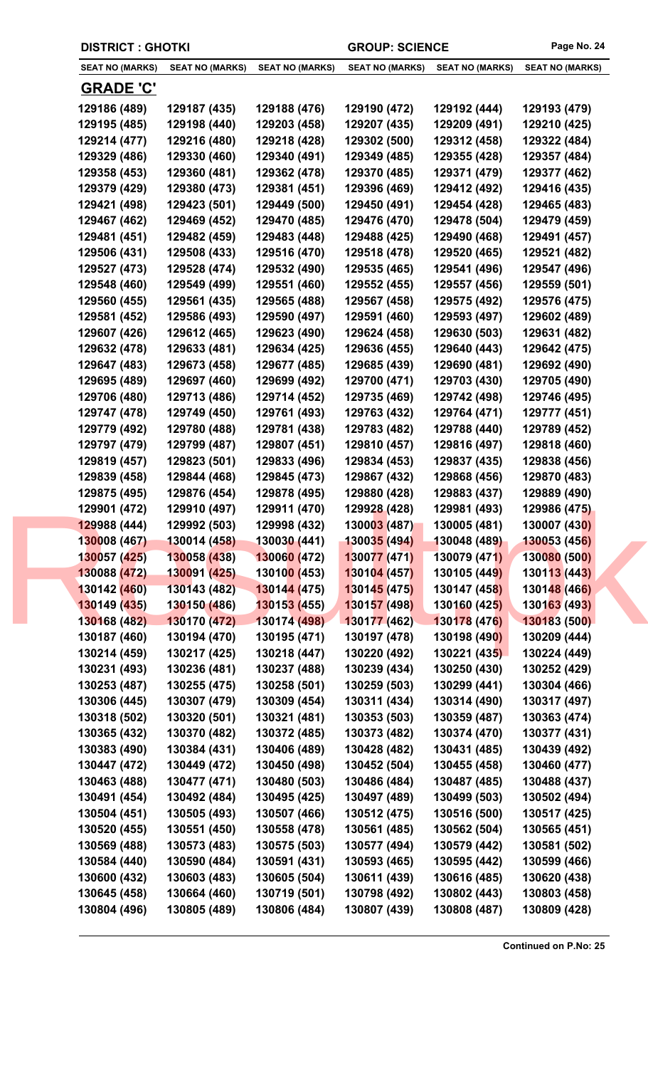DISTRICT : GHOTKI | GROUP: SCIENCE

| SEAT NO (MARKS) | SEAT NO (MARKS) | SEAT NO (MARKS) | SEAT NO (MARKS) | SEAT NO (MARKS) | SEAT NO (MARKS) |
|---|---|---|---|---|---|

## GRADE 'C'

| SEAT NO (MARKS) | SEAT NO (MARKS) | SEAT NO (MARKS) | SEAT NO (MARKS) | SEAT NO (MARKS) | SEAT NO (MARKS) |
|---|---|---|---|---|---|
| 129186 (489) | 129187 (435) | 129188 (476) | 129190 (472) | 129192 (444) | 129193 (479) |
| 129195 (485) | 129198 (440) | 129203 (458) | 129207 (435) | 129209 (491) | 129210 (425) |
| 129214 (477) | 129216 (480) | 129218 (428) | 129302 (500) | 129312 (458) | 129322 (484) |
| 129329 (486) | 129330 (460) | 129340 (491) | 129349 (485) | 129355 (428) | 129357 (484) |
| 129358 (453) | 129360 (481) | 129362 (478) | 129370 (485) | 129371 (479) | 129377 (462) |
| 129379 (429) | 129380 (473) | 129381 (451) | 129396 (469) | 129412 (492) | 129416 (435) |
| 129421 (498) | 129423 (501) | 129449 (500) | 129450 (491) | 129454 (428) | 129465 (483) |
| 129467 (462) | 129469 (452) | 129470 (485) | 129476 (470) | 129478 (504) | 129479 (459) |
| 129481 (451) | 129482 (459) | 129483 (448) | 129488 (425) | 129490 (468) | 129491 (457) |
| 129506 (431) | 129508 (433) | 129516 (470) | 129518 (478) | 129520 (465) | 129521 (482) |
| 129527 (473) | 129528 (474) | 129532 (490) | 129535 (465) | 129541 (496) | 129547 (496) |
| 129548 (460) | 129549 (499) | 129551 (460) | 129552 (455) | 129557 (456) | 129559 (501) |
| 129560 (455) | 129561 (435) | 129565 (488) | 129567 (458) | 129575 (492) | 129576 (475) |
| 129581 (452) | 129586 (493) | 129590 (497) | 129591 (460) | 129593 (497) | 129602 (489) |
| 129607 (426) | 129612 (465) | 129623 (490) | 129624 (458) | 129630 (503) | 129631 (482) |
| 129632 (478) | 129633 (481) | 129634 (425) | 129636 (455) | 129640 (443) | 129642 (475) |
| 129647 (483) | 129673 (458) | 129677 (485) | 129685 (439) | 129690 (481) | 129692 (490) |
| 129695 (489) | 129697 (460) | 129699 (492) | 129700 (471) | 129703 (430) | 129705 (490) |
| 129706 (480) | 129713 (486) | 129714 (452) | 129735 (469) | 129742 (498) | 129746 (495) |
| 129747 (478) | 129749 (450) | 129761 (493) | 129763 (432) | 129764 (471) | 129777 (451) |
| 129779 (492) | 129780 (488) | 129781 (438) | 129783 (482) | 129788 (440) | 129789 (452) |
| 129797 (479) | 129799 (487) | 129807 (451) | 129810 (457) | 129816 (497) | 129818 (460) |
| 129819 (457) | 129823 (501) | 129833 (496) | 129834 (453) | 129837 (435) | 129838 (456) |
| 129839 (458) | 129844 (468) | 129845 (473) | 129867 (432) | 129868 (456) | 129870 (483) |
| 129875 (495) | 129876 (454) | 129878 (495) | 129880 (428) | 129883 (437) | 129889 (490) |
| 129901 (472) | 129910 (497) | 129911 (470) | 129928 (428) | 129981 (493) | 129986 (475) |
| 129988 (444) | 129992 (503) | 129998 (432) | 130003 (487) | 130005 (481) | 130007 (430) |
| 130008 (467) | 130014 (458) | 130030 (441) | 130035 (494) | 130048 (489) | 130053 (456) |
| 130057 (425) | 130058 (438) | 130060 (472) | 130077 (471) | 130079 (471) | 130080 (500) |
| 130088 (472) | 130091 (425) | 130100 (453) | 130104 (457) | 130105 (449) | 130113 (443) |
| 130142 (460) | 130143 (482) | 130144 (475) | 130145 (475) | 130147 (458) | 130148 (466) |
| 130149 (435) | 130150 (486) | 130153 (455) | 130157 (498) | 130160 (425) | 130163 (493) |
| 130168 (482) | 130170 (472) | 130174 (498) | 130177 (462) | 130178 (476) | 130183 (500) |
| 130187 (460) | 130194 (470) | 130195 (471) | 130197 (478) | 130198 (490) | 130209 (444) |
| 130214 (459) | 130217 (425) | 130218 (447) | 130220 (492) | 130221 (435) | 130224 (449) |
| 130231 (493) | 130236 (481) | 130237 (488) | 130239 (434) | 130250 (430) | 130252 (429) |
| 130253 (487) | 130255 (475) | 130258 (501) | 130259 (503) | 130299 (441) | 130304 (466) |
| 130306 (445) | 130307 (479) | 130309 (454) | 130311 (434) | 130314 (490) | 130317 (497) |
| 130318 (502) | 130320 (501) | 130321 (481) | 130353 (503) | 130359 (487) | 130363 (474) |
| 130365 (432) | 130370 (482) | 130372 (485) | 130373 (482) | 130374 (470) | 130377 (431) |
| 130383 (490) | 130384 (431) | 130406 (489) | 130428 (482) | 130431 (485) | 130439 (492) |
| 130447 (472) | 130449 (472) | 130450 (498) | 130452 (504) | 130455 (458) | 130460 (477) |
| 130463 (488) | 130477 (471) | 130480 (503) | 130486 (484) | 130487 (485) | 130488 (437) |
| 130491 (454) | 130492 (484) | 130495 (425) | 130497 (489) | 130499 (503) | 130502 (494) |
| 130504 (451) | 130505 (493) | 130507 (466) | 130512 (475) | 130516 (500) | 130517 (425) |
| 130520 (455) | 130551 (450) | 130558 (478) | 130561 (485) | 130562 (504) | 130565 (451) |
| 130569 (488) | 130573 (483) | 130575 (503) | 130577 (494) | 130579 (442) | 130581 (502) |
| 130584 (440) | 130590 (484) | 130591 (431) | 130593 (465) | 130595 (442) | 130599 (466) |
| 130600 (432) | 130603 (483) | 130605 (504) | 130611 (439) | 130616 (485) | 130620 (438) |
| 130645 (458) | 130664 (460) | 130719 (501) | 130798 (492) | 130802 (443) | 130803 (458) |
| 130804 (496) | 130805 (489) | 130806 (484) | 130807 (439) | 130808 (487) | 130809 (428) |

**Continued on P.No: 25**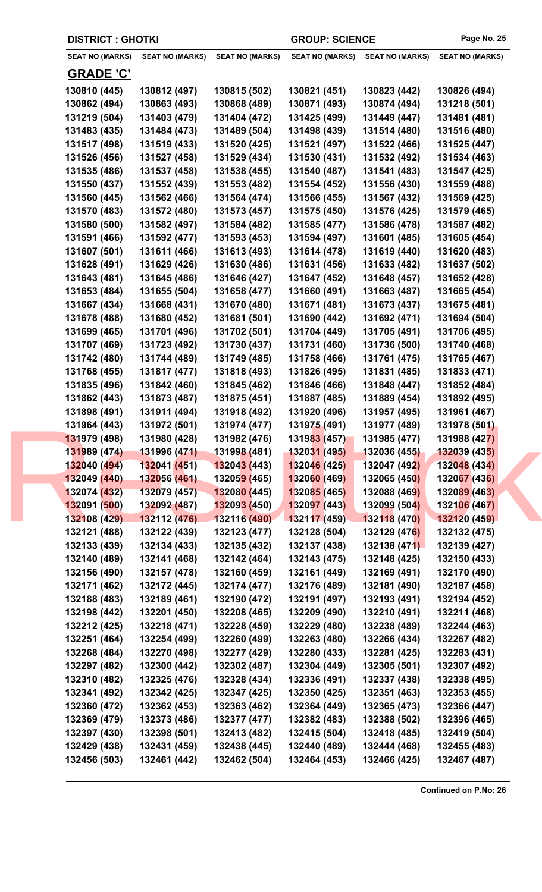DISTRICT : GHOTKI | GROUP: SCIENCE

| SEAT NO (MARKS) | SEAT NO (MARKS) | SEAT NO (MARKS) | SEAT NO (MARKS) | SEAT NO (MARKS) | SEAT NO (MARKS) |
|---|---|---|---|---|---|

## GRADE 'C'

| | | | | | |
|---|---|---|---|---|---|
| 130810 (445) | 130812 (497) | 130815 (502) | 130821 (451) | 130823 (442) | 130826 (494) |
| 130862 (494) | 130863 (493) | 130868 (489) | 130871 (493) | 130874 (494) | 131218 (501) |
| 131219 (504) | 131403 (479) | 131404 (472) | 131425 (499) | 131449 (447) | 131481 (481) |
| 131483 (435) | 131484 (473) | 131489 (504) | 131498 (439) | 131514 (480) | 131516 (480) |
| 131517 (498) | 131519 (433) | 131520 (425) | 131521 (497) | 131522 (466) | 131525 (447) |
| 131526 (456) | 131527 (458) | 131529 (434) | 131530 (431) | 131532 (492) | 131534 (463) |
| 131535 (486) | 131537 (458) | 131538 (455) | 131540 (487) | 131541 (483) | 131547 (425) |
| 131550 (437) | 131552 (439) | 131553 (482) | 131554 (452) | 131556 (430) | 131559 (488) |
| 131560 (445) | 131562 (466) | 131564 (474) | 131566 (455) | 131567 (432) | 131569 (425) |
| 131570 (483) | 131572 (480) | 131573 (457) | 131575 (450) | 131576 (425) | 131579 (465) |
| 131580 (500) | 131582 (497) | 131584 (482) | 131585 (477) | 131586 (478) | 131587 (482) |
| 131591 (466) | 131592 (477) | 131593 (453) | 131594 (497) | 131601 (485) | 131605 (454) |
| 131607 (501) | 131611 (466) | 131613 (493) | 131614 (478) | 131619 (440) | 131620 (483) |
| 131628 (491) | 131629 (426) | 131630 (486) | 131631 (456) | 131633 (482) | 131637 (502) |
| 131643 (481) | 131645 (486) | 131646 (427) | 131647 (452) | 131648 (457) | 131652 (428) |
| 131653 (484) | 131655 (504) | 131658 (477) | 131660 (491) | 131663 (487) | 131665 (454) |
| 131667 (434) | 131668 (431) | 131670 (480) | 131671 (481) | 131673 (437) | 131675 (481) |
| 131678 (488) | 131680 (452) | 131681 (501) | 131690 (442) | 131692 (471) | 131694 (504) |
| 131699 (465) | 131701 (496) | 131702 (501) | 131704 (449) | 131705 (491) | 131706 (495) |
| 131707 (469) | 131723 (492) | 131730 (437) | 131731 (460) | 131736 (500) | 131740 (468) |
| 131742 (480) | 131744 (489) | 131749 (485) | 131758 (466) | 131761 (475) | 131765 (467) |
| 131768 (455) | 131817 (477) | 131818 (493) | 131826 (495) | 131831 (485) | 131833 (471) |
| 131835 (496) | 131842 (460) | 131845 (462) | 131846 (466) | 131848 (447) | 131852 (484) |
| 131862 (443) | 131873 (487) | 131875 (451) | 131887 (485) | 131889 (454) | 131892 (495) |
| 131898 (491) | 131911 (494) | 131918 (492) | 131920 (496) | 131957 (495) | 131961 (467) |
| 131964 (443) | 131972 (501) | 131974 (477) | 131975 (491) | 131977 (489) | 131978 (501) |
| 131979 (498) | 131980 (428) | 131982 (476) | 131983 (457) | 131985 (477) | 131988 (427) |
| 131989 (474) | 131996 (471) | 131998 (481) | 132031 (495) | 132036 (455) | 132039 (435) |
| 132040 (494) | 132041 (451) | 132043 (443) | 132046 (425) | 132047 (492) | 132048 (434) |
| 132049 (440) | 132056 (461) | 132059 (465) | 132060 (469) | 132065 (450) | 132067 (436) |
| 132074 (432) | 132079 (457) | 132080 (445) | 132085 (465) | 132088 (469) | 132089 (463) |
| 132091 (500) | 132092 (487) | 132093 (450) | 132097 (443) | 132099 (504) | 132106 (467) |
| 132108 (429) | 132112 (476) | 132116 (490) | 132117 (459) | 132118 (470) | 132120 (459) |
| 132121 (488) | 132122 (439) | 132123 (477) | 132128 (504) | 132129 (476) | 132132 (475) |
| 132133 (439) | 132134 (433) | 132135 (432) | 132137 (438) | 132138 (471) | 132139 (427) |
| 132140 (489) | 132141 (468) | 132142 (464) | 132143 (475) | 132148 (425) | 132150 (433) |
| 132156 (490) | 132157 (478) | 132160 (459) | 132161 (449) | 132169 (491) | 132170 (490) |
| 132171 (462) | 132172 (445) | 132174 (477) | 132176 (489) | 132181 (490) | 132187 (458) |
| 132188 (483) | 132189 (461) | 132190 (472) | 132191 (497) | 132193 (491) | 132194 (452) |
| 132198 (442) | 132201 (450) | 132208 (465) | 132209 (490) | 132210 (491) | 132211 (468) |
| 132212 (425) | 132218 (471) | 132228 (459) | 132229 (480) | 132238 (489) | 132244 (463) |
| 132251 (464) | 132254 (499) | 132260 (499) | 132263 (480) | 132266 (434) | 132267 (482) |
| 132268 (484) | 132270 (498) | 132277 (429) | 132280 (433) | 132281 (425) | 132283 (431) |
| 132297 (482) | 132300 (442) | 132302 (487) | 132304 (449) | 132305 (501) | 132307 (492) |
| 132310 (482) | 132325 (476) | 132328 (434) | 132336 (491) | 132337 (438) | 132338 (495) |
| 132341 (492) | 132342 (425) | 132347 (425) | 132350 (425) | 132351 (463) | 132353 (455) |
| 132360 (472) | 132362 (453) | 132363 (462) | 132364 (449) | 132365 (473) | 132366 (447) |
| 132369 (479) | 132373 (486) | 132377 (477) | 132382 (483) | 132388 (502) | 132396 (465) |
| 132397 (430) | 132398 (501) | 132413 (482) | 132415 (504) | 132418 (485) | 132419 (504) |
| 132429 (438) | 132431 (459) | 132438 (445) | 132440 (489) | 132444 (468) | 132455 (483) |
| 132456 (503) | 132461 (442) | 132462 (504) | 132464 (453) | 132466 (425) | 132467 (487) |

**Continued on P.No: 26**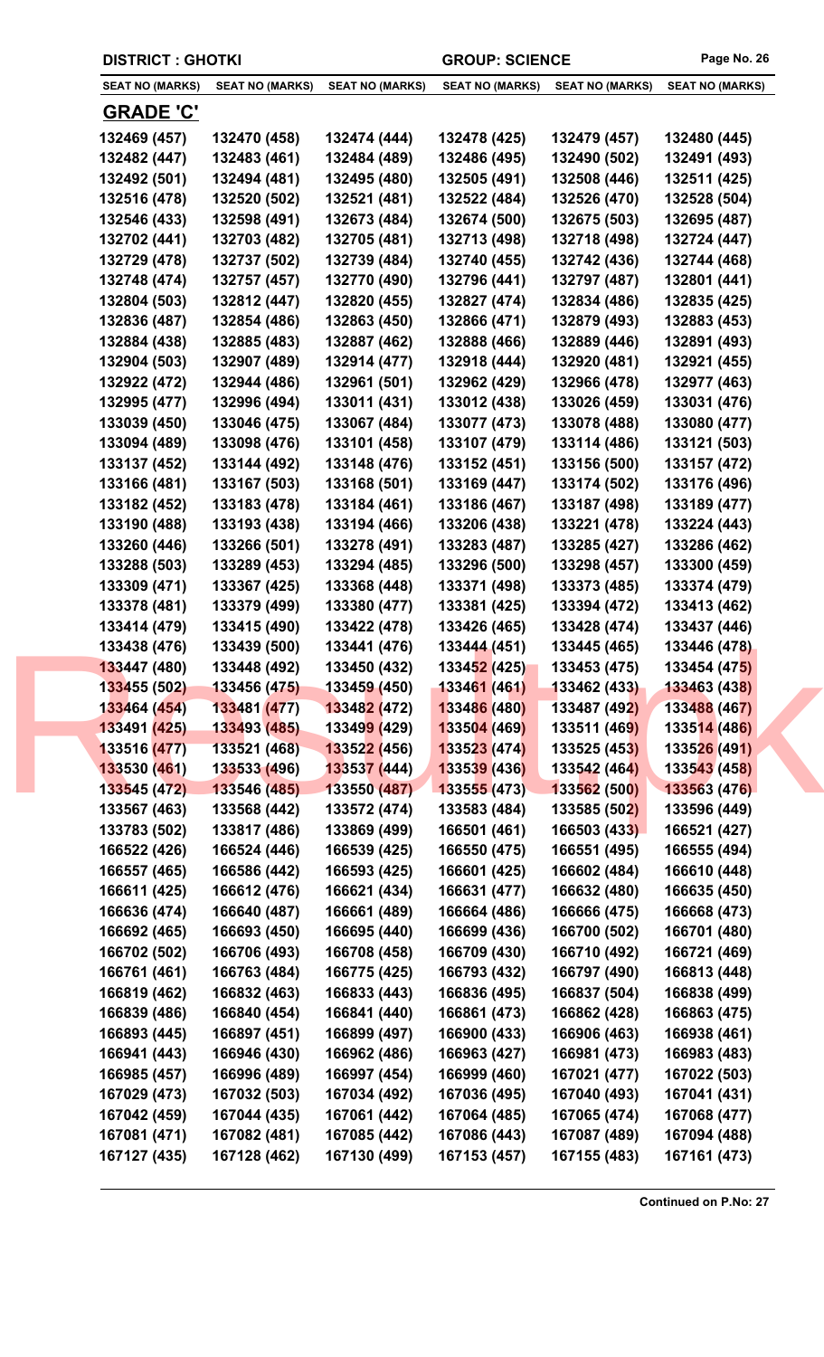| DISTRICT : GHOTKI | | | GROUP: SCIENCE | | |
|---|---|---|---|---|---|
| SEAT NO (MARKS) | SEAT NO (MARKS) | SEAT NO (MARKS) | SEAT NO (MARKS) | SEAT NO (MARKS) | SEAT NO (MARKS) |

## GRADE 'C'

| | | | | | |
|---|---|---|---|---|---|
| 132469 (457) | 132470 (458) | 132474 (444) | 132478 (425) | 132479 (457) | 132480 (445) |
| 132482 (447) | 132483 (461) | 132484 (489) | 132486 (495) | 132490 (502) | 132491 (493) |
| 132492 (501) | 132494 (481) | 132495 (480) | 132505 (491) | 132508 (446) | 132511 (425) |
| 132516 (478) | 132520 (502) | 132521 (481) | 132522 (484) | 132526 (470) | 132528 (504) |
| 132546 (433) | 132598 (491) | 132673 (484) | 132674 (500) | 132675 (503) | 132695 (487) |
| 132702 (441) | 132703 (482) | 132705 (481) | 132713 (498) | 132718 (498) | 132724 (447) |
| 132729 (478) | 132737 (502) | 132739 (484) | 132740 (455) | 132742 (436) | 132744 (468) |
| 132748 (474) | 132757 (457) | 132770 (490) | 132796 (441) | 132797 (487) | 132801 (441) |
| 132804 (503) | 132812 (447) | 132820 (455) | 132827 (474) | 132834 (486) | 132835 (425) |
| 132836 (487) | 132854 (486) | 132863 (450) | 132866 (471) | 132879 (493) | 132883 (453) |
| 132884 (438) | 132885 (483) | 132887 (462) | 132888 (466) | 132889 (446) | 132891 (493) |
| 132904 (503) | 132907 (489) | 132914 (477) | 132918 (444) | 132920 (481) | 132921 (455) |
| 132922 (472) | 132944 (486) | 132961 (501) | 132962 (429) | 132966 (478) | 132977 (463) |
| 132995 (477) | 132996 (494) | 133011 (431) | 133012 (438) | 133026 (459) | 133031 (476) |
| 133039 (450) | 133046 (475) | 133067 (484) | 133077 (473) | 133078 (488) | 133080 (477) |
| 133094 (489) | 133098 (476) | 133101 (458) | 133107 (479) | 133114 (486) | 133121 (503) |
| 133137 (452) | 133144 (492) | 133148 (476) | 133152 (451) | 133156 (500) | 133157 (472) |
| 133166 (481) | 133167 (503) | 133168 (501) | 133169 (447) | 133174 (502) | 133176 (496) |
| 133182 (452) | 133183 (478) | 133184 (461) | 133186 (467) | 133187 (498) | 133189 (477) |
| 133190 (488) | 133193 (438) | 133194 (466) | 133206 (438) | 133221 (478) | 133224 (443) |
| 133260 (446) | 133266 (501) | 133278 (491) | 133283 (487) | 133285 (427) | 133286 (462) |
| 133288 (503) | 133289 (453) | 133294 (485) | 133296 (500) | 133298 (457) | 133300 (459) |
| 133309 (471) | 133367 (425) | 133368 (448) | 133371 (498) | 133373 (485) | 133374 (479) |
| 133378 (481) | 133379 (499) | 133380 (477) | 133381 (425) | 133394 (472) | 133413 (462) |
| 133414 (479) | 133415 (490) | 133422 (478) | 133426 (465) | 133428 (474) | 133437 (446) |
| 133438 (476) | 133439 (500) | 133441 (476) | 133444 (451) | 133445 (465) | 133446 (478) |
| 133447 (480) | 133448 (492) | 133450 (432) | 133452 (425) | 133453 (475) | 133454 (475) |
| 133455 (502) | 133456 (475) | 133459 (450) | 133461 (461) | 133462 (433) | 133463 (438) |
| 133464 (454) | 133481 (477) | 133482 (472) | 133486 (480) | 133487 (492) | 133488 (467) |
| 133491 (425) | 133493 (485) | 133499 (429) | 133504 (469) | 133511 (469) | 133514 (486) |
| 133516 (477) | 133521 (468) | 133522 (456) | 133523 (474) | 133525 (453) | 133526 (491) |
| 133530 (461) | 133533 (496) | 133537 (444) | 133539 (436) | 133542 (464) | 133543 (458) |
| 133545 (472) | 133546 (485) | 133550 (487) | 133555 (473) | 133562 (500) | 133563 (476) |
| 133567 (463) | 133568 (442) | 133572 (474) | 133583 (484) | 133585 (502) | 133596 (449) |
| 133783 (502) | 133817 (486) | 133869 (499) | 166501 (461) | 166503 (433) | 166521 (427) |
| 166522 (426) | 166524 (446) | 166539 (425) | 166550 (475) | 166551 (495) | 166555 (494) |
| 166557 (465) | 166586 (442) | 166593 (425) | 166601 (425) | 166602 (484) | 166610 (448) |
| 166611 (425) | 166612 (476) | 166621 (434) | 166631 (477) | 166632 (480) | 166635 (450) |
| 166636 (474) | 166640 (487) | 166661 (489) | 166664 (486) | 166666 (475) | 166668 (473) |
| 166692 (465) | 166693 (450) | 166695 (440) | 166699 (436) | 166700 (502) | 166701 (480) |
| 166702 (502) | 166706 (493) | 166708 (458) | 166709 (430) | 166710 (492) | 166721 (469) |
| 166761 (461) | 166763 (484) | 166775 (425) | 166793 (432) | 166797 (490) | 166813 (448) |
| 166819 (462) | 166832 (463) | 166833 (443) | 166836 (495) | 166837 (504) | 166838 (499) |
| 166839 (486) | 166840 (454) | 166841 (440) | 166861 (473) | 166862 (428) | 166863 (475) |
| 166893 (445) | 166897 (451) | 166899 (497) | 166900 (433) | 166906 (463) | 166938 (461) |
| 166941 (443) | 166946 (430) | 166962 (486) | 166963 (427) | 166981 (473) | 166983 (483) |
| 166985 (457) | 166996 (489) | 166997 (454) | 166999 (460) | 167021 (477) | 167022 (503) |
| 167029 (473) | 167032 (503) | 167034 (492) | 167036 (495) | 167040 (493) | 167041 (431) |
| 167042 (459) | 167044 (435) | 167061 (442) | 167064 (485) | 167065 (474) | 167068 (477) |
| 167081 (471) | 167082 (481) | 167085 (442) | 167086 (443) | 167087 (489) | 167094 (488) |
| 167127 (435) | 167128 (462) | 167130 (499) | 167153 (457) | 167155 (483) | 167161 (473) |

**Continued on P.No: 27**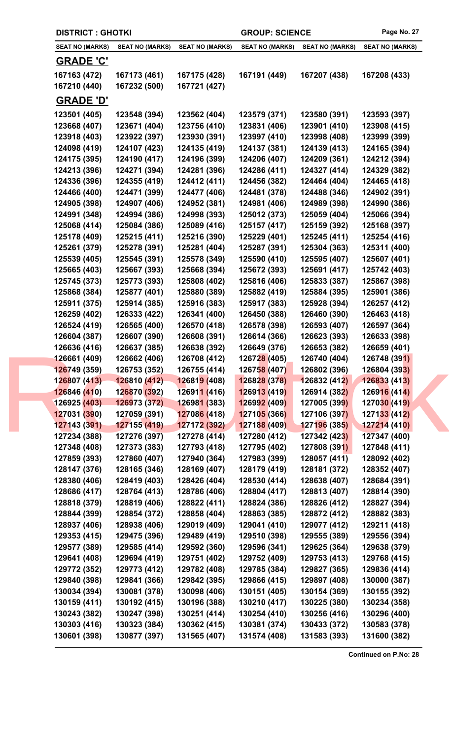**DISTRICT : GHOTKI** **GROUP: SCIENCE**

| SEAT NO (MARKS) | SEAT NO (MARKS) | SEAT NO (MARKS) | SEAT NO (MARKS) | SEAT NO (MARKS) | SEAT NO (MARKS) |
|---|---|---|---|---|---|

## GRADE 'C'

| | | | | | |
|---|---|---|---|---|---|
| 167163 (472) | 167173 (461) | 167175 (428) | 167191 (449) | 167207 (438) | 167208 (433) |
| 167210 (440) | 167232 (500) | 167721 (427) | | | |

## GRADE 'D'

| | | | | | |
|---|---|---|---|---|---|
| 123501 (405) | 123548 (394) | 123562 (404) | 123579 (371) | 123580 (391) | 123593 (397) |
| 123668 (407) | 123671 (404) | 123756 (410) | 123831 (406) | 123901 (410) | 123908 (415) |
| 123918 (403) | 123922 (397) | 123930 (391) | 123997 (410) | 123998 (408) | 123999 (399) |
| 124098 (419) | 124107 (423) | 124135 (419) | 124137 (381) | 124139 (413) | 124165 (394) |
| 124175 (395) | 124190 (417) | 124196 (399) | 124206 (407) | 124209 (361) | 124212 (394) |
| 124213 (396) | 124271 (394) | 124281 (396) | 124286 (411) | 124327 (414) | 124329 (382) |
| 124336 (396) | 124355 (419) | 124412 (411) | 124456 (382) | 124464 (404) | 124465 (418) |
| 124466 (400) | 124471 (399) | 124477 (406) | 124481 (378) | 124488 (346) | 124902 (391) |
| 124905 (398) | 124907 (406) | 124952 (381) | 124981 (406) | 124989 (398) | 124990 (386) |
| 124991 (348) | 124994 (386) | 124998 (393) | 125012 (373) | 125059 (404) | 125066 (394) |
| 125068 (414) | 125084 (386) | 125089 (416) | 125157 (417) | 125159 (392) | 125168 (397) |
| 125178 (409) | 125215 (411) | 125216 (390) | 125229 (401) | 125245 (411) | 125254 (416) |
| 125261 (379) | 125278 (391) | 125281 (404) | 125287 (391) | 125304 (363) | 125311 (400) |
| 125539 (405) | 125545 (391) | 125578 (349) | 125590 (410) | 125595 (407) | 125607 (401) |
| 125665 (403) | 125667 (393) | 125668 (394) | 125672 (393) | 125691 (417) | 125742 (403) |
| 125745 (373) | 125773 (393) | 125808 (402) | 125816 (406) | 125833 (387) | 125867 (398) |
| 125868 (384) | 125877 (401) | 125880 (389) | 125882 (419) | 125884 (395) | 125901 (386) |
| 125911 (375) | 125914 (385) | 125916 (383) | 125917 (383) | 125928 (394) | 126257 (412) |
| 126259 (402) | 126333 (422) | 126341 (400) | 126450 (388) | 126460 (390) | 126463 (418) |
| 126524 (419) | 126565 (400) | 126570 (418) | 126578 (398) | 126593 (407) | 126597 (364) |
| 126604 (387) | 126607 (390) | 126608 (391) | 126614 (366) | 126623 (393) | 126633 (398) |
| 126636 (416) | 126637 (385) | 126638 (392) | 126649 (376) | 126653 (382) | 126659 (401) |
| 126661 (409) | 126662 (406) | 126708 (412) | 126728 (405) | 126740 (404) | 126748 (391) |
| 126749 (359) | 126753 (352) | 126755 (414) | 126758 (407) | 126802 (396) | 126804 (393) |
| 126807 (413) | 126810 (412) | 126819 (408) | 126828 (378) | 126832 (412) | 126833 (413) |
| 126846 (410) | 126870 (392) | 126911 (416) | 126913 (419) | 126914 (382) | 126916 (414) |
| 126925 (403) | 126973 (372) | 126981 (383) | 126992 (409) | 127005 (399) | 127030 (419) |
| 127031 (390) | 127059 (391) | 127086 (418) | 127105 (366) | 127106 (397) | 127133 (412) |
| 127143 (391) | 127155 (419) | 127172 (392) | 127188 (409) | 127196 (385) | 127214 (410) |
| 127234 (388) | 127276 (397) | 127278 (414) | 127280 (412) | 127342 (423) | 127347 (400) |
| 127348 (408) | 127373 (383) | 127793 (418) | 127795 (402) | 127808 (391) | 127848 (411) |
| 127859 (393) | 127860 (407) | 127940 (364) | 127983 (399) | 128057 (411) | 128092 (402) |
| 128147 (376) | 128165 (346) | 128169 (407) | 128179 (419) | 128181 (372) | 128352 (407) |
| 128380 (406) | 128419 (403) | 128426 (404) | 128530 (414) | 128638 (407) | 128684 (391) |
| 128686 (417) | 128764 (413) | 128786 (406) | 128804 (417) | 128813 (407) | 128814 (390) |
| 128818 (379) | 128819 (406) | 128822 (411) | 128824 (386) | 128826 (412) | 128827 (394) |
| 128844 (399) | 128854 (372) | 128858 (404) | 128863 (385) | 128872 (412) | 128882 (383) |
| 128937 (406) | 128938 (406) | 129019 (409) | 129041 (410) | 129077 (412) | 129211 (418) |
| 129353 (415) | 129475 (396) | 129489 (419) | 129510 (398) | 129555 (389) | 129556 (394) |
| 129577 (389) | 129585 (414) | 129592 (360) | 129596 (341) | 129625 (364) | 129638 (379) |
| 129641 (408) | 129694 (419) | 129751 (402) | 129752 (409) | 129753 (413) | 129768 (415) |
| 129772 (352) | 129773 (412) | 129782 (408) | 129785 (384) | 129827 (365) | 129836 (414) |
| 129840 (398) | 129841 (366) | 129842 (395) | 129866 (415) | 129897 (408) | 130000 (387) |
| 130034 (394) | 130081 (378) | 130098 (406) | 130151 (405) | 130154 (369) | 130155 (392) |
| 130159 (411) | 130192 (415) | 130196 (388) | 130210 (417) | 130225 (380) | 130234 (358) |
| 130243 (382) | 130247 (398) | 130251 (414) | 130254 (410) | 130256 (416) | 130296 (400) |
| 130303 (416) | 130323 (384) | 130362 (415) | 130381 (374) | 130433 (372) | 130583 (378) |
| 130601 (398) | 130877 (397) | 131565 (407) | 131574 (408) | 131583 (393) | 131600 (382) |

**Continued on P.No: 28**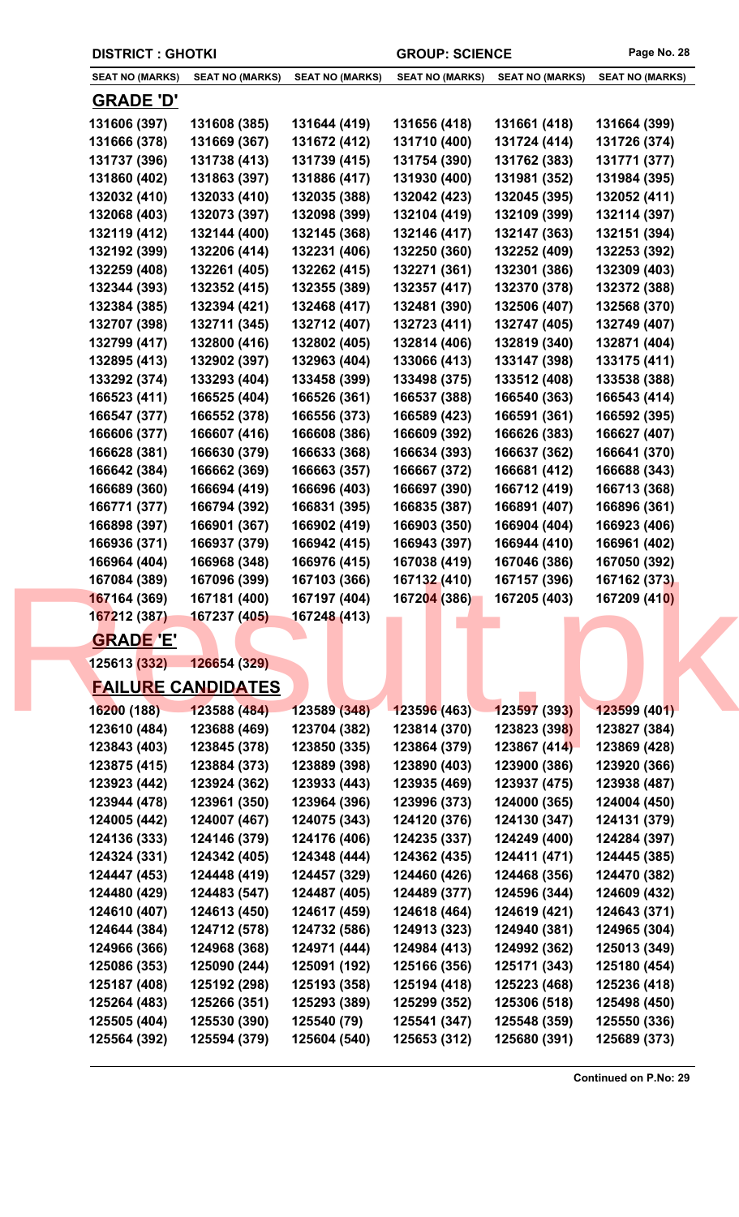**DISTRICT : GHOTKI** **GROUP: SCIENCE**

| SEAT NO (MARKS) | SEAT NO (MARKS) | SEAT NO (MARKS) | SEAT NO (MARKS) | SEAT NO (MARKS) | SEAT NO (MARKS) |
|---|---|---|---|---|---|

## GRADE 'D'

| | | | | | |
|---|---|---|---|---|---|
| 131606 (397) | 131608 (385) | 131644 (419) | 131656 (418) | 131661 (418) | 131664 (399) |
| 131666 (378) | 131669 (367) | 131672 (412) | 131710 (400) | 131724 (414) | 131726 (374) |
| 131737 (396) | 131738 (413) | 131739 (415) | 131754 (390) | 131762 (383) | 131771 (377) |
| 131860 (402) | 131863 (397) | 131886 (417) | 131930 (400) | 131981 (352) | 131984 (395) |
| 132032 (410) | 132033 (410) | 132035 (388) | 132042 (423) | 132045 (395) | 132052 (411) |
| 132068 (403) | 132073 (397) | 132098 (399) | 132104 (419) | 132109 (399) | 132114 (397) |
| 132119 (412) | 132144 (400) | 132145 (368) | 132146 (417) | 132147 (363) | 132151 (394) |
| 132192 (399) | 132206 (414) | 132231 (406) | 132250 (360) | 132252 (409) | 132253 (392) |
| 132259 (408) | 132261 (405) | 132262 (415) | 132271 (361) | 132301 (386) | 132309 (403) |
| 132344 (393) | 132352 (415) | 132355 (389) | 132357 (417) | 132370 (378) | 132372 (388) |
| 132384 (385) | 132394 (421) | 132468 (417) | 132481 (390) | 132506 (407) | 132568 (370) |
| 132707 (398) | 132711 (345) | 132712 (407) | 132723 (411) | 132747 (405) | 132749 (407) |
| 132799 (417) | 132800 (416) | 132802 (405) | 132814 (406) | 132819 (340) | 132871 (404) |
| 132895 (413) | 132902 (397) | 132963 (404) | 133066 (413) | 133147 (398) | 133175 (411) |
| 133292 (374) | 133293 (404) | 133458 (399) | 133498 (375) | 133512 (408) | 133538 (388) |
| 166523 (411) | 166525 (404) | 166526 (361) | 166537 (388) | 166540 (363) | 166543 (414) |
| 166547 (377) | 166552 (378) | 166556 (373) | 166589 (423) | 166591 (361) | 166592 (395) |
| 166606 (377) | 166607 (416) | 166608 (386) | 166609 (392) | 166626 (383) | 166627 (407) |
| 166628 (381) | 166630 (379) | 166633 (368) | 166634 (393) | 166637 (362) | 166641 (370) |
| 166642 (384) | 166662 (369) | 166663 (357) | 166667 (372) | 166681 (412) | 166688 (343) |
| 166689 (360) | 166694 (419) | 166696 (403) | 166697 (390) | 166712 (419) | 166713 (368) |
| 166771 (377) | 166794 (392) | 166831 (395) | 166835 (387) | 166891 (407) | 166896 (361) |
| 166898 (397) | 166901 (367) | 166902 (419) | 166903 (350) | 166904 (404) | 166923 (406) |
| 166936 (371) | 166937 (379) | 166942 (415) | 166943 (397) | 166944 (410) | 166961 (402) |
| 166964 (404) | 166968 (348) | 166976 (415) | 167038 (419) | 167046 (386) | 167050 (392) |
| 167084 (389) | 167096 (399) | 167103 (366) | 167132 (410) | 167157 (396) | 167162 (373) |
| 167164 (369) | 167181 (400) | 167197 (404) | 167204 (386) | 167205 (403) | 167209 (410) |
| 167212 (387) | 167237 (405) | 167248 (413) | | | |

## GRADE 'E'

| | |
|---|---|
| 125613 (332) | 126654 (329) |

## FAILURE CANDIDATES

| | | | | | |
|---|---|---|---|---|---|
| 16200 (188) | 123588 (484) | 123589 (348) | 123596 (463) | 123597 (393) | 123599 (401) |
| 123610 (484) | 123688 (469) | 123704 (382) | 123814 (370) | 123823 (398) | 123827 (384) |
| 123843 (403) | 123845 (378) | 123850 (335) | 123864 (379) | 123867 (414) | 123869 (428) |
| 123875 (415) | 123884 (373) | 123889 (398) | 123890 (403) | 123900 (386) | 123920 (366) |
| 123923 (442) | 123924 (362) | 123933 (443) | 123935 (469) | 123937 (475) | 123938 (487) |
| 123944 (478) | 123961 (350) | 123964 (396) | 123996 (373) | 124000 (365) | 124004 (450) |
| 124005 (442) | 124007 (467) | 124075 (343) | 124120 (376) | 124130 (347) | 124131 (379) |
| 124136 (333) | 124146 (379) | 124176 (406) | 124235 (337) | 124249 (400) | 124284 (397) |
| 124324 (331) | 124342 (405) | 124348 (444) | 124362 (435) | 124411 (471) | 124445 (385) |
| 124447 (453) | 124448 (419) | 124457 (329) | 124460 (426) | 124468 (356) | 124470 (382) |
| 124480 (429) | 124483 (547) | 124487 (405) | 124489 (377) | 124596 (344) | 124609 (432) |
| 124610 (407) | 124613 (450) | 124617 (459) | 124618 (464) | 124619 (421) | 124643 (371) |
| 124644 (384) | 124712 (578) | 124732 (586) | 124913 (323) | 124940 (381) | 124965 (304) |
| 124966 (366) | 124968 (368) | 124971 (444) | 124984 (413) | 124992 (362) | 125013 (349) |
| 125086 (353) | 125090 (244) | 125091 (192) | 125166 (356) | 125171 (343) | 125180 (454) |
| 125187 (408) | 125192 (298) | 125193 (358) | 125194 (418) | 125223 (468) | 125236 (418) |
| 125264 (483) | 125266 (351) | 125293 (389) | 125299 (352) | 125306 (518) | 125498 (450) |
| 125505 (404) | 125530 (390) | 125540 (79) | 125541 (347) | 125548 (359) | 125550 (336) |
| 125564 (392) | 125594 (379) | 125604 (540) | 125653 (312) | 125680 (391) | 125689 (373) |

**Continued on P.No: 29**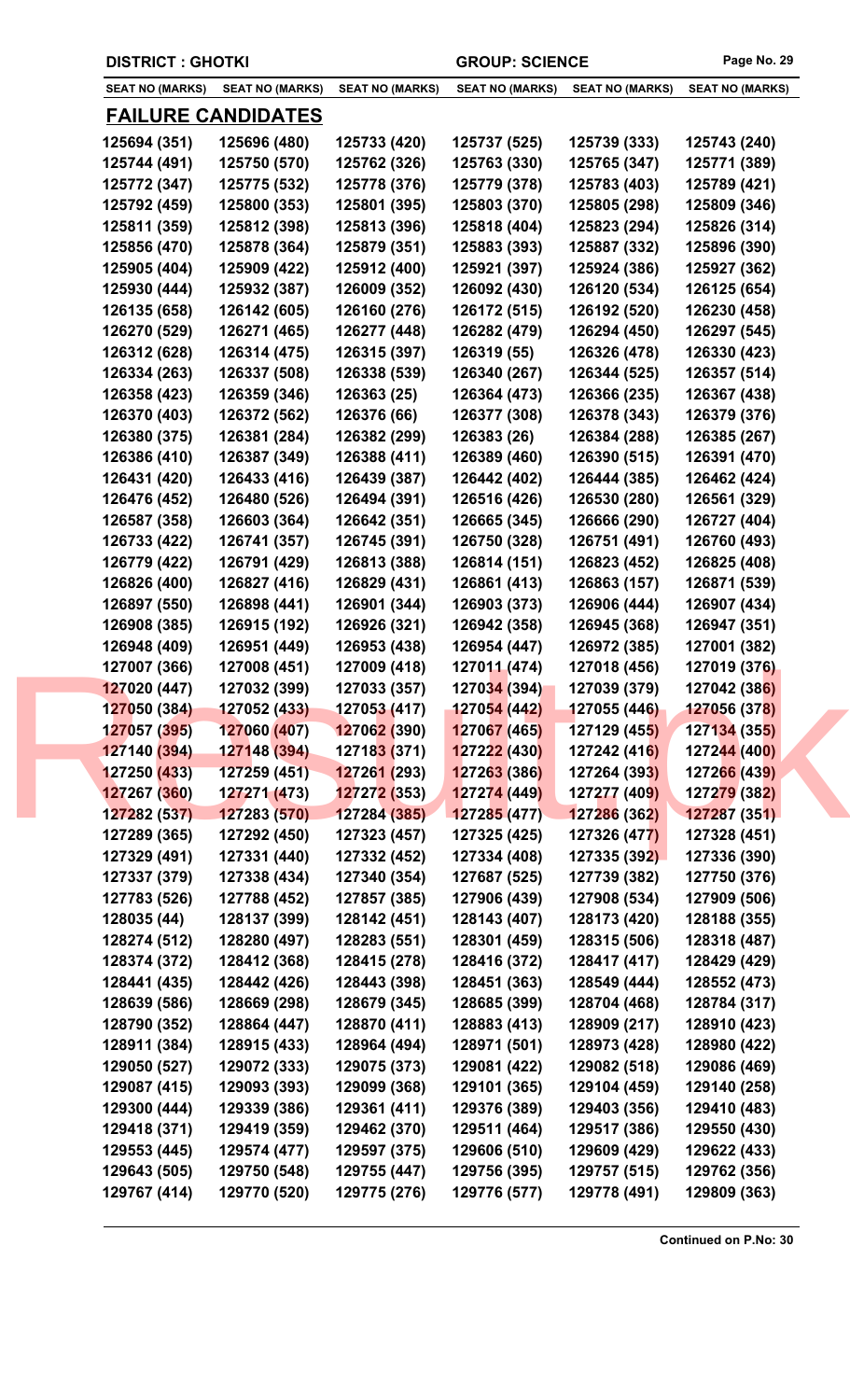DISTRICT : GHOTKI | GROUP: SCIENCE

| SEAT NO (MARKS) | SEAT NO (MARKS) | SEAT NO (MARKS) | SEAT NO (MARKS) | SEAT NO (MARKS) | SEAT NO (MARKS) |
|---|---|---|---|---|---|

## FAILURE CANDIDATES

| | | | | | |
|---|---|---|---|---|---|
| 125694 (351) | 125696 (480) | 125733 (420) | 125737 (525) | 125739 (333) | 125743 (240) |
| 125744 (491) | 125750 (570) | 125762 (326) | 125763 (330) | 125765 (347) | 125771 (389) |
| 125772 (347) | 125775 (532) | 125778 (376) | 125779 (378) | 125783 (403) | 125789 (421) |
| 125792 (459) | 125800 (353) | 125801 (395) | 125803 (370) | 125805 (298) | 125809 (346) |
| 125811 (359) | 125812 (398) | 125813 (396) | 125818 (404) | 125823 (294) | 125826 (314) |
| 125856 (470) | 125878 (364) | 125879 (351) | 125883 (393) | 125887 (332) | 125896 (390) |
| 125905 (404) | 125909 (422) | 125912 (400) | 125921 (397) | 125924 (386) | 125927 (362) |
| 125930 (444) | 125932 (387) | 126009 (352) | 126092 (430) | 126120 (534) | 126125 (654) |
| 126135 (658) | 126142 (605) | 126160 (276) | 126172 (515) | 126192 (520) | 126230 (458) |
| 126270 (529) | 126271 (465) | 126277 (448) | 126282 (479) | 126294 (450) | 126297 (545) |
| 126312 (628) | 126314 (475) | 126315 (397) | 126319 (55) | 126326 (478) | 126330 (423) |
| 126334 (263) | 126337 (508) | 126338 (539) | 126340 (267) | 126344 (525) | 126357 (514) |
| 126358 (423) | 126359 (346) | 126363 (25) | 126364 (473) | 126366 (235) | 126367 (438) |
| 126370 (403) | 126372 (562) | 126376 (66) | 126377 (308) | 126378 (343) | 126379 (376) |
| 126380 (375) | 126381 (284) | 126382 (299) | 126383 (26) | 126384 (288) | 126385 (267) |
| 126386 (410) | 126387 (349) | 126388 (411) | 126389 (460) | 126390 (515) | 126391 (470) |
| 126431 (420) | 126433 (416) | 126439 (387) | 126442 (402) | 126444 (385) | 126462 (424) |
| 126476 (452) | 126480 (526) | 126494 (391) | 126516 (426) | 126530 (280) | 126561 (329) |
| 126587 (358) | 126603 (364) | 126642 (351) | 126665 (345) | 126666 (290) | 126727 (404) |
| 126733 (422) | 126741 (357) | 126745 (391) | 126750 (328) | 126751 (491) | 126760 (493) |
| 126779 (422) | 126791 (429) | 126813 (388) | 126814 (151) | 126823 (452) | 126825 (408) |
| 126826 (400) | 126827 (416) | 126829 (431) | 126861 (413) | 126863 (157) | 126871 (539) |
| 126897 (550) | 126898 (441) | 126901 (344) | 126903 (373) | 126906 (444) | 126907 (434) |
| 126908 (385) | 126915 (192) | 126926 (321) | 126942 (358) | 126945 (368) | 126947 (351) |
| 126948 (409) | 126951 (449) | 126953 (438) | 126954 (447) | 126972 (385) | 127001 (382) |
| 127007 (366) | 127008 (451) | 127009 (418) | 127011 (474) | 127018 (456) | 127019 (376) |
| 127020 (447) | 127032 (399) | 127033 (357) | 127034 (394) | 127039 (379) | 127042 (386) |
| 127050 (384) | 127052 (433) | 127053 (417) | 127054 (442) | 127055 (446) | 127056 (378) |
| 127057 (395) | 127060 (407) | 127062 (390) | 127067 (465) | 127129 (455) | 127134 (355) |
| 127140 (394) | 127148 (394) | 127183 (371) | 127222 (430) | 127242 (416) | 127244 (400) |
| 127250 (433) | 127259 (451) | 127261 (293) | 127263 (386) | 127264 (393) | 127266 (439) |
| 127267 (360) | 127271 (473) | 127272 (353) | 127274 (449) | 127277 (409) | 127279 (382) |
| 127282 (537) | 127283 (570) | 127284 (385) | 127285 (477) | 127286 (362) | 127287 (351) |
| 127289 (365) | 127292 (450) | 127323 (457) | 127325 (425) | 127326 (477) | 127328 (451) |
| 127329 (491) | 127331 (440) | 127332 (452) | 127334 (408) | 127335 (392) | 127336 (390) |
| 127337 (379) | 127338 (434) | 127340 (354) | 127687 (525) | 127739 (382) | 127750 (376) |
| 127783 (526) | 127788 (452) | 127857 (385) | 127906 (439) | 127908 (534) | 127909 (506) |
| 128035 (44) | 128137 (399) | 128142 (451) | 128143 (407) | 128173 (420) | 128188 (355) |
| 128274 (512) | 128280 (497) | 128283 (551) | 128301 (459) | 128315 (506) | 128318 (487) |
| 128374 (372) | 128412 (368) | 128415 (278) | 128416 (372) | 128417 (417) | 128429 (429) |
| 128441 (435) | 128442 (426) | 128443 (398) | 128451 (363) | 128549 (444) | 128552 (473) |
| 128639 (586) | 128669 (298) | 128679 (345) | 128685 (399) | 128704 (468) | 128784 (317) |
| 128790 (352) | 128864 (447) | 128870 (411) | 128883 (413) | 128909 (217) | 128910 (423) |
| 128911 (384) | 128915 (433) | 128964 (494) | 128971 (501) | 128973 (428) | 128980 (422) |
| 129050 (527) | 129072 (333) | 129075 (373) | 129081 (422) | 129082 (518) | 129086 (469) |
| 129087 (415) | 129093 (393) | 129099 (368) | 129101 (365) | 129104 (459) | 129140 (258) |
| 129300 (444) | 129339 (386) | 129361 (411) | 129376 (389) | 129403 (356) | 129410 (483) |
| 129418 (371) | 129419 (359) | 129462 (370) | 129511 (464) | 129517 (386) | 129550 (430) |
| 129553 (445) | 129574 (477) | 129597 (375) | 129606 (510) | 129609 (429) | 129622 (433) |
| 129643 (505) | 129750 (548) | 129755 (447) | 129756 (395) | 129757 (515) | 129762 (356) |
| 129767 (414) | 129770 (520) | 129775 (276) | 129776 (577) | 129778 (491) | 129809 (363) |

**Continued on P.No: 30**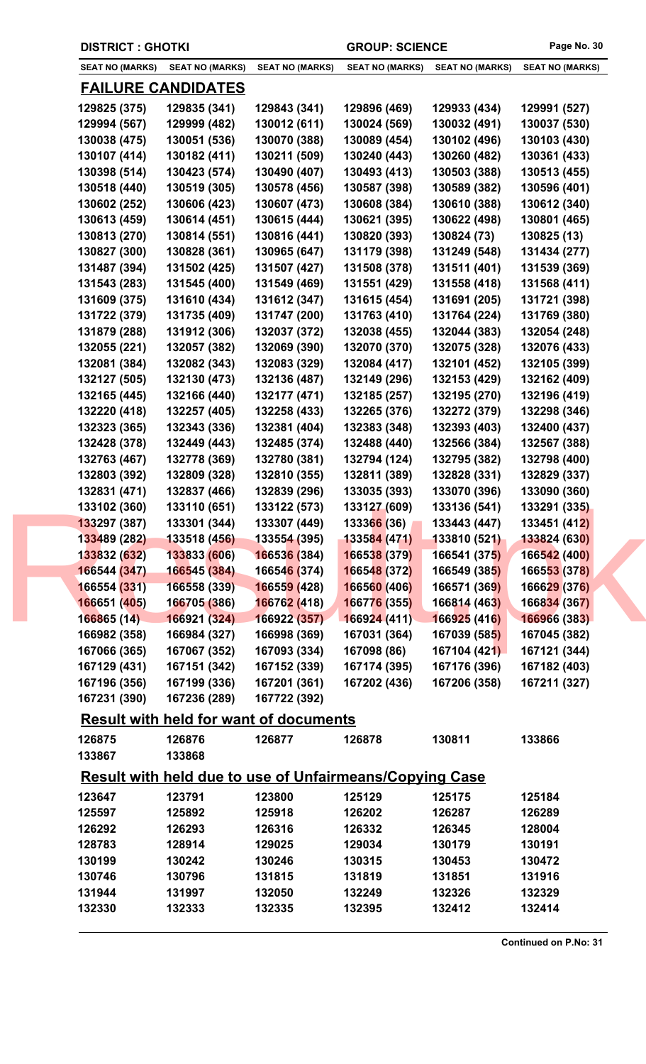**DISTRICT : GHOTKI** **GROUP: SCIENCE**

| SEAT NO (MARKS) | SEAT NO (MARKS) | SEAT NO (MARKS) | SEAT NO (MARKS) | SEAT NO (MARKS) | SEAT NO (MARKS) |
|---|---|---|---|---|---|

## FAILURE CANDIDATES

| | | | | | |
|---|---|---|---|---|---|
| 129825 (375) | 129835 (341) | 129843 (341) | 129896 (469) | 129933 (434) | 129991 (527) |
| 129994 (567) | 129999 (482) | 130012 (611) | 130024 (569) | 130032 (491) | 130037 (530) |
| 130038 (475) | 130051 (536) | 130070 (388) | 130089 (454) | 130102 (496) | 130103 (430) |
| 130107 (414) | 130182 (411) | 130211 (509) | 130240 (443) | 130260 (482) | 130361 (433) |
| 130398 (514) | 130423 (574) | 130490 (407) | 130493 (413) | 130503 (388) | 130513 (455) |
| 130518 (440) | 130519 (305) | 130578 (456) | 130587 (398) | 130589 (382) | 130596 (401) |
| 130602 (252) | 130606 (423) | 130607 (473) | 130608 (384) | 130610 (388) | 130612 (340) |
| 130613 (459) | 130614 (451) | 130615 (444) | 130621 (395) | 130622 (498) | 130801 (465) |
| 130813 (270) | 130814 (551) | 130816 (441) | 130820 (393) | 130824 (73) | 130825 (13) |
| 130827 (300) | 130828 (361) | 130965 (647) | 131179 (398) | 131249 (548) | 131434 (277) |
| 131487 (394) | 131502 (425) | 131507 (427) | 131508 (378) | 131511 (401) | 131539 (369) |
| 131543 (283) | 131545 (400) | 131549 (469) | 131551 (429) | 131558 (418) | 131568 (411) |
| 131609 (375) | 131610 (434) | 131612 (347) | 131615 (454) | 131691 (205) | 131721 (398) |
| 131722 (379) | 131735 (409) | 131747 (200) | 131763 (410) | 131764 (224) | 131769 (380) |
| 131879 (288) | 131912 (306) | 132037 (372) | 132038 (455) | 132044 (383) | 132054 (248) |
| 132055 (221) | 132057 (382) | 132069 (390) | 132070 (370) | 132075 (328) | 132076 (433) |
| 132081 (384) | 132082 (343) | 132083 (329) | 132084 (417) | 132101 (452) | 132105 (399) |
| 132127 (505) | 132130 (473) | 132136 (487) | 132149 (296) | 132153 (429) | 132162 (409) |
| 132165 (445) | 132166 (440) | 132177 (471) | 132185 (257) | 132195 (270) | 132196 (419) |
| 132220 (418) | 132257 (405) | 132258 (433) | 132265 (376) | 132272 (379) | 132298 (346) |
| 132323 (365) | 132343 (336) | 132381 (404) | 132383 (348) | 132393 (403) | 132400 (437) |
| 132428 (378) | 132449 (443) | 132485 (374) | 132488 (440) | 132566 (384) | 132567 (388) |
| 132763 (467) | 132778 (369) | 132780 (381) | 132794 (124) | 132795 (382) | 132798 (400) |
| 132803 (392) | 132809 (328) | 132810 (355) | 132811 (389) | 132828 (331) | 132829 (337) |
| 132831 (471) | 132837 (466) | 132839 (296) | 133035 (393) | 133070 (396) | 133090 (360) |
| 133102 (360) | 133110 (651) | 133122 (573) | 133127 (609) | 133136 (541) | 133291 (335) |
| 133297 (387) | 133301 (344) | 133307 (449) | 133366 (36) | 133443 (447) | 133451 (412) |
| 133489 (282) | 133518 (456) | 133554 (395) | 133584 (471) | 133810 (521) | 133824 (630) |
| 133832 (632) | 133833 (606) | 166536 (384) | 166538 (379) | 166541 (375) | 166542 (400) |
| 166544 (347) | 166545 (384) | 166546 (374) | 166548 (372) | 166549 (385) | 166553 (378) |
| 166554 (331) | 166558 (339) | 166559 (428) | 166560 (406) | 166571 (369) | 166629 (376) |
| 166651 (405) | 166705 (386) | 166762 (418) | 166776 (355) | 166814 (463) | 166834 (367) |
| 166865 (14) | 166921 (324) | 166922 (357) | 166924 (411) | 166925 (416) | 166966 (383) |
| 166982 (358) | 166984 (327) | 166998 (369) | 167031 (364) | 167039 (585) | 167045 (382) |
| 167066 (365) | 167067 (352) | 167093 (334) | 167098 (86) | 167104 (421) | 167121 (344) |
| 167129 (431) | 167151 (342) | 167152 (339) | 167174 (395) | 167176 (396) | 167182 (403) |
| 167196 (356) | 167199 (336) | 167201 (361) | 167202 (436) | 167206 (358) | 167211 (327) |
| 167231 (390) | 167236 (289) | 167722 (392) | | | |

## Result with held for want of documents

| | | | | | |
|---|---|---|---|---|---|
| 126875 | 126876 | 126877 | 126878 | 130811 | 133866 |
| 133867 | 133868 | | | | |

## Result with held due to use of Unfairmeans/Copying Case

| | | | | | |
|---|---|---|---|---|---|
| 123647 | 123791 | 123800 | 125129 | 125175 | 125184 |
| 125597 | 125892 | 125918 | 126202 | 126287 | 126289 |
| 126292 | 126293 | 126316 | 126332 | 126345 | 128004 |
| 128783 | 128914 | 129025 | 129034 | 130179 | 130191 |
| 130199 | 130242 | 130246 | 130315 | 130453 | 130472 |
| 130746 | 130796 | 131815 | 131819 | 131851 | 131916 |
| 131944 | 131997 | 132050 | 132249 | 132326 | 132329 |
| 132330 | 132333 | 132335 | 132395 | 132412 | 132414 |

**Continued on P.No: 31**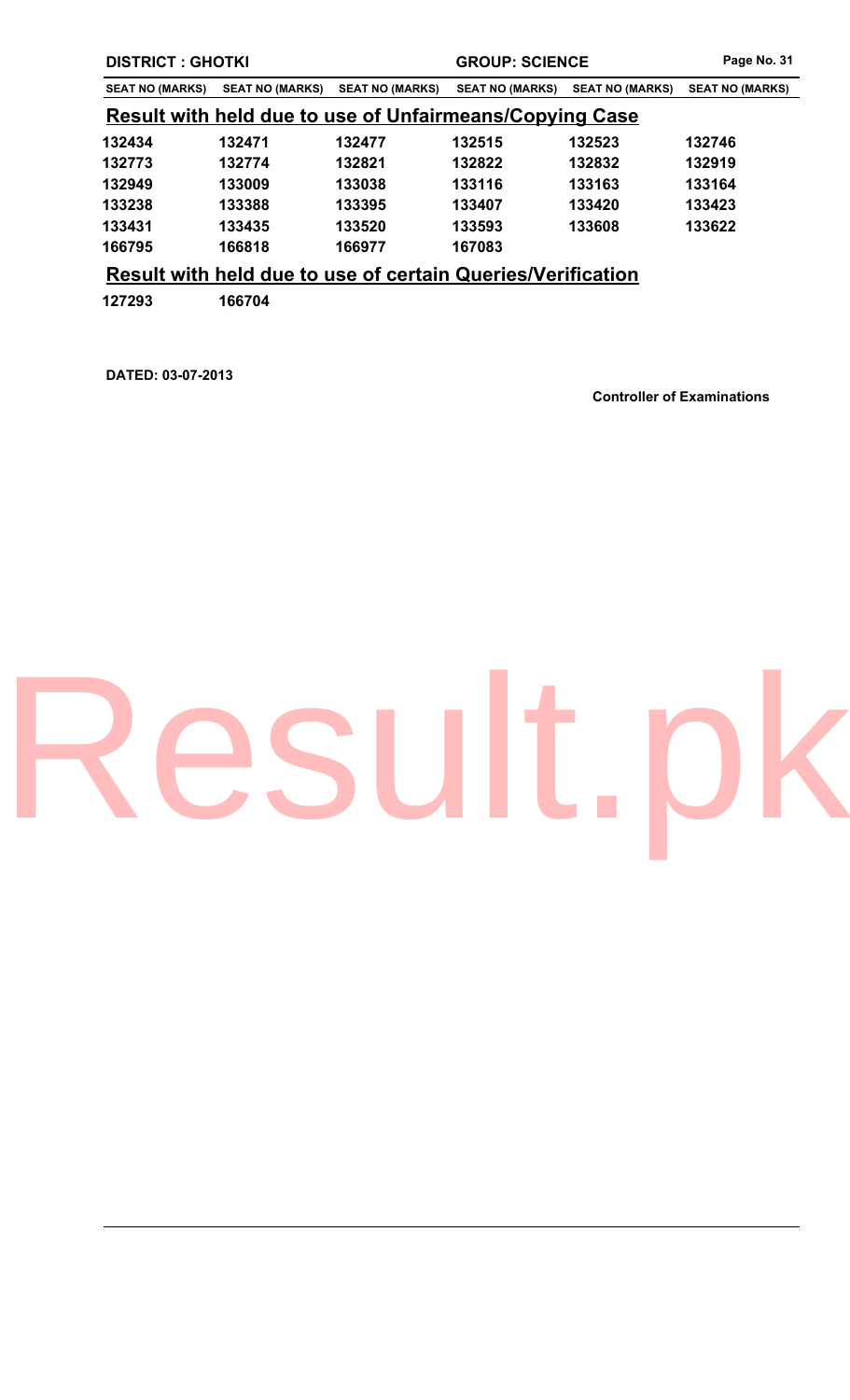**DISTRICT : GHOTKI** **GROUP: SCIENCE**

| SEAT NO (MARKS) | SEAT NO (MARKS) | SEAT NO (MARKS) | SEAT NO (MARKS) | SEAT NO (MARKS) | SEAT NO (MARKS) |
|---|---|---|---|---|---|

## Result with held due to use of Unfairmeans/Copying Case

| | | | | | |
|---|---|---|---|---|---|
| 132434 | 132471 | 132477 | 132515 | 132523 | 132746 |
| 132773 | 132774 | 132821 | 132822 | 132832 | 132919 |
| 132949 | 133009 | 133038 | 133116 | 133163 | 133164 |
| 133238 | 133388 | 133395 | 133407 | 133420 | 133423 |
| 133431 | 133435 | 133520 | 133593 | 133608 | 133622 |
| 166795 | 166818 | 166977 | 167083 | | |

## Result with held due to use of certain Queries/Verification

| | |
|---|---|
| 127293 | 166704 |

**DATED: 03-07-2013**

**Controller of Examinations**